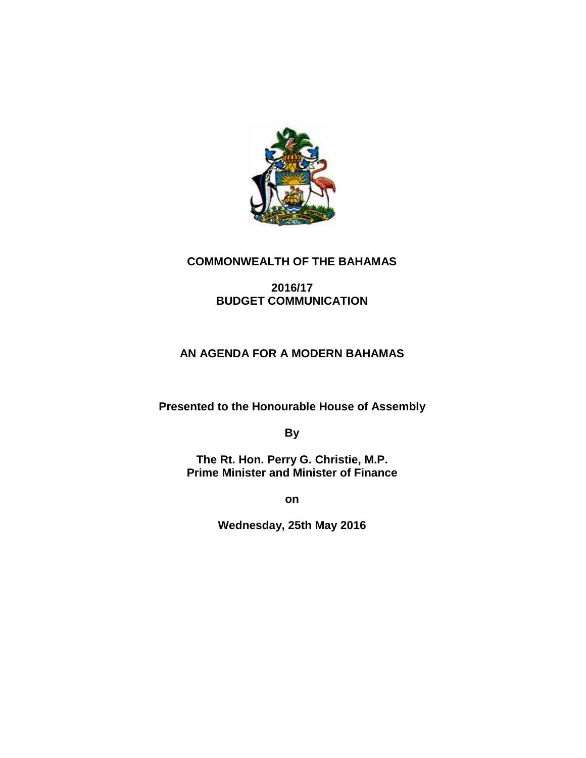# COMMONWEALTH OF THE BAHAMAS

## 2016/17
## BUDGET COMMUNICATION

## AN AGENDA FOR A MODERN BAHAMAS

**Presented to the Honourable House of Assembly**

**By**

**The Rt. Hon. Perry G. Christie, M.P.**
**Prime Minister and Minister of Finance**

**on**

**Wednesday, 25th May 2016**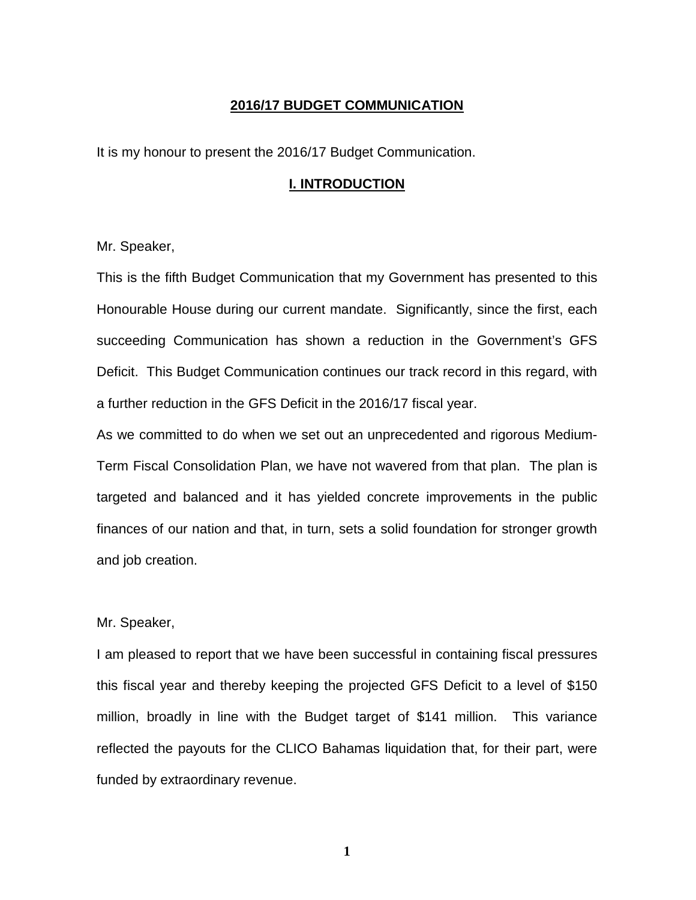# 2016/17 BUDGET COMMUNICATION

It is my honour to present the 2016/17 Budget Communication.

## I. INTRODUCTION

Mr. Speaker,

This is the fifth Budget Communication that my Government has presented to this Honourable House during our current mandate. Significantly, since the first, each succeeding Communication has shown a reduction in the Government's GFS Deficit. This Budget Communication continues our track record in this regard, with a further reduction in the GFS Deficit in the 2016/17 fiscal year.

As we committed to do when we set out an unprecedented and rigorous Medium-Term Fiscal Consolidation Plan, we have not wavered from that plan. The plan is targeted and balanced and it has yielded concrete improvements in the public finances of our nation and that, in turn, sets a solid foundation for stronger growth and job creation.

Mr. Speaker,

I am pleased to report that we have been successful in containing fiscal pressures this fiscal year and thereby keeping the projected GFS Deficit to a level of $150 million, broadly in line with the Budget target of $141 million. This variance reflected the payouts for the CLICO Bahamas liquidation that, for their part, were funded by extraordinary revenue.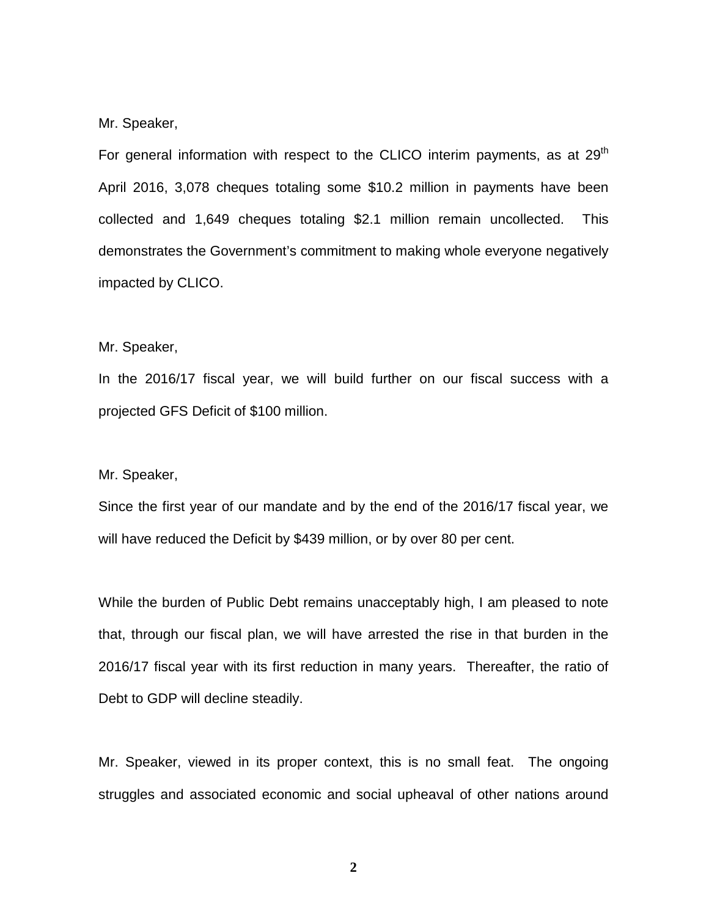Mr. Speaker,

For general information with respect to the CLICO interim payments, as at 29th April 2016, 3,078 cheques totaling some $10.2 million in payments have been collected and 1,649 cheques totaling $2.1 million remain uncollected. This demonstrates the Government's commitment to making whole everyone negatively impacted by CLICO.

Mr. Speaker,

In the 2016/17 fiscal year, we will build further on our fiscal success with a projected GFS Deficit of $100 million.

Mr. Speaker,

Since the first year of our mandate and by the end of the 2016/17 fiscal year, we will have reduced the Deficit by $439 million, or by over 80 per cent.

While the burden of Public Debt remains unacceptably high, I am pleased to note that, through our fiscal plan, we will have arrested the rise in that burden in the 2016/17 fiscal year with its first reduction in many years. Thereafter, the ratio of Debt to GDP will decline steadily.

Mr. Speaker, viewed in its proper context, this is no small feat. The ongoing struggles and associated economic and social upheaval of other nations around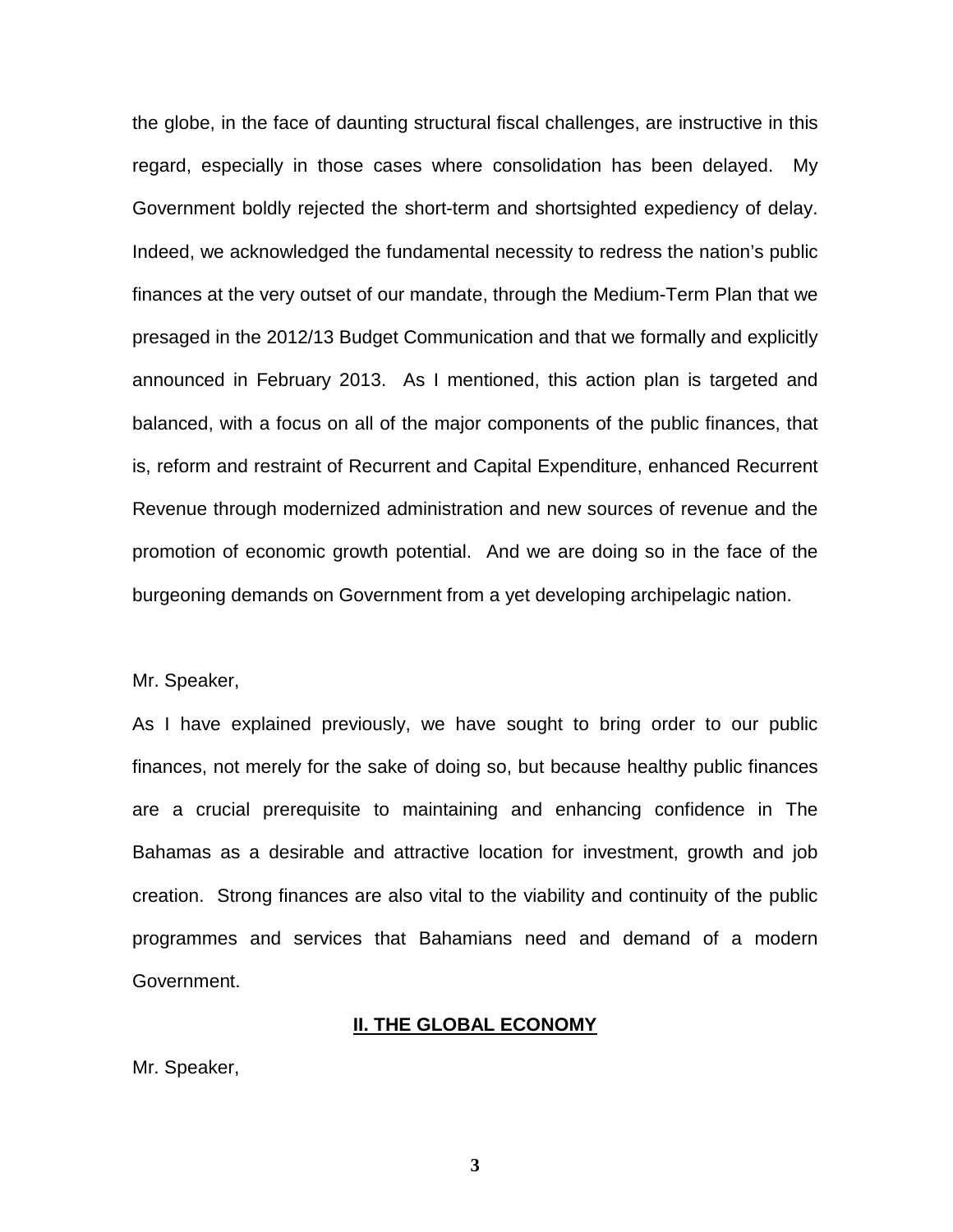the globe, in the face of daunting structural fiscal challenges, are instructive in this regard, especially in those cases where consolidation has been delayed. My Government boldly rejected the short-term and shortsighted expediency of delay. Indeed, we acknowledged the fundamental necessity to redress the nation's public finances at the very outset of our mandate, through the Medium-Term Plan that we presaged in the 2012/13 Budget Communication and that we formally and explicitly announced in February 2013. As I mentioned, this action plan is targeted and balanced, with a focus on all of the major components of the public finances, that is, reform and restraint of Recurrent and Capital Expenditure, enhanced Recurrent Revenue through modernized administration and new sources of revenue and the promotion of economic growth potential. And we are doing so in the face of the burgeoning demands on Government from a yet developing archipelagic nation.

Mr. Speaker,

As I have explained previously, we have sought to bring order to our public finances, not merely for the sake of doing so, but because healthy public finances are a crucial prerequisite to maintaining and enhancing confidence in The Bahamas as a desirable and attractive location for investment, growth and job creation. Strong finances are also vital to the viability and continuity of the public programmes and services that Bahamians need and demand of a modern Government.

## II. THE GLOBAL ECONOMY

Mr. Speaker,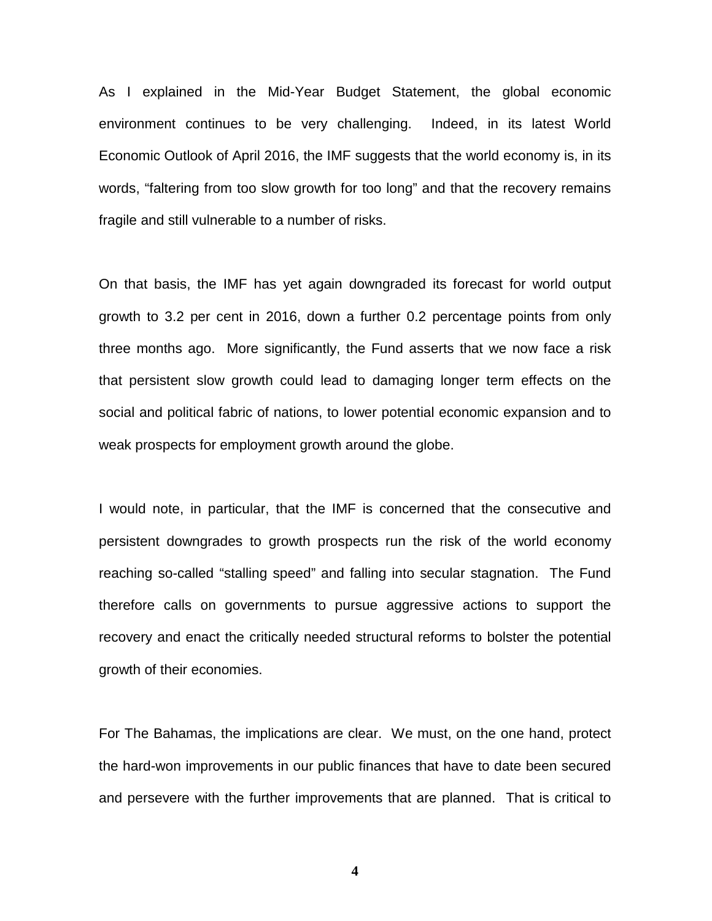As I explained in the Mid-Year Budget Statement, the global economic environment continues to be very challenging. Indeed, in its latest World Economic Outlook of April 2016, the IMF suggests that the world economy is, in its words, "faltering from too slow growth for too long" and that the recovery remains fragile and still vulnerable to a number of risks.

On that basis, the IMF has yet again downgraded its forecast for world output growth to 3.2 per cent in 2016, down a further 0.2 percentage points from only three months ago. More significantly, the Fund asserts that we now face a risk that persistent slow growth could lead to damaging longer term effects on the social and political fabric of nations, to lower potential economic expansion and to weak prospects for employment growth around the globe.

I would note, in particular, that the IMF is concerned that the consecutive and persistent downgrades to growth prospects run the risk of the world economy reaching so-called "stalling speed" and falling into secular stagnation. The Fund therefore calls on governments to pursue aggressive actions to support the recovery and enact the critically needed structural reforms to bolster the potential growth of their economies.

For The Bahamas, the implications are clear. We must, on the one hand, protect the hard-won improvements in our public finances that have to date been secured and persevere with the further improvements that are planned. That is critical to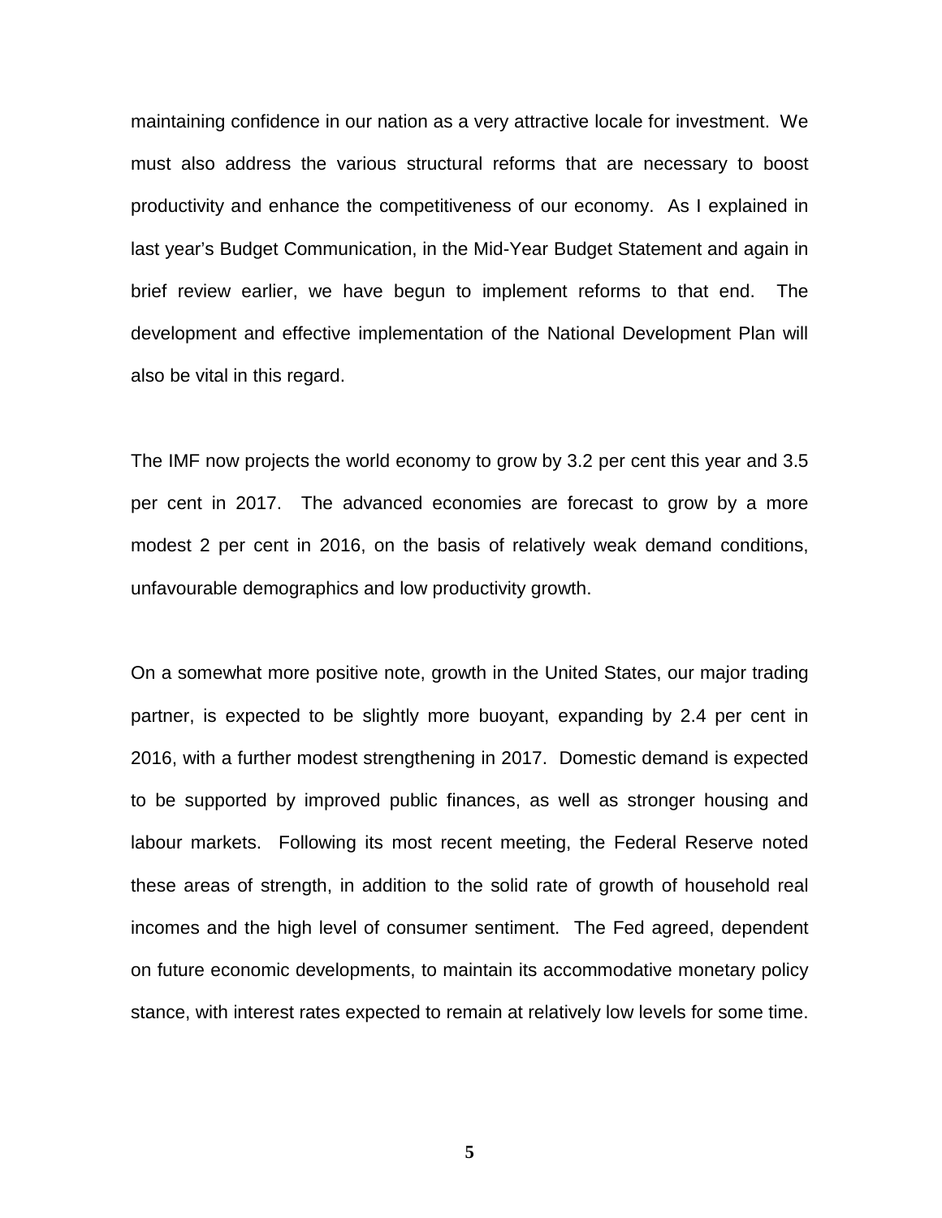maintaining confidence in our nation as a very attractive locale for investment. We must also address the various structural reforms that are necessary to boost productivity and enhance the competitiveness of our economy. As I explained in last year's Budget Communication, in the Mid-Year Budget Statement and again in brief review earlier, we have begun to implement reforms to that end. The development and effective implementation of the National Development Plan will also be vital in this regard.

The IMF now projects the world economy to grow by 3.2 per cent this year and 3.5 per cent in 2017. The advanced economies are forecast to grow by a more modest 2 per cent in 2016, on the basis of relatively weak demand conditions, unfavourable demographics and low productivity growth.

On a somewhat more positive note, growth in the United States, our major trading partner, is expected to be slightly more buoyant, expanding by 2.4 per cent in 2016, with a further modest strengthening in 2017. Domestic demand is expected to be supported by improved public finances, as well as stronger housing and labour markets. Following its most recent meeting, the Federal Reserve noted these areas of strength, in addition to the solid rate of growth of household real incomes and the high level of consumer sentiment. The Fed agreed, dependent on future economic developments, to maintain its accommodative monetary policy stance, with interest rates expected to remain at relatively low levels for some time.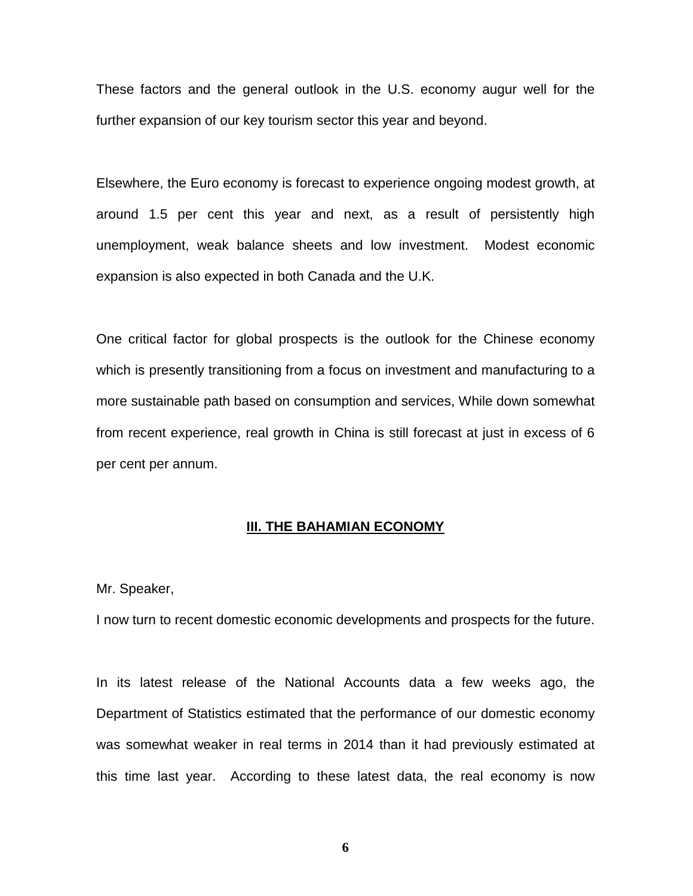These factors and the general outlook in the U.S. economy augur well for the further expansion of our key tourism sector this year and beyond.

Elsewhere, the Euro economy is forecast to experience ongoing modest growth, at around 1.5 per cent this year and next, as a result of persistently high unemployment, weak balance sheets and low investment. Modest economic expansion is also expected in both Canada and the U.K.

One critical factor for global prospects is the outlook for the Chinese economy which is presently transitioning from a focus on investment and manufacturing to a more sustainable path based on consumption and services, While down somewhat from recent experience, real growth in China is still forecast at just in excess of 6 per cent per annum.

## III. THE BAHAMIAN ECONOMY

Mr. Speaker,

I now turn to recent domestic economic developments and prospects for the future.

In its latest release of the National Accounts data a few weeks ago, the Department of Statistics estimated that the performance of our domestic economy was somewhat weaker in real terms in 2014 than it had previously estimated at this time last year. According to these latest data, the real economy is now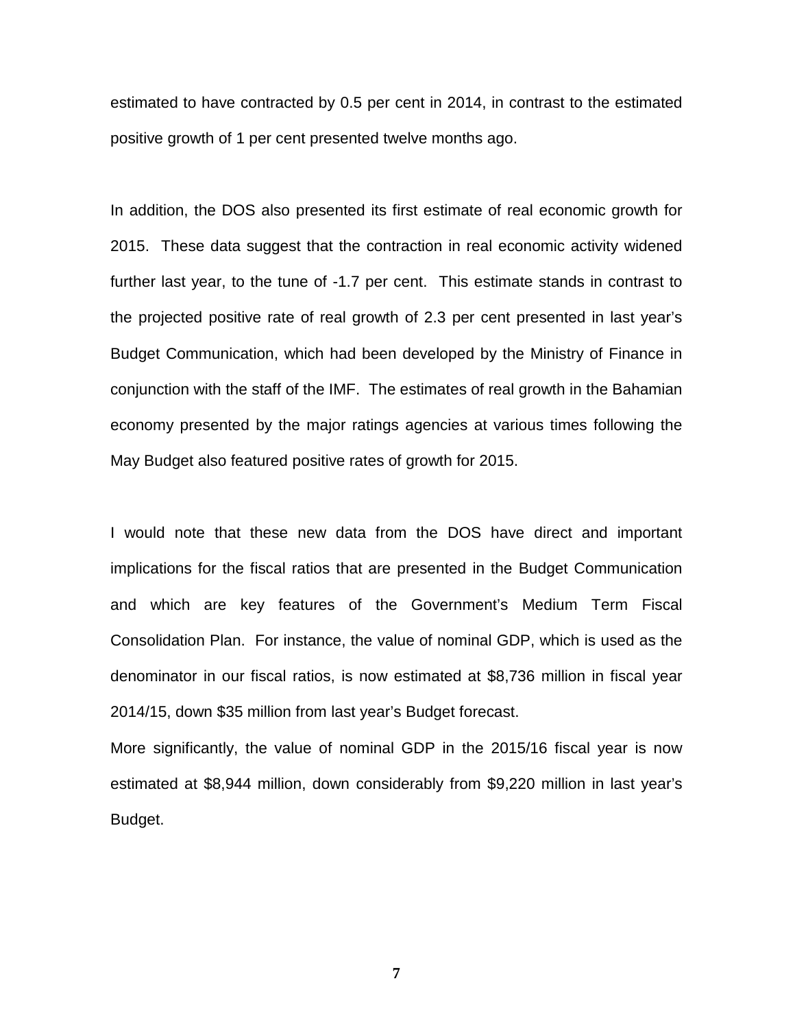estimated to have contracted by 0.5 per cent in 2014, in contrast to the estimated positive growth of 1 per cent presented twelve months ago.

In addition, the DOS also presented its first estimate of real economic growth for 2015. These data suggest that the contraction in real economic activity widened further last year, to the tune of -1.7 per cent. This estimate stands in contrast to the projected positive rate of real growth of 2.3 per cent presented in last year's Budget Communication, which had been developed by the Ministry of Finance in conjunction with the staff of the IMF. The estimates of real growth in the Bahamian economy presented by the major ratings agencies at various times following the May Budget also featured positive rates of growth for 2015.

I would note that these new data from the DOS have direct and important implications for the fiscal ratios that are presented in the Budget Communication and which are key features of the Government's Medium Term Fiscal Consolidation Plan. For instance, the value of nominal GDP, which is used as the denominator in our fiscal ratios, is now estimated at $8,736 million in fiscal year 2014/15, down $35 million from last year's Budget forecast.

More significantly, the value of nominal GDP in the 2015/16 fiscal year is now estimated at $8,944 million, down considerably from $9,220 million in last year's Budget.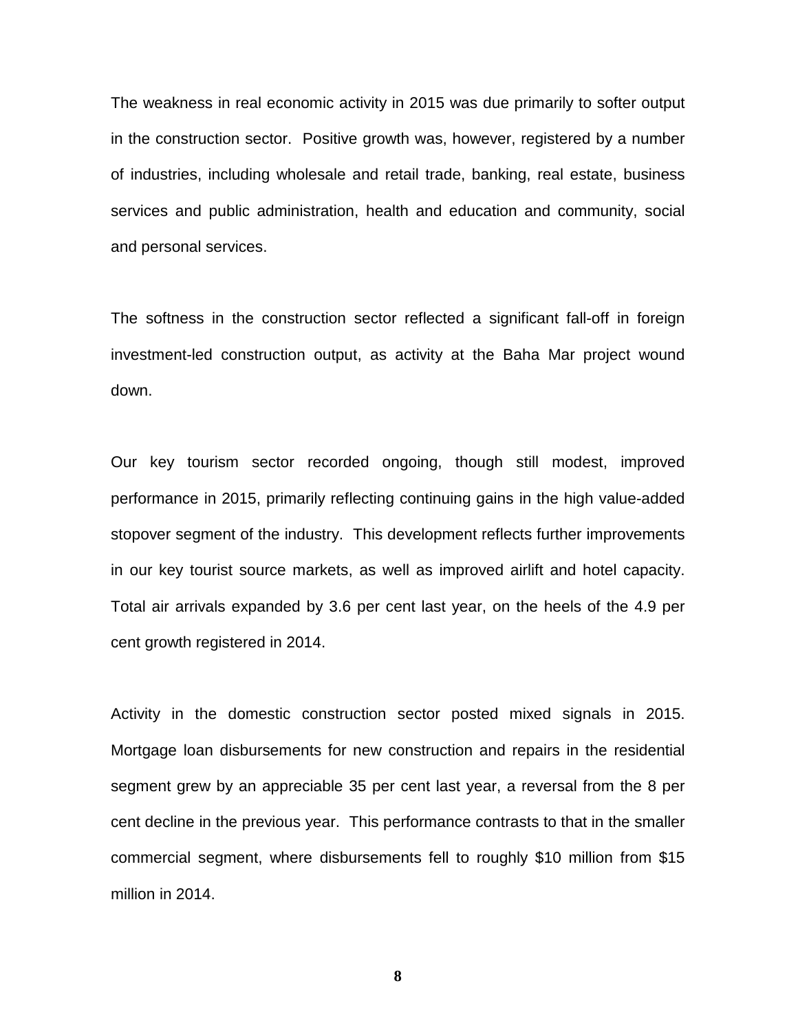The weakness in real economic activity in 2015 was due primarily to softer output in the construction sector. Positive growth was, however, registered by a number of industries, including wholesale and retail trade, banking, real estate, business services and public administration, health and education and community, social and personal services.

The softness in the construction sector reflected a significant fall-off in foreign investment-led construction output, as activity at the Baha Mar project wound down.

Our key tourism sector recorded ongoing, though still modest, improved performance in 2015, primarily reflecting continuing gains in the high value-added stopover segment of the industry. This development reflects further improvements in our key tourist source markets, as well as improved airlift and hotel capacity. Total air arrivals expanded by 3.6 per cent last year, on the heels of the 4.9 per cent growth registered in 2014.

Activity in the domestic construction sector posted mixed signals in 2015. Mortgage loan disbursements for new construction and repairs in the residential segment grew by an appreciable 35 per cent last year, a reversal from the 8 per cent decline in the previous year. This performance contrasts to that in the smaller commercial segment, where disbursements fell to roughly $10 million from $15 million in 2014.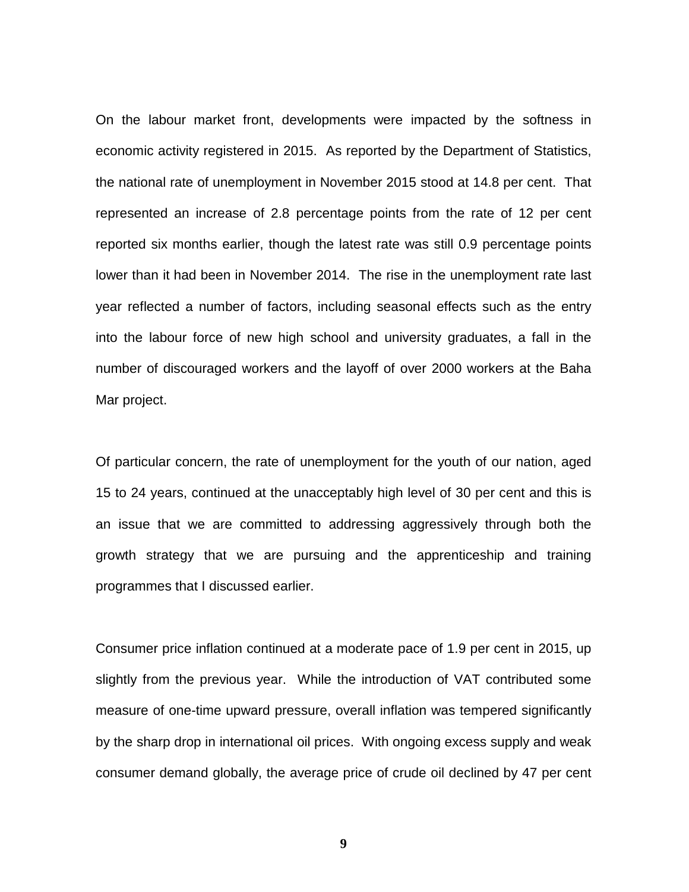On the labour market front, developments were impacted by the softness in economic activity registered in 2015. As reported by the Department of Statistics, the national rate of unemployment in November 2015 stood at 14.8 per cent. That represented an increase of 2.8 percentage points from the rate of 12 per cent reported six months earlier, though the latest rate was still 0.9 percentage points lower than it had been in November 2014. The rise in the unemployment rate last year reflected a number of factors, including seasonal effects such as the entry into the labour force of new high school and university graduates, a fall in the number of discouraged workers and the layoff of over 2000 workers at the Baha Mar project.

Of particular concern, the rate of unemployment for the youth of our nation, aged 15 to 24 years, continued at the unacceptably high level of 30 per cent and this is an issue that we are committed to addressing aggressively through both the growth strategy that we are pursuing and the apprenticeship and training programmes that I discussed earlier.

Consumer price inflation continued at a moderate pace of 1.9 per cent in 2015, up slightly from the previous year. While the introduction of VAT contributed some measure of one-time upward pressure, overall inflation was tempered significantly by the sharp drop in international oil prices. With ongoing excess supply and weak consumer demand globally, the average price of crude oil declined by 47 per cent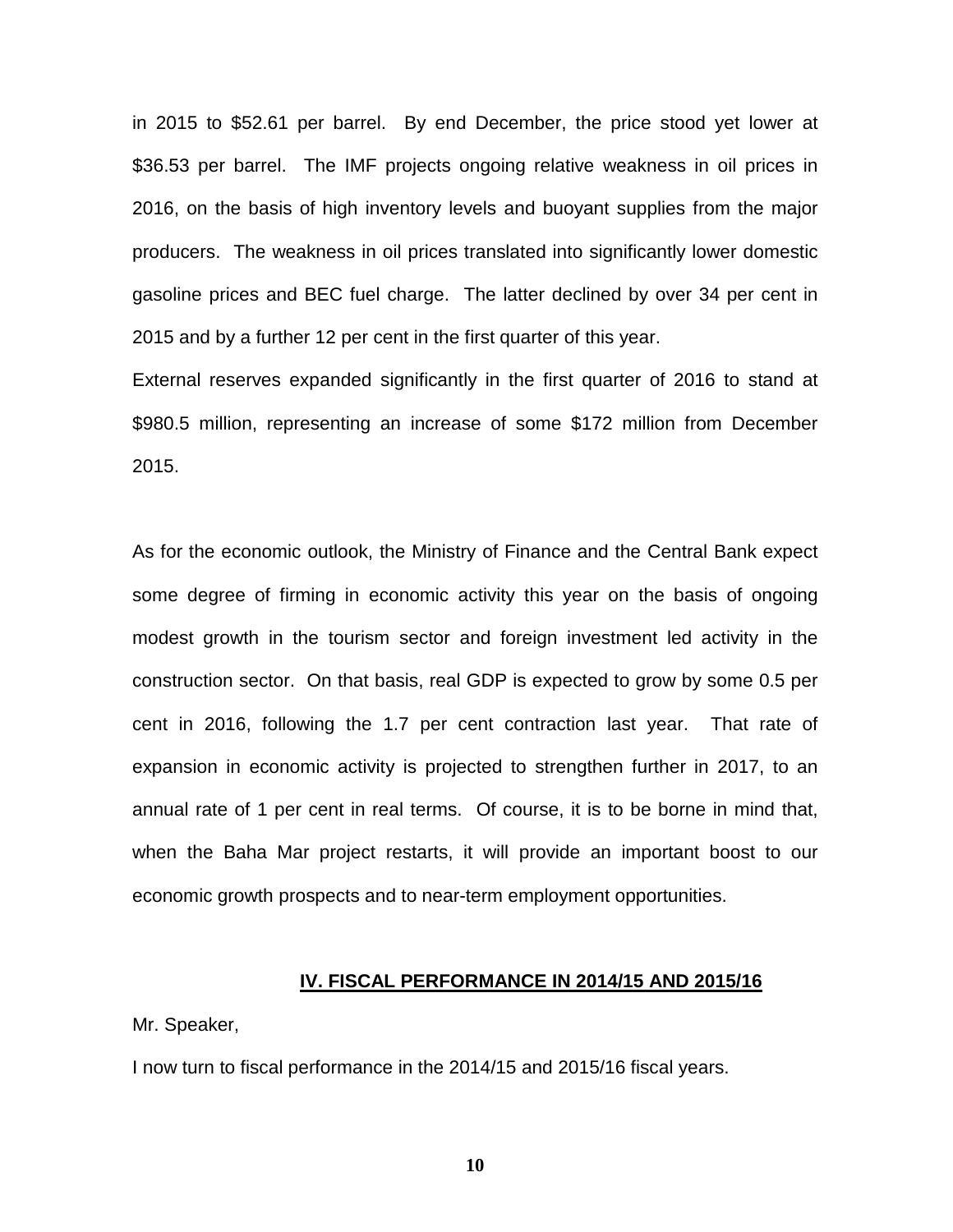in 2015 to $52.61 per barrel. By end December, the price stood yet lower at $36.53 per barrel. The IMF projects ongoing relative weakness in oil prices in 2016, on the basis of high inventory levels and buoyant supplies from the major producers. The weakness in oil prices translated into significantly lower domestic gasoline prices and BEC fuel charge. The latter declined by over 34 per cent in 2015 and by a further 12 per cent in the first quarter of this year.

External reserves expanded significantly in the first quarter of 2016 to stand at $980.5 million, representing an increase of some $172 million from December 2015.

As for the economic outlook, the Ministry of Finance and the Central Bank expect some degree of firming in economic activity this year on the basis of ongoing modest growth in the tourism sector and foreign investment led activity in the construction sector. On that basis, real GDP is expected to grow by some 0.5 per cent in 2016, following the 1.7 per cent contraction last year. That rate of expansion in economic activity is projected to strengthen further in 2017, to an annual rate of 1 per cent in real terms. Of course, it is to be borne in mind that, when the Baha Mar project restarts, it will provide an important boost to our economic growth prospects and to near-term employment opportunities.

## IV. FISCAL PERFORMANCE IN 2014/15 AND 2015/16

Mr. Speaker,

I now turn to fiscal performance in the 2014/15 and 2015/16 fiscal years.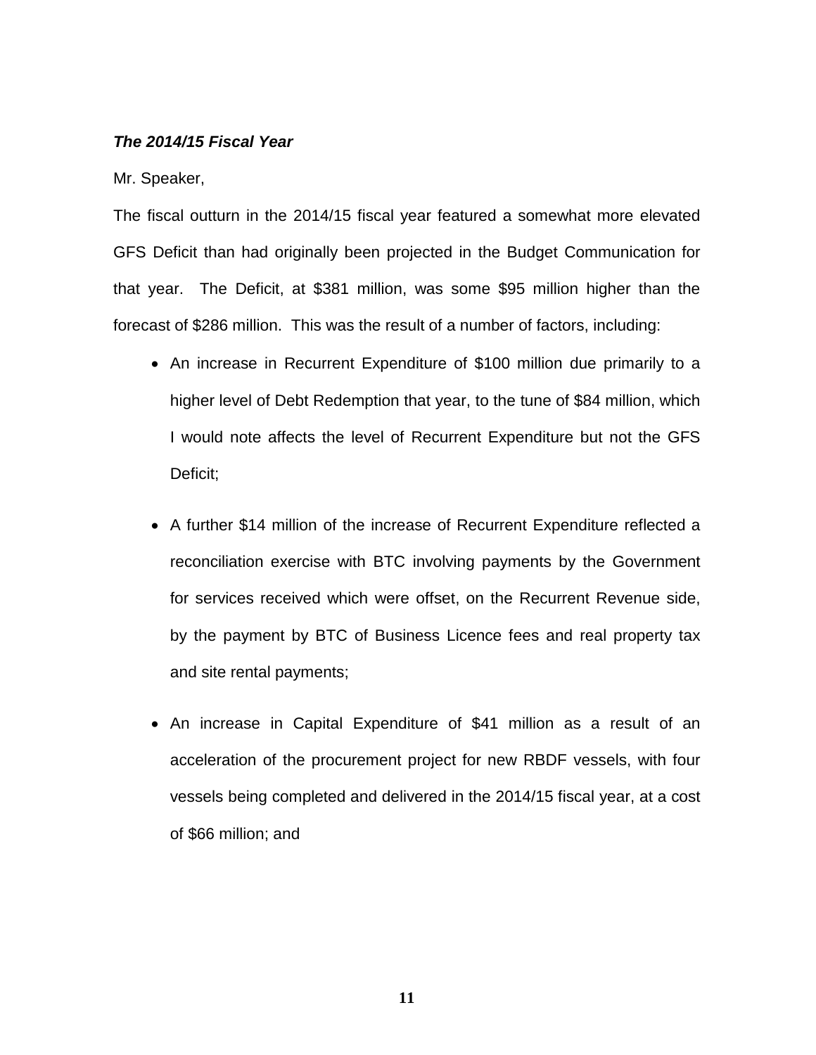***The 2014/15 Fiscal Year***

Mr. Speaker,

The fiscal outturn in the 2014/15 fiscal year featured a somewhat more elevated GFS Deficit than had originally been projected in the Budget Communication for that year. The Deficit, at $381 million, was some $95 million higher than the forecast of $286 million. This was the result of a number of factors, including:

- An increase in Recurrent Expenditure of $100 million due primarily to a higher level of Debt Redemption that year, to the tune of $84 million, which I would note affects the level of Recurrent Expenditure but not the GFS Deficit;

- A further $14 million of the increase of Recurrent Expenditure reflected a reconciliation exercise with BTC involving payments by the Government for services received which were offset, on the Recurrent Revenue side, by the payment by BTC of Business Licence fees and real property tax and site rental payments;

- An increase in Capital Expenditure of $41 million as a result of an acceleration of the procurement project for new RBDF vessels, with four vessels being completed and delivered in the 2014/15 fiscal year, at a cost of $66 million; and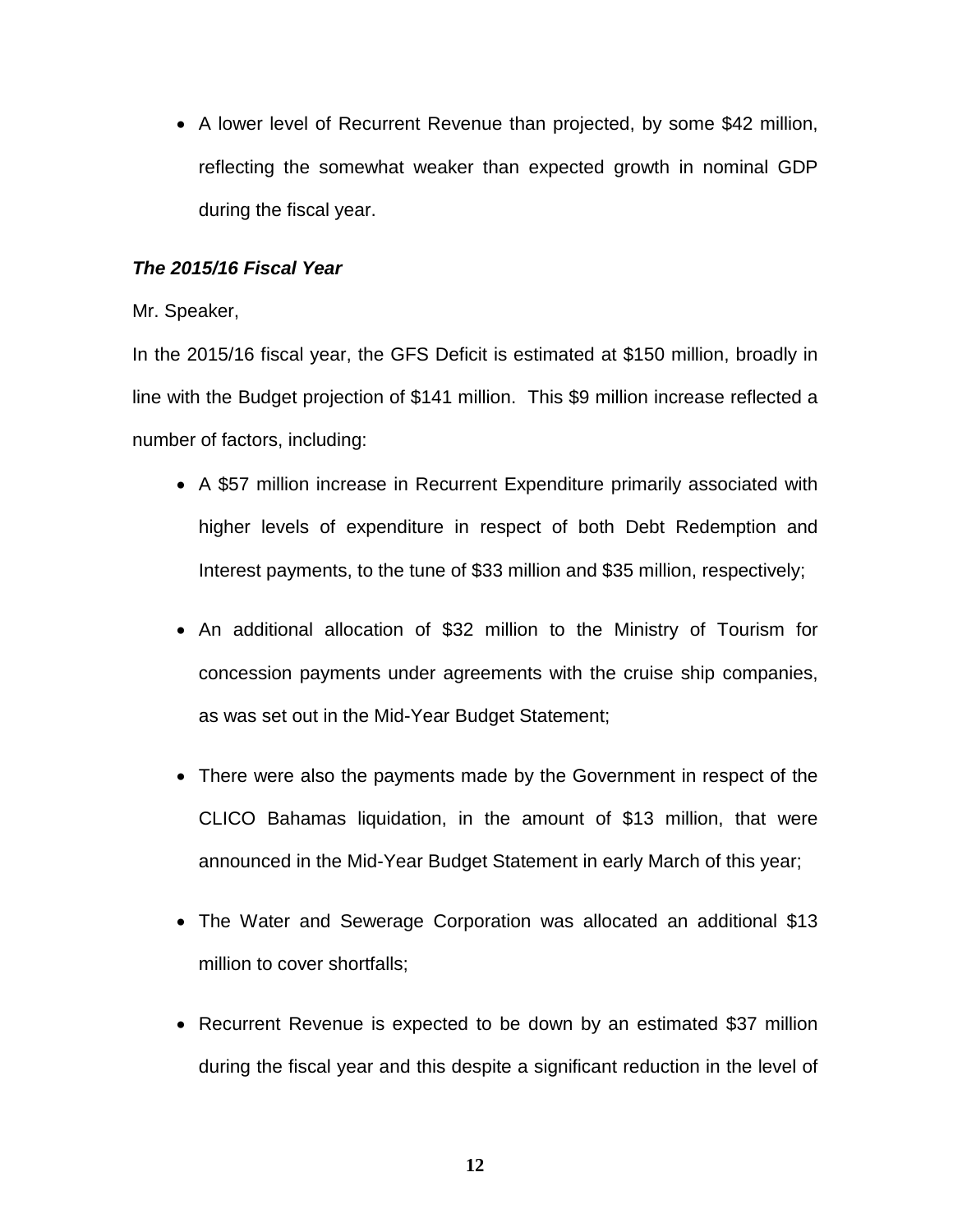- A lower level of Recurrent Revenue than projected, by some $42 million, reflecting the somewhat weaker than expected growth in nominal GDP during the fiscal year.

***The 2015/16 Fiscal Year***

Mr. Speaker,

In the 2015/16 fiscal year, the GFS Deficit is estimated at $150 million, broadly in line with the Budget projection of $141 million. This $9 million increase reflected a number of factors, including:

- A $57 million increase in Recurrent Expenditure primarily associated with higher levels of expenditure in respect of both Debt Redemption and Interest payments, to the tune of $33 million and $35 million, respectively;
- An additional allocation of $32 million to the Ministry of Tourism for concession payments under agreements with the cruise ship companies, as was set out in the Mid-Year Budget Statement;
- There were also the payments made by the Government in respect of the CLICO Bahamas liquidation, in the amount of $13 million, that were announced in the Mid-Year Budget Statement in early March of this year;
- The Water and Sewerage Corporation was allocated an additional $13 million to cover shortfalls;
- Recurrent Revenue is expected to be down by an estimated $37 million during the fiscal year and this despite a significant reduction in the level of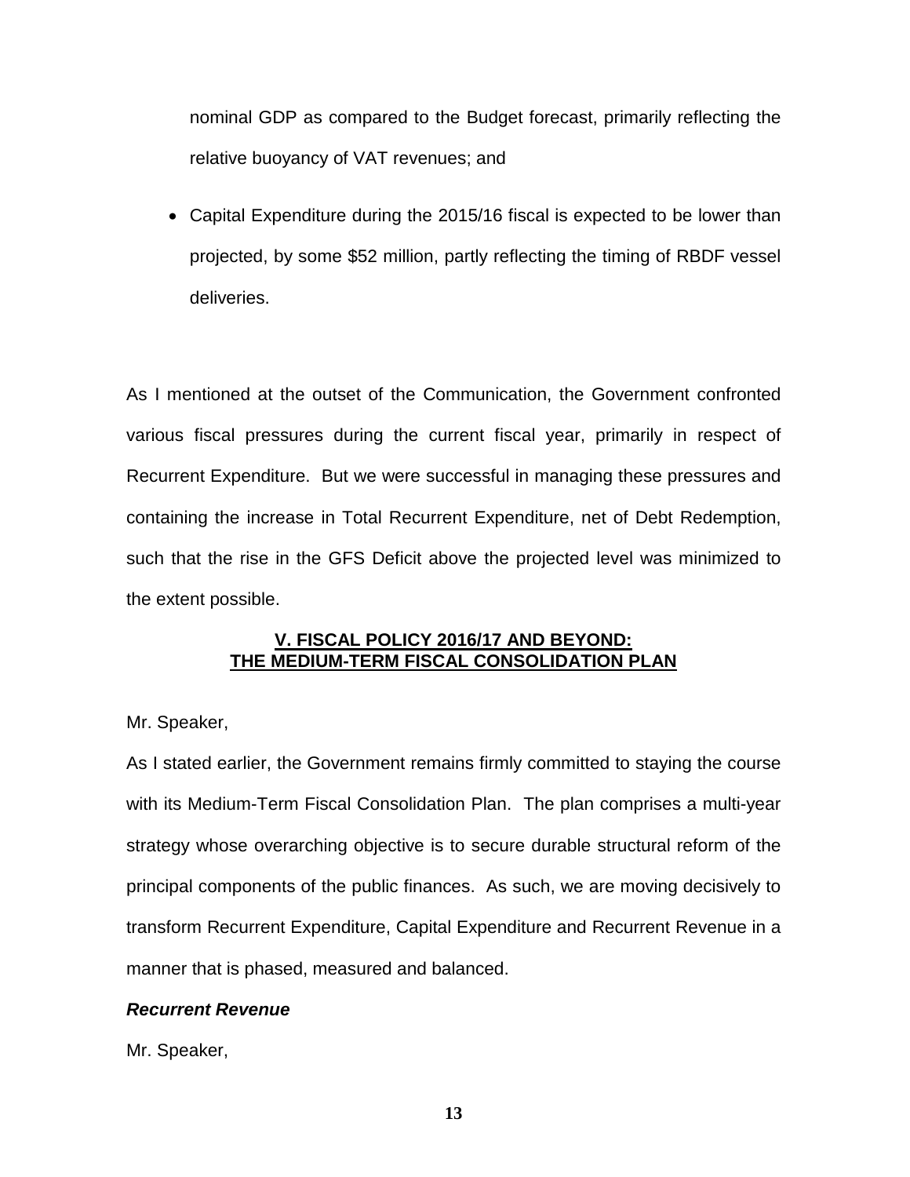nominal GDP as compared to the Budget forecast, primarily reflecting the relative buoyancy of VAT revenues; and

- Capital Expenditure during the 2015/16 fiscal is expected to be lower than projected, by some $52 million, partly reflecting the timing of RBDF vessel deliveries.

As I mentioned at the outset of the Communication, the Government confronted various fiscal pressures during the current fiscal year, primarily in respect of Recurrent Expenditure. But we were successful in managing these pressures and containing the increase in Total Recurrent Expenditure, net of Debt Redemption, such that the rise in the GFS Deficit above the projected level was minimized to the extent possible.

## V. FISCAL POLICY 2016/17 AND BEYOND: THE MEDIUM-TERM FISCAL CONSOLIDATION PLAN

Mr. Speaker,

As I stated earlier, the Government remains firmly committed to staying the course with its Medium-Term Fiscal Consolidation Plan. The plan comprises a multi-year strategy whose overarching objective is to secure durable structural reform of the principal components of the public finances. As such, we are moving decisively to transform Recurrent Expenditure, Capital Expenditure and Recurrent Revenue in a manner that is phased, measured and balanced.

***Recurrent Revenue***

Mr. Speaker,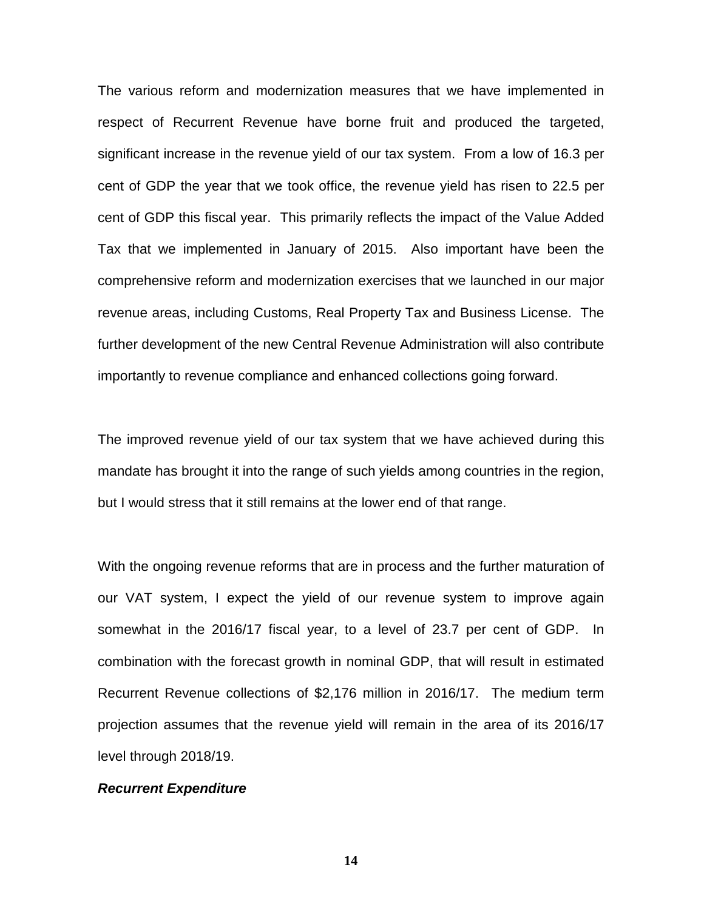The various reform and modernization measures that we have implemented in respect of Recurrent Revenue have borne fruit and produced the targeted, significant increase in the revenue yield of our tax system. From a low of 16.3 per cent of GDP the year that we took office, the revenue yield has risen to 22.5 per cent of GDP this fiscal year. This primarily reflects the impact of the Value Added Tax that we implemented in January of 2015. Also important have been the comprehensive reform and modernization exercises that we launched in our major revenue areas, including Customs, Real Property Tax and Business License. The further development of the new Central Revenue Administration will also contribute importantly to revenue compliance and enhanced collections going forward.

The improved revenue yield of our tax system that we have achieved during this mandate has brought it into the range of such yields among countries in the region, but I would stress that it still remains at the lower end of that range.

With the ongoing revenue reforms that are in process and the further maturation of our VAT system, I expect the yield of our revenue system to improve again somewhat in the 2016/17 fiscal year, to a level of 23.7 per cent of GDP. In combination with the forecast growth in nominal GDP, that will result in estimated Recurrent Revenue collections of $2,176 million in 2016/17. The medium term projection assumes that the revenue yield will remain in the area of its 2016/17 level through 2018/19.

***Recurrent Expenditure***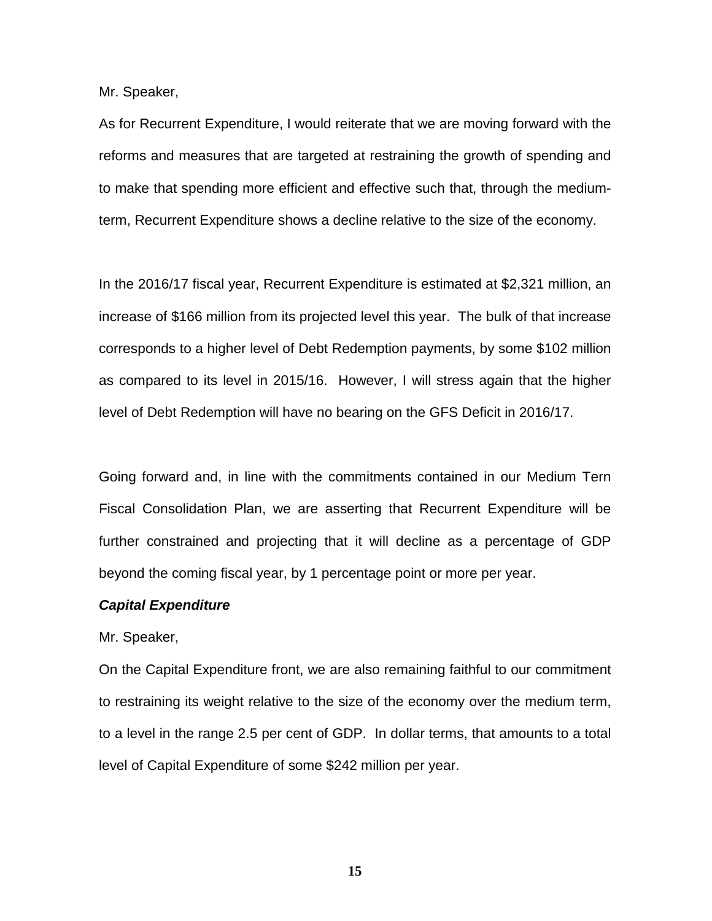Mr. Speaker,

As for Recurrent Expenditure, I would reiterate that we are moving forward with the reforms and measures that are targeted at restraining the growth of spending and to make that spending more efficient and effective such that, through the medium-term, Recurrent Expenditure shows a decline relative to the size of the economy.

In the 2016/17 fiscal year, Recurrent Expenditure is estimated at $2,321 million, an increase of $166 million from its projected level this year. The bulk of that increase corresponds to a higher level of Debt Redemption payments, by some $102 million as compared to its level in 2015/16. However, I will stress again that the higher level of Debt Redemption will have no bearing on the GFS Deficit in 2016/17.

Going forward and, in line with the commitments contained in our Medium Tern Fiscal Consolidation Plan, we are asserting that Recurrent Expenditure will be further constrained and projecting that it will decline as a percentage of GDP beyond the coming fiscal year, by 1 percentage point or more per year.

***Capital Expenditure***

Mr. Speaker,

On the Capital Expenditure front, we are also remaining faithful to our commitment to restraining its weight relative to the size of the economy over the medium term, to a level in the range 2.5 per cent of GDP. In dollar terms, that amounts to a total level of Capital Expenditure of some $242 million per year.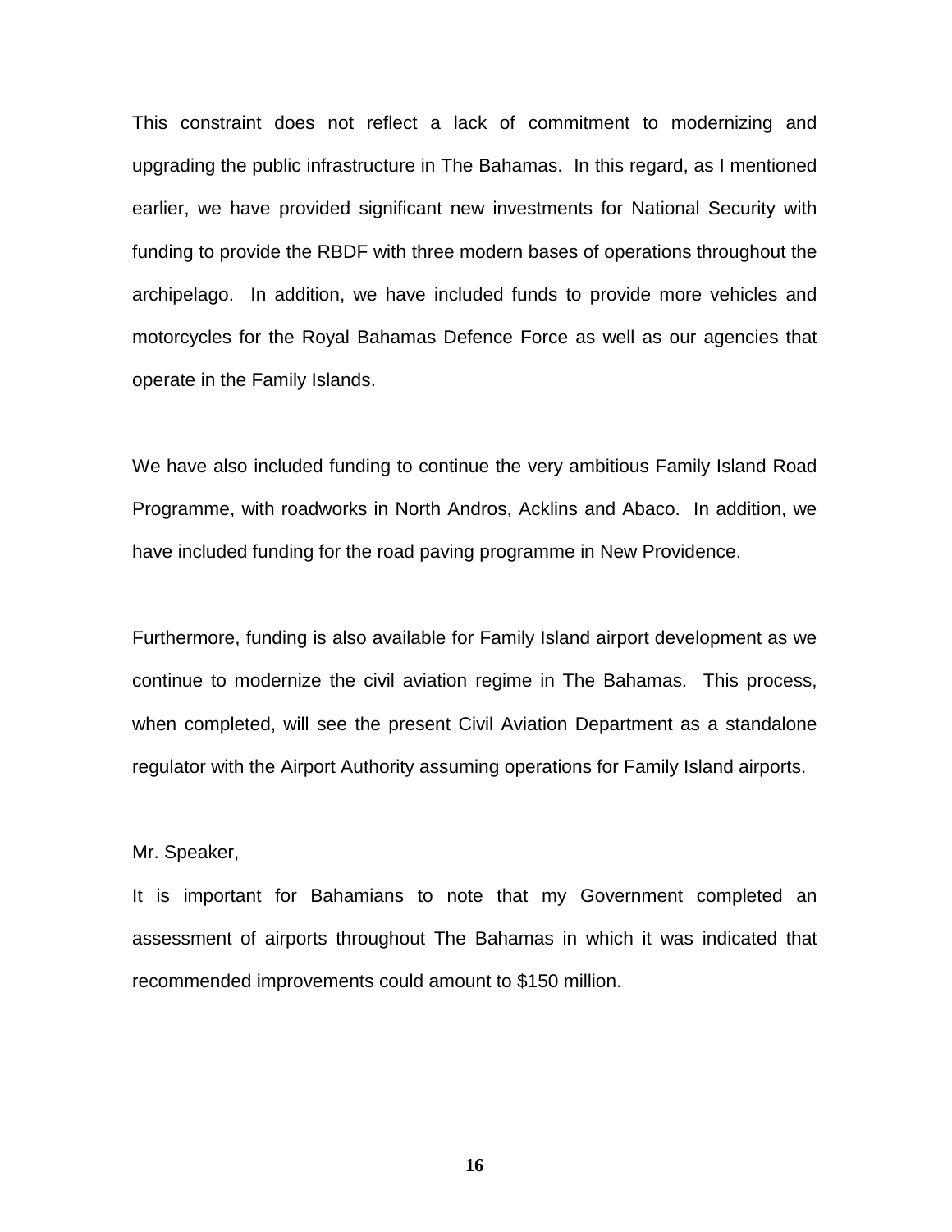This constraint does not reflect a lack of commitment to modernizing and upgrading the public infrastructure in The Bahamas. In this regard, as I mentioned earlier, we have provided significant new investments for National Security with funding to provide the RBDF with three modern bases of operations throughout the archipelago. In addition, we have included funds to provide more vehicles and motorcycles for the Royal Bahamas Defence Force as well as our agencies that operate in the Family Islands.

We have also included funding to continue the very ambitious Family Island Road Programme, with roadworks in North Andros, Acklins and Abaco. In addition, we have included funding for the road paving programme in New Providence.

Furthermore, funding is also available for Family Island airport development as we continue to modernize the civil aviation regime in The Bahamas. This process, when completed, will see the present Civil Aviation Department as a standalone regulator with the Airport Authority assuming operations for Family Island airports.

Mr. Speaker,

It is important for Bahamians to note that my Government completed an assessment of airports throughout The Bahamas in which it was indicated that recommended improvements could amount to $150 million.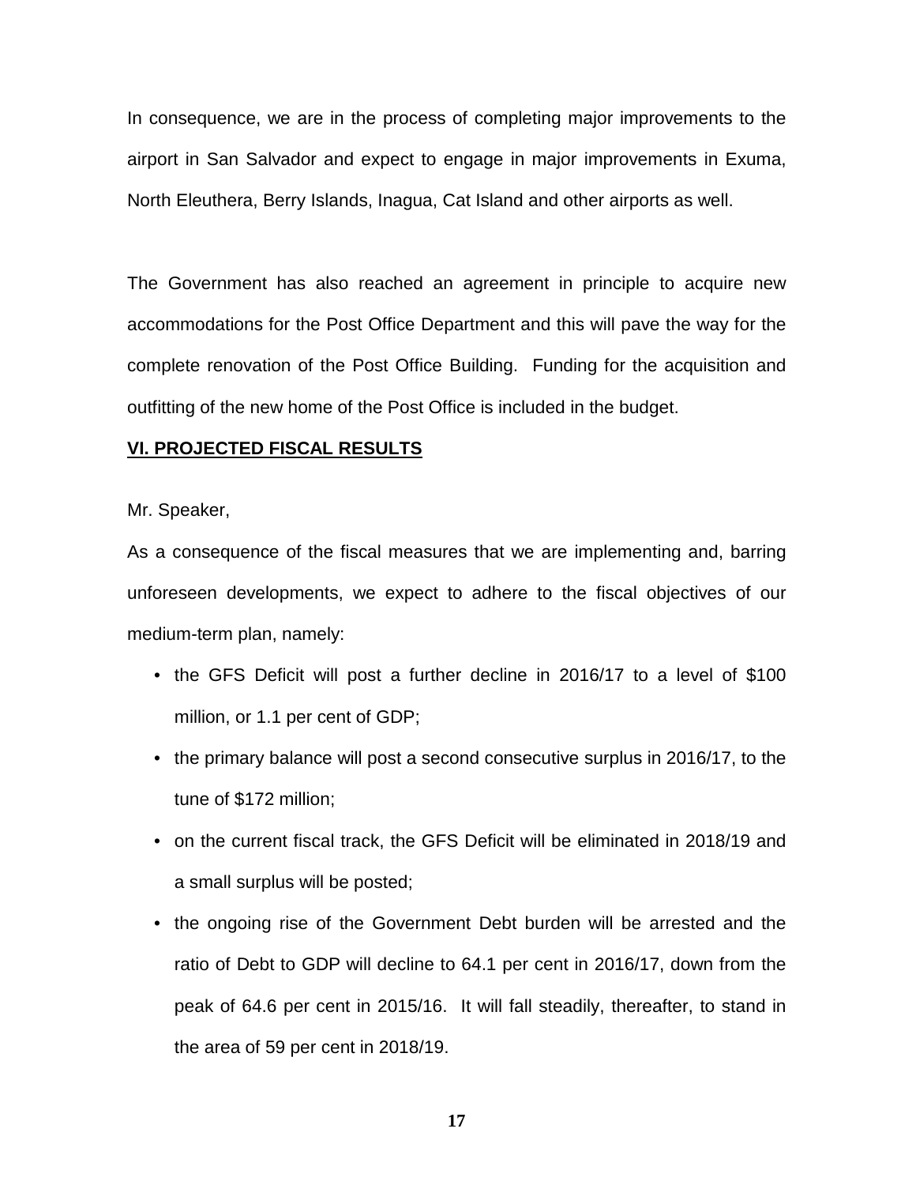In consequence, we are in the process of completing major improvements to the airport in San Salvador and expect to engage in major improvements in Exuma, North Eleuthera, Berry Islands, Inagua, Cat Island and other airports as well.

The Government has also reached an agreement in principle to acquire new accommodations for the Post Office Department and this will pave the way for the complete renovation of the Post Office Building. Funding for the acquisition and outfitting of the new home of the Post Office is included in the budget.

## VI. PROJECTED FISCAL RESULTS

Mr. Speaker,

As a consequence of the fiscal measures that we are implementing and, barring unforeseen developments, we expect to adhere to the fiscal objectives of our medium-term plan, namely:

- the GFS Deficit will post a further decline in 2016/17 to a level of $100 million, or 1.1 per cent of GDP;
- the primary balance will post a second consecutive surplus in 2016/17, to the tune of $172 million;
- on the current fiscal track, the GFS Deficit will be eliminated in 2018/19 and a small surplus will be posted;
- the ongoing rise of the Government Debt burden will be arrested and the ratio of Debt to GDP will decline to 64.1 per cent in 2016/17, down from the peak of 64.6 per cent in 2015/16. It will fall steadily, thereafter, to stand in the area of 59 per cent in 2018/19.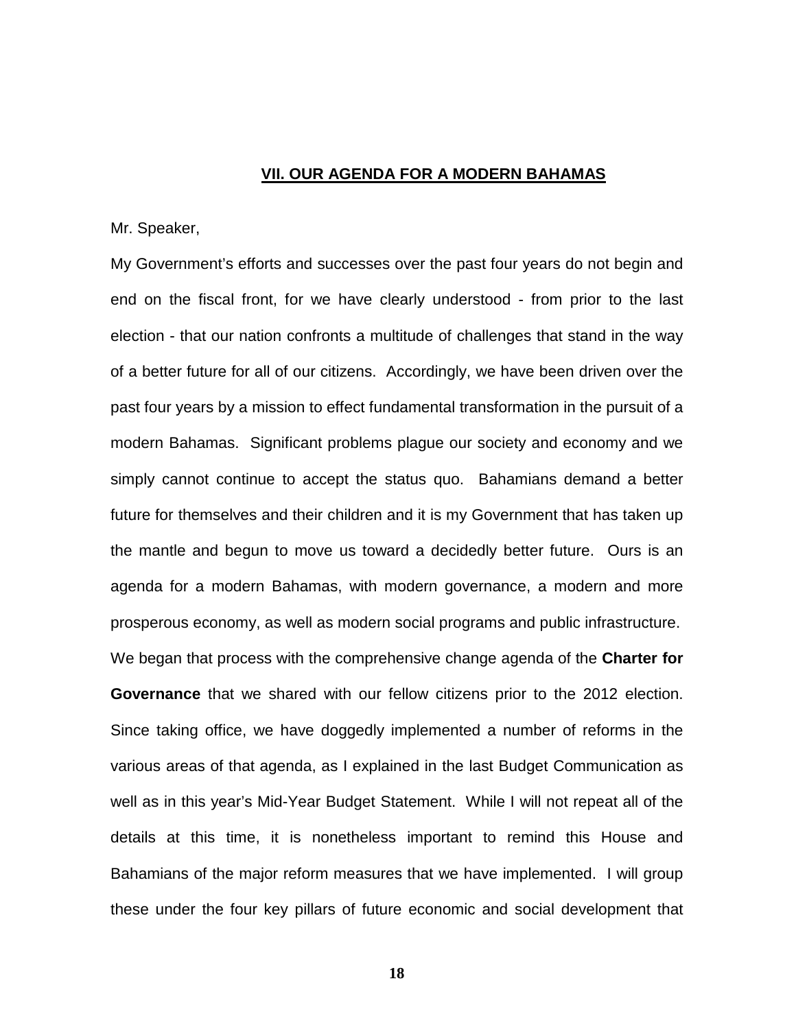## VII. OUR AGENDA FOR A MODERN BAHAMAS

Mr. Speaker,

My Government's efforts and successes over the past four years do not begin and end on the fiscal front, for we have clearly understood - from prior to the last election - that our nation confronts a multitude of challenges that stand in the way of a better future for all of our citizens. Accordingly, we have been driven over the past four years by a mission to effect fundamental transformation in the pursuit of a modern Bahamas. Significant problems plague our society and economy and we simply cannot continue to accept the status quo. Bahamians demand a better future for themselves and their children and it is my Government that has taken up the mantle and begun to move us toward a decidedly better future. Ours is an agenda for a modern Bahamas, with modern governance, a modern and more prosperous economy, as well as modern social programs and public infrastructure. We began that process with the comprehensive change agenda of the **Charter for Governance** that we shared with our fellow citizens prior to the 2012 election. Since taking office, we have doggedly implemented a number of reforms in the various areas of that agenda, as I explained in the last Budget Communication as well as in this year's Mid-Year Budget Statement. While I will not repeat all of the details at this time, it is nonetheless important to remind this House and Bahamians of the major reform measures that we have implemented. I will group these under the four key pillars of future economic and social development that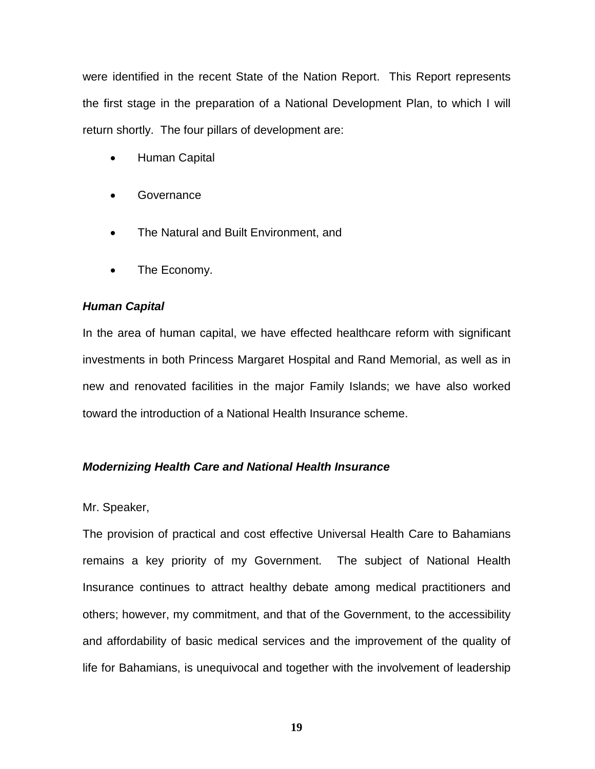were identified in the recent State of the Nation Report. This Report represents the first stage in the preparation of a National Development Plan, to which I will return shortly. The four pillars of development are:

- Human Capital
- Governance
- The Natural and Built Environment, and
- The Economy.

***Human Capital***

In the area of human capital, we have effected healthcare reform with significant investments in both Princess Margaret Hospital and Rand Memorial, as well as in new and renovated facilities in the major Family Islands; we have also worked toward the introduction of a National Health Insurance scheme.

***Modernizing Health Care and National Health Insurance***

Mr. Speaker,

The provision of practical and cost effective Universal Health Care to Bahamians remains a key priority of my Government. The subject of National Health Insurance continues to attract healthy debate among medical practitioners and others; however, my commitment, and that of the Government, to the accessibility and affordability of basic medical services and the improvement of the quality of life for Bahamians, is unequivocal and together with the involvement of leadership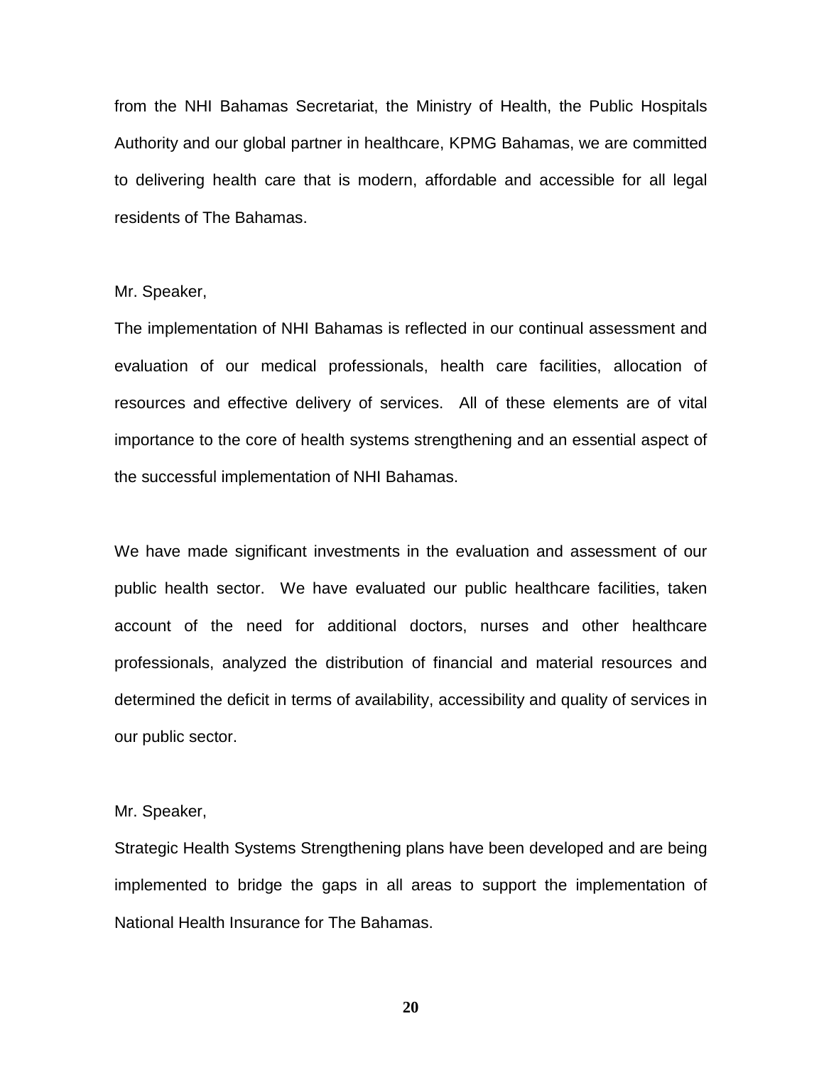from the NHI Bahamas Secretariat, the Ministry of Health, the Public Hospitals Authority and our global partner in healthcare, KPMG Bahamas, we are committed to delivering health care that is modern, affordable and accessible for all legal residents of The Bahamas.

Mr. Speaker,

The implementation of NHI Bahamas is reflected in our continual assessment and evaluation of our medical professionals, health care facilities, allocation of resources and effective delivery of services. All of these elements are of vital importance to the core of health systems strengthening and an essential aspect of the successful implementation of NHI Bahamas.

We have made significant investments in the evaluation and assessment of our public health sector. We have evaluated our public healthcare facilities, taken account of the need for additional doctors, nurses and other healthcare professionals, analyzed the distribution of financial and material resources and determined the deficit in terms of availability, accessibility and quality of services in our public sector.

Mr. Speaker,

Strategic Health Systems Strengthening plans have been developed and are being implemented to bridge the gaps in all areas to support the implementation of National Health Insurance for The Bahamas.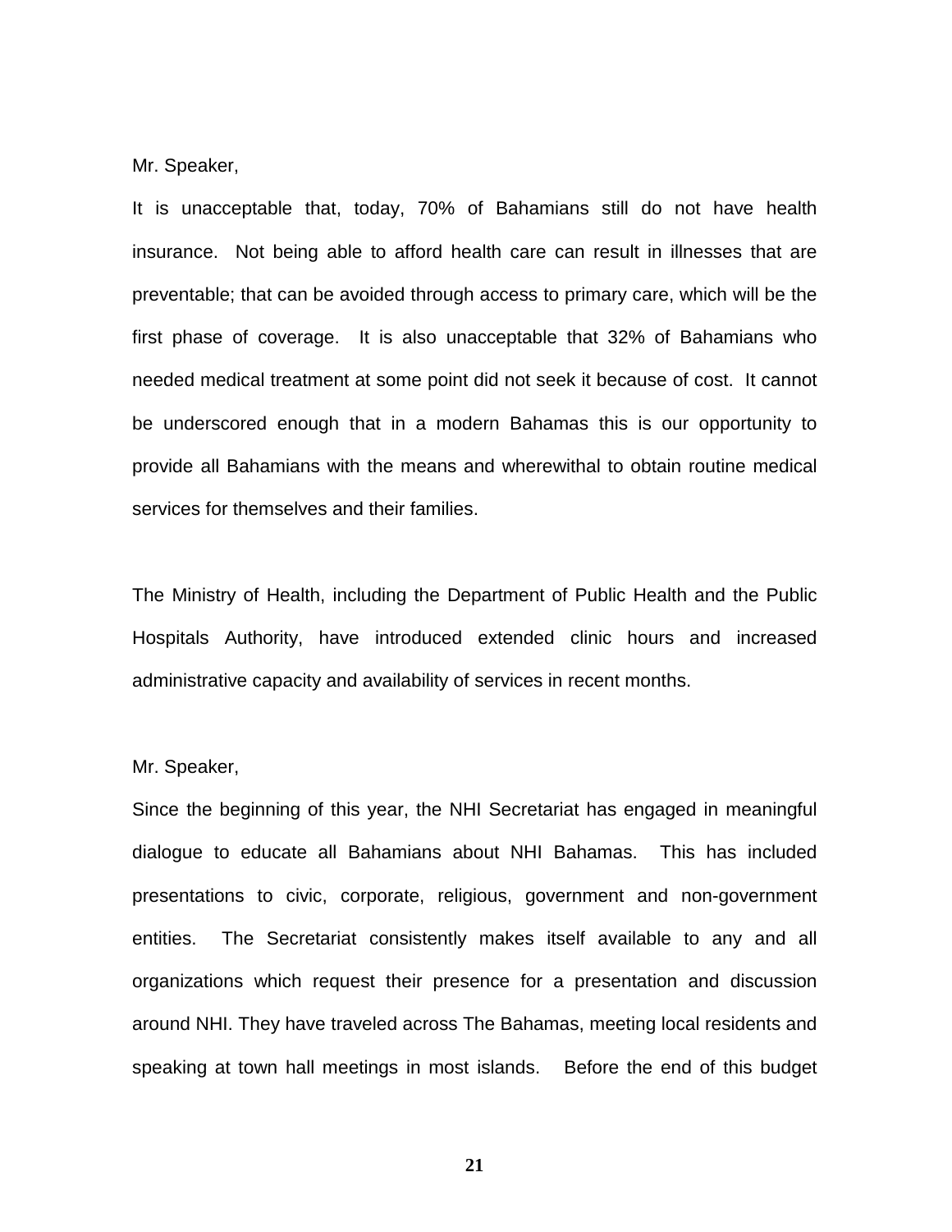Mr. Speaker,

It is unacceptable that, today, 70% of Bahamians still do not have health insurance. Not being able to afford health care can result in illnesses that are preventable; that can be avoided through access to primary care, which will be the first phase of coverage. It is also unacceptable that 32% of Bahamians who needed medical treatment at some point did not seek it because of cost. It cannot be underscored enough that in a modern Bahamas this is our opportunity to provide all Bahamians with the means and wherewithal to obtain routine medical services for themselves and their families.

The Ministry of Health, including the Department of Public Health and the Public Hospitals Authority, have introduced extended clinic hours and increased administrative capacity and availability of services in recent months.

Mr. Speaker,

Since the beginning of this year, the NHI Secretariat has engaged in meaningful dialogue to educate all Bahamians about NHI Bahamas. This has included presentations to civic, corporate, religious, government and non-government entities. The Secretariat consistently makes itself available to any and all organizations which request their presence for a presentation and discussion around NHI. They have traveled across The Bahamas, meeting local residents and speaking at town hall meetings in most islands. Before the end of this budget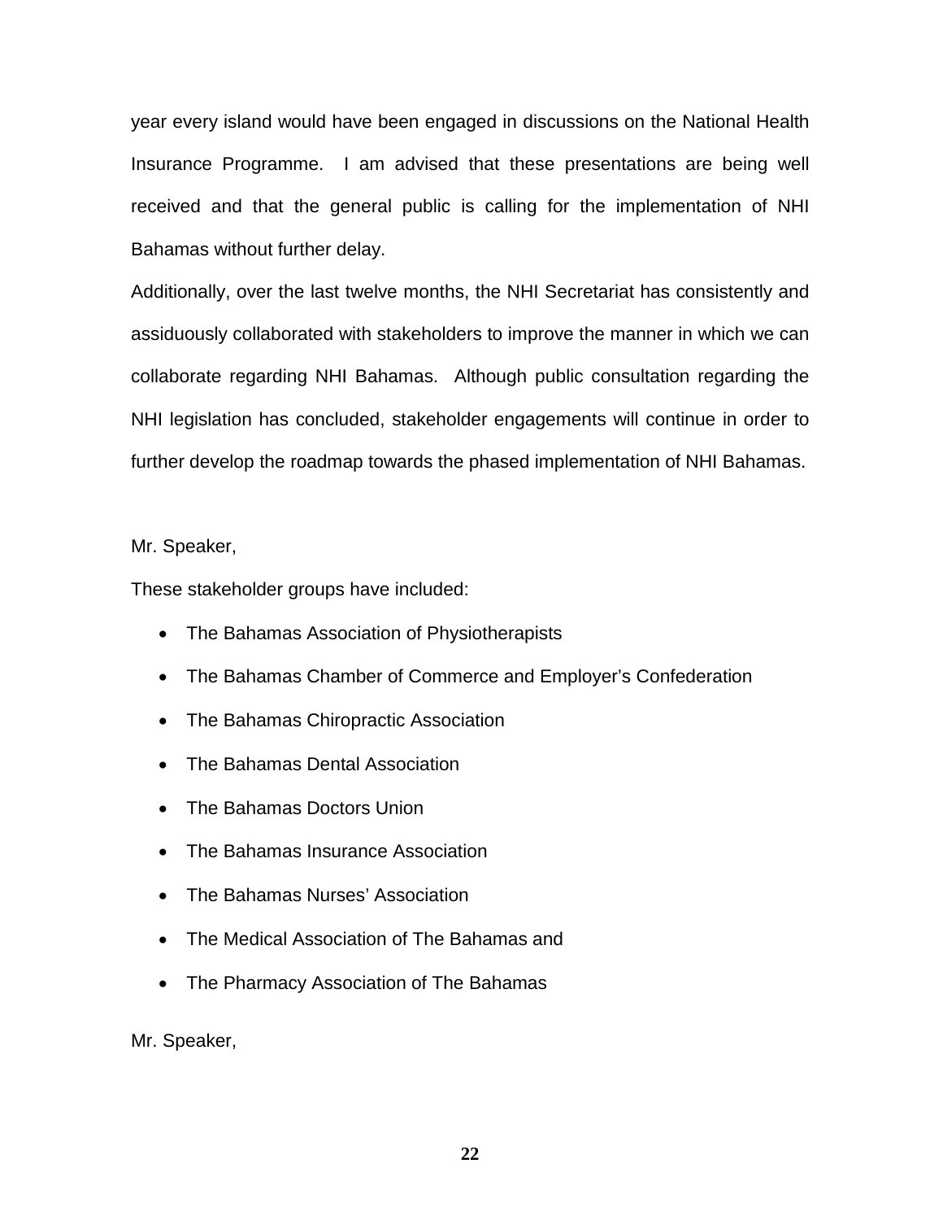year every island would have been engaged in discussions on the National Health Insurance Programme. I am advised that these presentations are being well received and that the general public is calling for the implementation of NHI Bahamas without further delay.

Additionally, over the last twelve months, the NHI Secretariat has consistently and assiduously collaborated with stakeholders to improve the manner in which we can collaborate regarding NHI Bahamas. Although public consultation regarding the NHI legislation has concluded, stakeholder engagements will continue in order to further develop the roadmap towards the phased implementation of NHI Bahamas.

Mr. Speaker,

These stakeholder groups have included:

- The Bahamas Association of Physiotherapists
- The Bahamas Chamber of Commerce and Employer's Confederation
- The Bahamas Chiropractic Association
- The Bahamas Dental Association
- The Bahamas Doctors Union
- The Bahamas Insurance Association
- The Bahamas Nurses' Association
- The Medical Association of The Bahamas and
- The Pharmacy Association of The Bahamas

Mr. Speaker,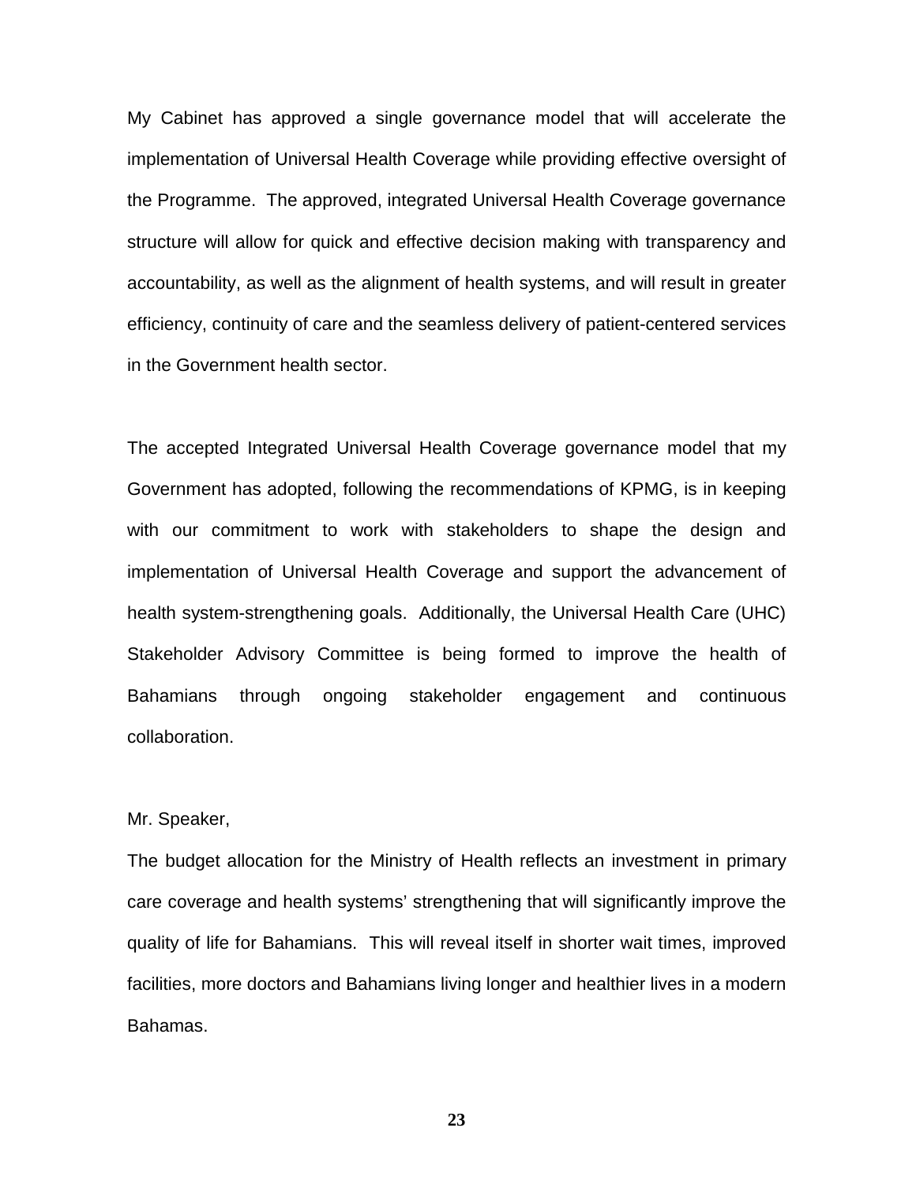My Cabinet has approved a single governance model that will accelerate the implementation of Universal Health Coverage while providing effective oversight of the Programme. The approved, integrated Universal Health Coverage governance structure will allow for quick and effective decision making with transparency and accountability, as well as the alignment of health systems, and will result in greater efficiency, continuity of care and the seamless delivery of patient-centered services in the Government health sector.

The accepted Integrated Universal Health Coverage governance model that my Government has adopted, following the recommendations of KPMG, is in keeping with our commitment to work with stakeholders to shape the design and implementation of Universal Health Coverage and support the advancement of health system-strengthening goals. Additionally, the Universal Health Care (UHC) Stakeholder Advisory Committee is being formed to improve the health of Bahamians through ongoing stakeholder engagement and continuous collaboration.

Mr. Speaker,

The budget allocation for the Ministry of Health reflects an investment in primary care coverage and health systems' strengthening that will significantly improve the quality of life for Bahamians. This will reveal itself in shorter wait times, improved facilities, more doctors and Bahamians living longer and healthier lives in a modern Bahamas.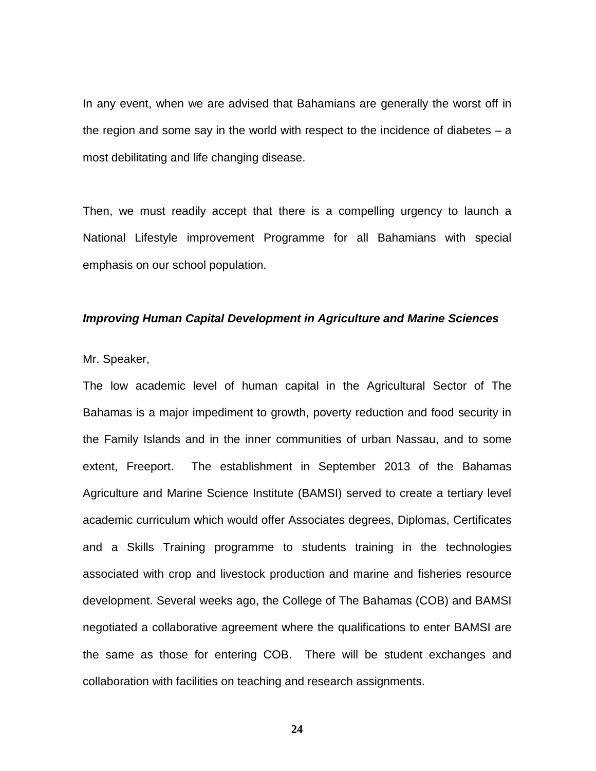In any event, when we are advised that Bahamians are generally the worst off in the region and some say in the world with respect to the incidence of diabetes – a most debilitating and life changing disease.

Then, we must readily accept that there is a compelling urgency to launch a National Lifestyle improvement Programme for all Bahamians with special emphasis on our school population.

***Improving Human Capital Development in Agriculture and Marine Sciences***

Mr. Speaker,

The low academic level of human capital in the Agricultural Sector of The Bahamas is a major impediment to growth, poverty reduction and food security in the Family Islands and in the inner communities of urban Nassau, and to some extent, Freeport. The establishment in September 2013 of the Bahamas Agriculture and Marine Science Institute (BAMSI) served to create a tertiary level academic curriculum which would offer Associates degrees, Diplomas, Certificates and a Skills Training programme to students training in the technologies associated with crop and livestock production and marine and fisheries resource development. Several weeks ago, the College of The Bahamas (COB) and BAMSI negotiated a collaborative agreement where the qualifications to enter BAMSI are the same as those for entering COB. There will be student exchanges and collaboration with facilities on teaching and research assignments.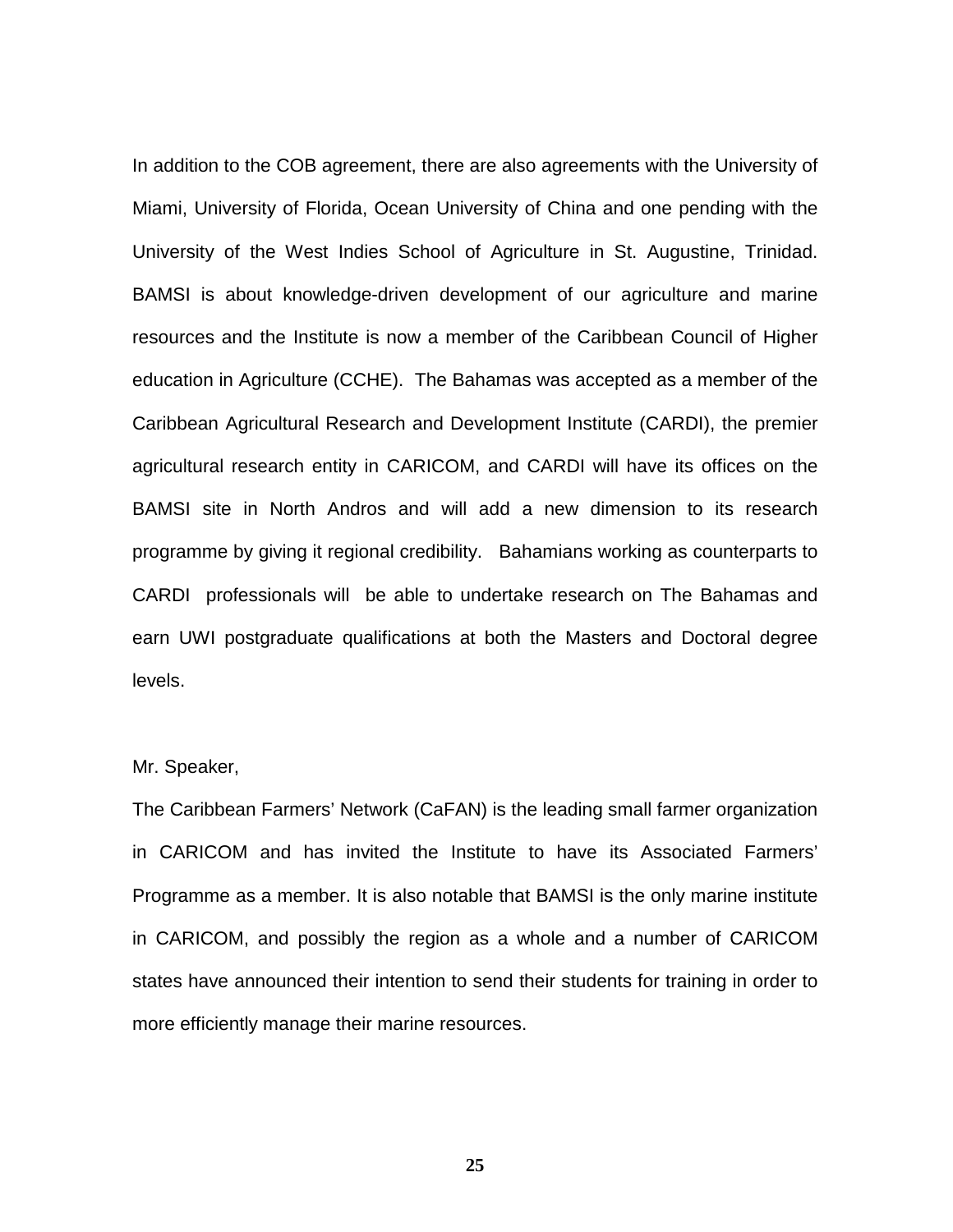In addition to the COB agreement, there are also agreements with the University of Miami, University of Florida, Ocean University of China and one pending with the University of the West Indies School of Agriculture in St. Augustine, Trinidad. BAMSI is about knowledge-driven development of our agriculture and marine resources and the Institute is now a member of the Caribbean Council of Higher education in Agriculture (CCHE). The Bahamas was accepted as a member of the Caribbean Agricultural Research and Development Institute (CARDI), the premier agricultural research entity in CARICOM, and CARDI will have its offices on the BAMSI site in North Andros and will add a new dimension to its research programme by giving it regional credibility. Bahamians working as counterparts to CARDI professionals will be able to undertake research on The Bahamas and earn UWI postgraduate qualifications at both the Masters and Doctoral degree levels.

Mr. Speaker,

The Caribbean Farmers' Network (CaFAN) is the leading small farmer organization in CARICOM and has invited the Institute to have its Associated Farmers' Programme as a member. It is also notable that BAMSI is the only marine institute in CARICOM, and possibly the region as a whole and a number of CARICOM states have announced their intention to send their students for training in order to more efficiently manage their marine resources.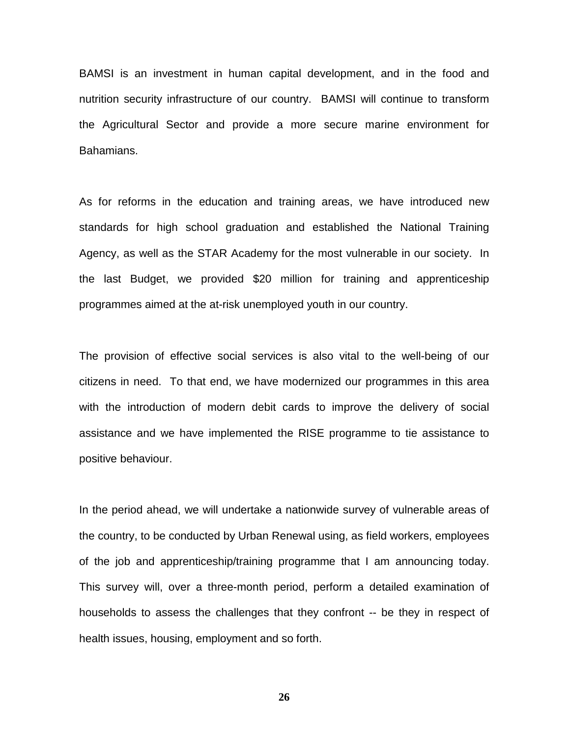BAMSI is an investment in human capital development, and in the food and nutrition security infrastructure of our country. BAMSI will continue to transform the Agricultural Sector and provide a more secure marine environment for Bahamians.

As for reforms in the education and training areas, we have introduced new standards for high school graduation and established the National Training Agency, as well as the STAR Academy for the most vulnerable in our society. In the last Budget, we provided $20 million for training and apprenticeship programmes aimed at the at-risk unemployed youth in our country.

The provision of effective social services is also vital to the well-being of our citizens in need. To that end, we have modernized our programmes in this area with the introduction of modern debit cards to improve the delivery of social assistance and we have implemented the RISE programme to tie assistance to positive behaviour.

In the period ahead, we will undertake a nationwide survey of vulnerable areas of the country, to be conducted by Urban Renewal using, as field workers, employees of the job and apprenticeship/training programme that I am announcing today. This survey will, over a three-month period, perform a detailed examination of households to assess the challenges that they confront -- be they in respect of health issues, housing, employment and so forth.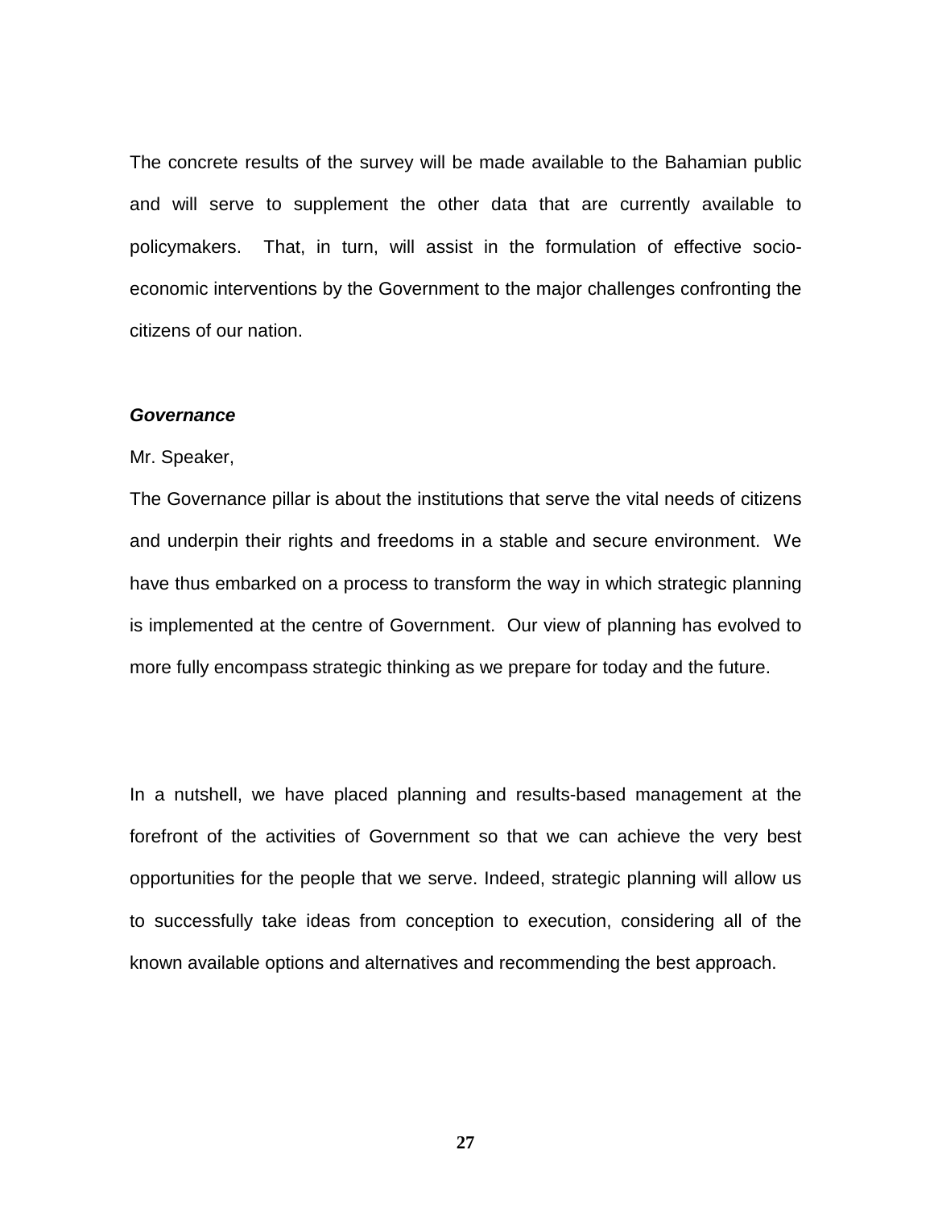The concrete results of the survey will be made available to the Bahamian public and will serve to supplement the other data that are currently available to policymakers. That, in turn, will assist in the formulation of effective socio-economic interventions by the Government to the major challenges confronting the citizens of our nation.

***Governance***

Mr. Speaker,

The Governance pillar is about the institutions that serve the vital needs of citizens and underpin their rights and freedoms in a stable and secure environment. We have thus embarked on a process to transform the way in which strategic planning is implemented at the centre of Government. Our view of planning has evolved to more fully encompass strategic thinking as we prepare for today and the future.

In a nutshell, we have placed planning and results-based management at the forefront of the activities of Government so that we can achieve the very best opportunities for the people that we serve. Indeed, strategic planning will allow us to successfully take ideas from conception to execution, considering all of the known available options and alternatives and recommending the best approach.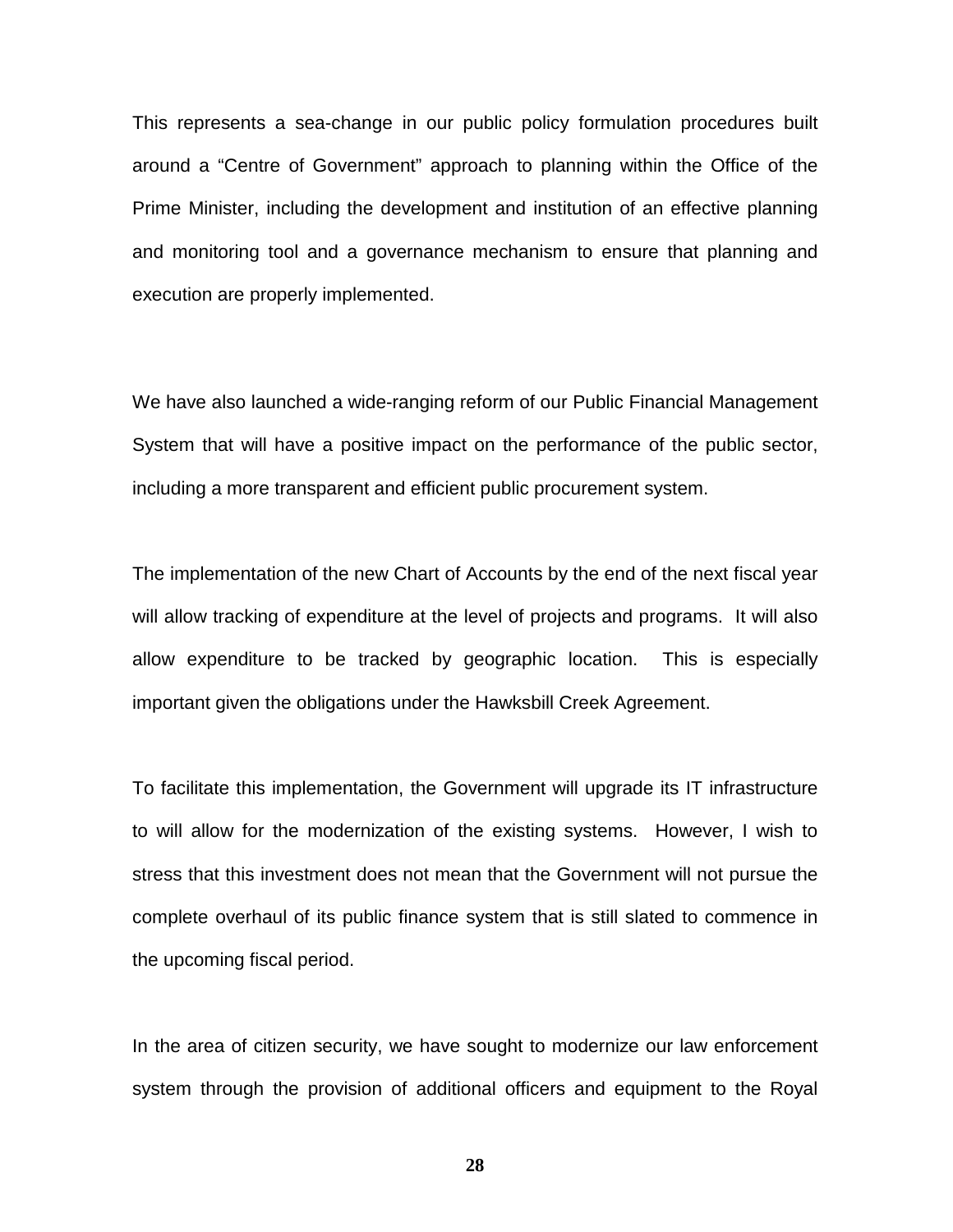This represents a sea-change in our public policy formulation procedures built around a "Centre of Government" approach to planning within the Office of the Prime Minister, including the development and institution of an effective planning and monitoring tool and a governance mechanism to ensure that planning and execution are properly implemented.

We have also launched a wide-ranging reform of our Public Financial Management System that will have a positive impact on the performance of the public sector, including a more transparent and efficient public procurement system.

The implementation of the new Chart of Accounts by the end of the next fiscal year will allow tracking of expenditure at the level of projects and programs. It will also allow expenditure to be tracked by geographic location. This is especially important given the obligations under the Hawksbill Creek Agreement.

To facilitate this implementation, the Government will upgrade its IT infrastructure to will allow for the modernization of the existing systems. However, I wish to stress that this investment does not mean that the Government will not pursue the complete overhaul of its public finance system that is still slated to commence in the upcoming fiscal period.

In the area of citizen security, we have sought to modernize our law enforcement system through the provision of additional officers and equipment to the Royal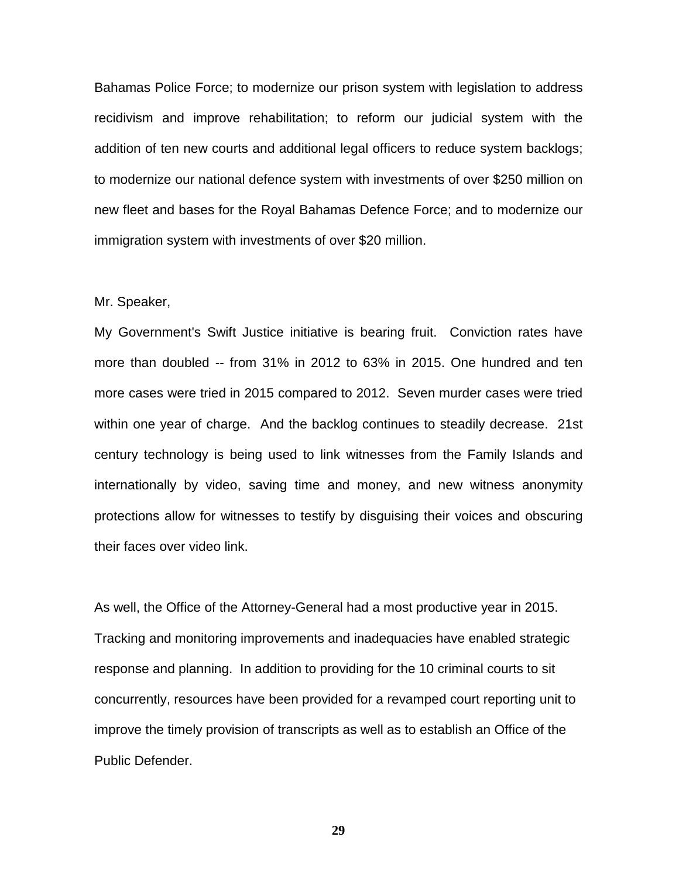Bahamas Police Force; to modernize our prison system with legislation to address recidivism and improve rehabilitation; to reform our judicial system with the addition of ten new courts and additional legal officers to reduce system backlogs; to modernize our national defence system with investments of over $250 million on new fleet and bases for the Royal Bahamas Defence Force; and to modernize our immigration system with investments of over $20 million.

Mr. Speaker,

My Government's Swift Justice initiative is bearing fruit. Conviction rates have more than doubled -- from 31% in 2012 to 63% in 2015. One hundred and ten more cases were tried in 2015 compared to 2012. Seven murder cases were tried within one year of charge. And the backlog continues to steadily decrease. 21st century technology is being used to link witnesses from the Family Islands and internationally by video, saving time and money, and new witness anonymity protections allow for witnesses to testify by disguising their voices and obscuring their faces over video link.

As well, the Office of the Attorney-General had a most productive year in 2015. Tracking and monitoring improvements and inadequacies have enabled strategic response and planning. In addition to providing for the 10 criminal courts to sit concurrently, resources have been provided for a revamped court reporting unit to improve the timely provision of transcripts as well as to establish an Office of the Public Defender.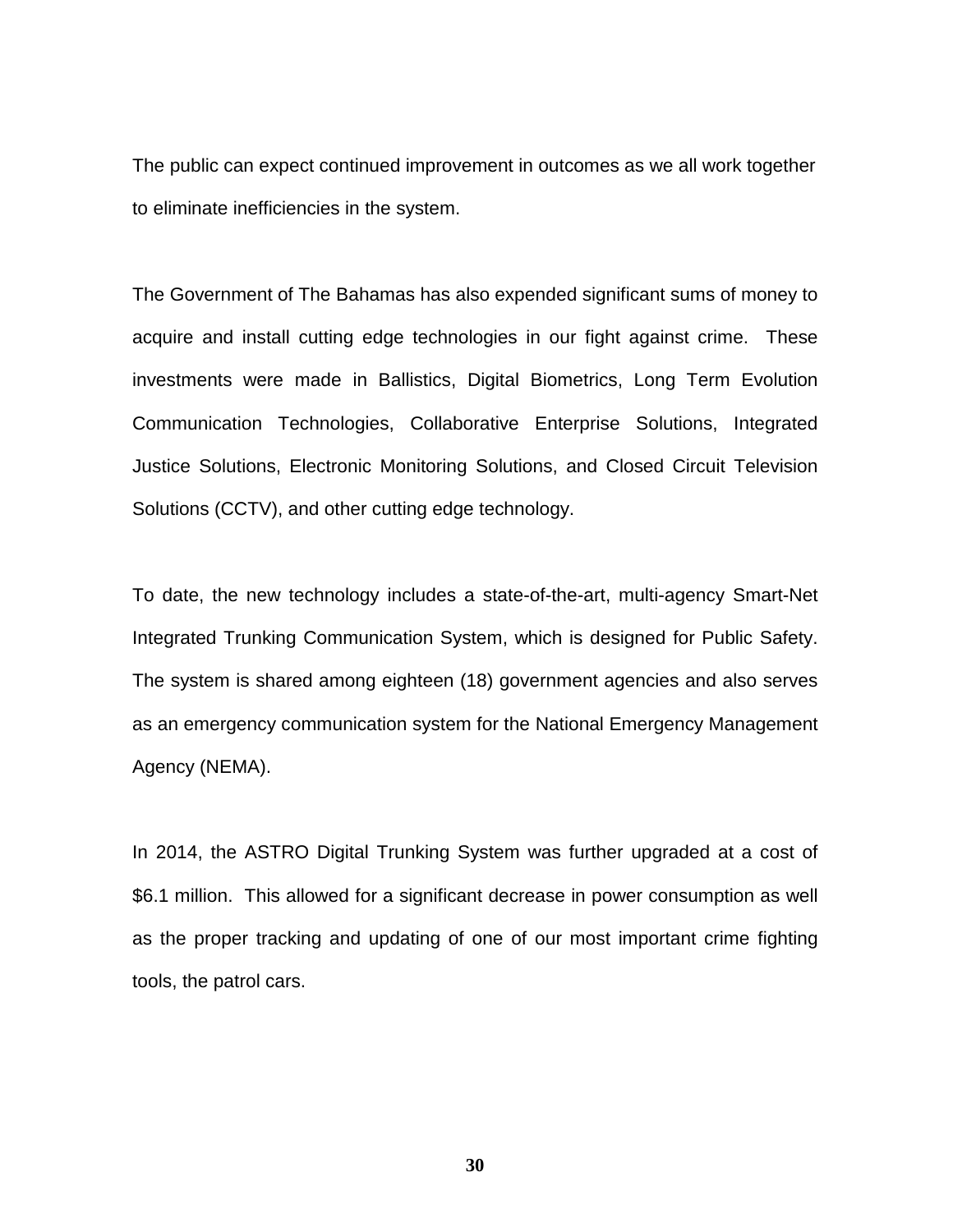The public can expect continued improvement in outcomes as we all work together to eliminate inefficiencies in the system.

The Government of The Bahamas has also expended significant sums of money to acquire and install cutting edge technologies in our fight against crime. These investments were made in Ballistics, Digital Biometrics, Long Term Evolution Communication Technologies, Collaborative Enterprise Solutions, Integrated Justice Solutions, Electronic Monitoring Solutions, and Closed Circuit Television Solutions (CCTV), and other cutting edge technology.

To date, the new technology includes a state-of-the-art, multi-agency Smart-Net Integrated Trunking Communication System, which is designed for Public Safety. The system is shared among eighteen (18) government agencies and also serves as an emergency communication system for the National Emergency Management Agency (NEMA).

In 2014, the ASTRO Digital Trunking System was further upgraded at a cost of $6.1 million. This allowed for a significant decrease in power consumption as well as the proper tracking and updating of one of our most important crime fighting tools, the patrol cars.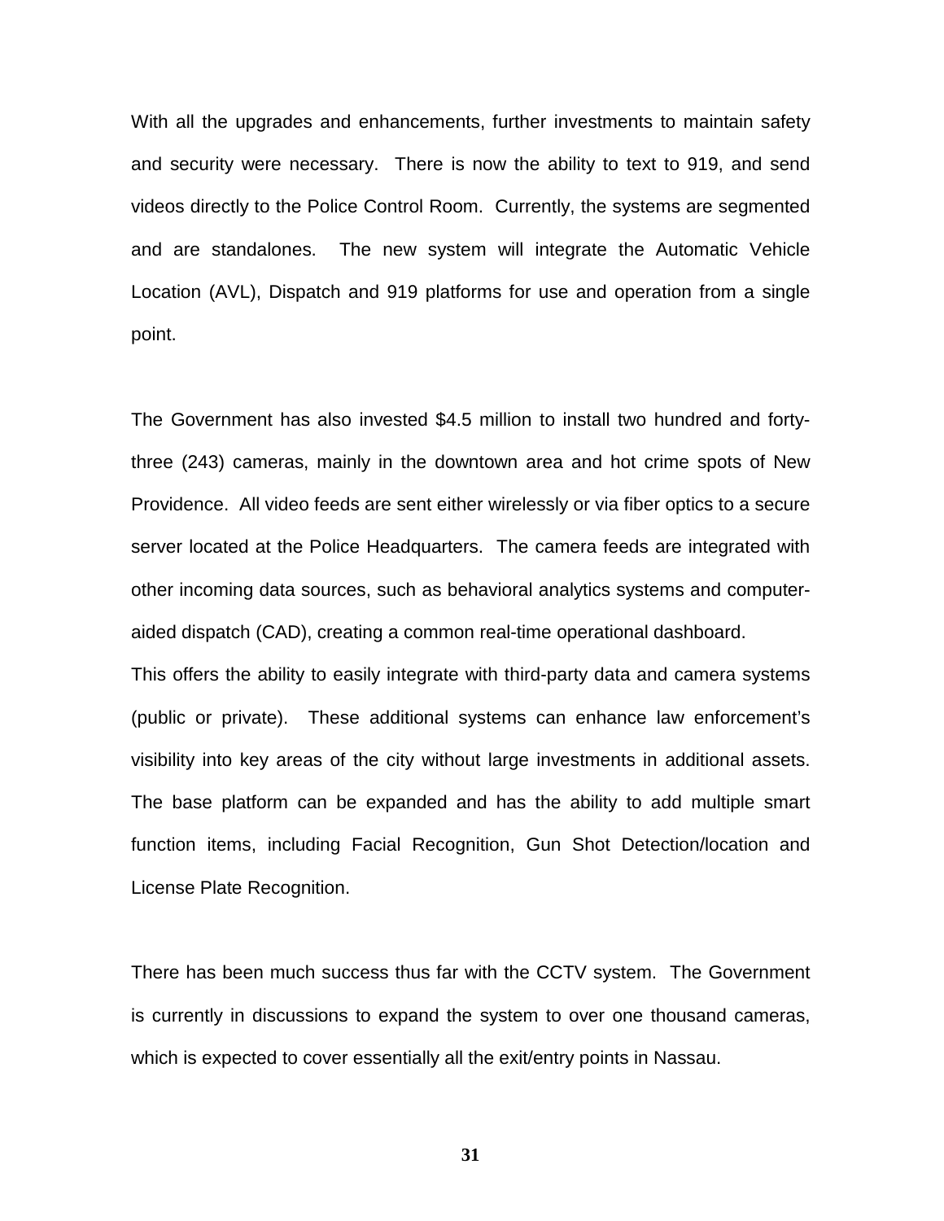With all the upgrades and enhancements, further investments to maintain safety and security were necessary. There is now the ability to text to 919, and send videos directly to the Police Control Room. Currently, the systems are segmented and are standalones. The new system will integrate the Automatic Vehicle Location (AVL), Dispatch and 919 platforms for use and operation from a single point.

The Government has also invested $4.5 million to install two hundred and forty-three (243) cameras, mainly in the downtown area and hot crime spots of New Providence. All video feeds are sent either wirelessly or via fiber optics to a secure server located at the Police Headquarters. The camera feeds are integrated with other incoming data sources, such as behavioral analytics systems and computer-aided dispatch (CAD), creating a common real-time operational dashboard.
This offers the ability to easily integrate with third-party data and camera systems (public or private). These additional systems can enhance law enforcement's visibility into key areas of the city without large investments in additional assets. The base platform can be expanded and has the ability to add multiple smart function items, including Facial Recognition, Gun Shot Detection/location and License Plate Recognition.

There has been much success thus far with the CCTV system. The Government is currently in discussions to expand the system to over one thousand cameras, which is expected to cover essentially all the exit/entry points in Nassau.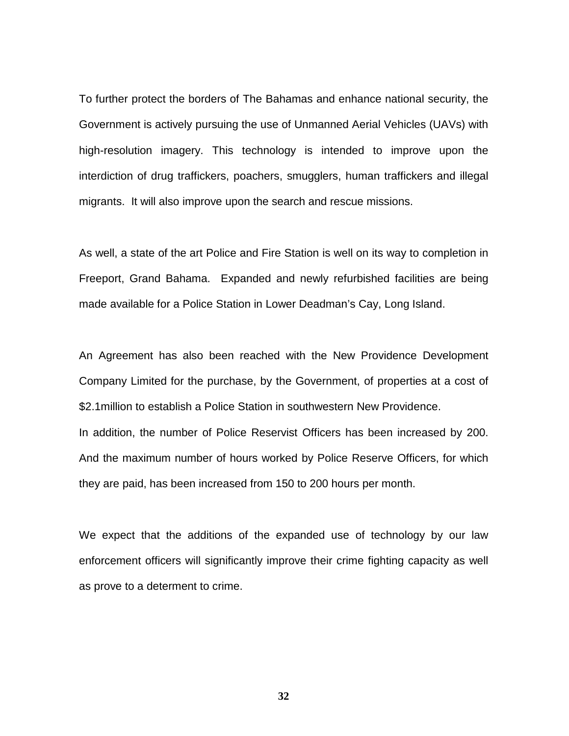To further protect the borders of The Bahamas and enhance national security, the Government is actively pursuing the use of Unmanned Aerial Vehicles (UAVs) with high-resolution imagery. This technology is intended to improve upon the interdiction of drug traffickers, poachers, smugglers, human traffickers and illegal migrants. It will also improve upon the search and rescue missions.

As well, a state of the art Police and Fire Station is well on its way to completion in Freeport, Grand Bahama. Expanded and newly refurbished facilities are being made available for a Police Station in Lower Deadman's Cay, Long Island.

An Agreement has also been reached with the New Providence Development Company Limited for the purchase, by the Government, of properties at a cost of $2.1million to establish a Police Station in southwestern New Providence.
In addition, the number of Police Reservist Officers has been increased by 200. And the maximum number of hours worked by Police Reserve Officers, for which they are paid, has been increased from 150 to 200 hours per month.

We expect that the additions of the expanded use of technology by our law enforcement officers will significantly improve their crime fighting capacity as well as prove to a determent to crime.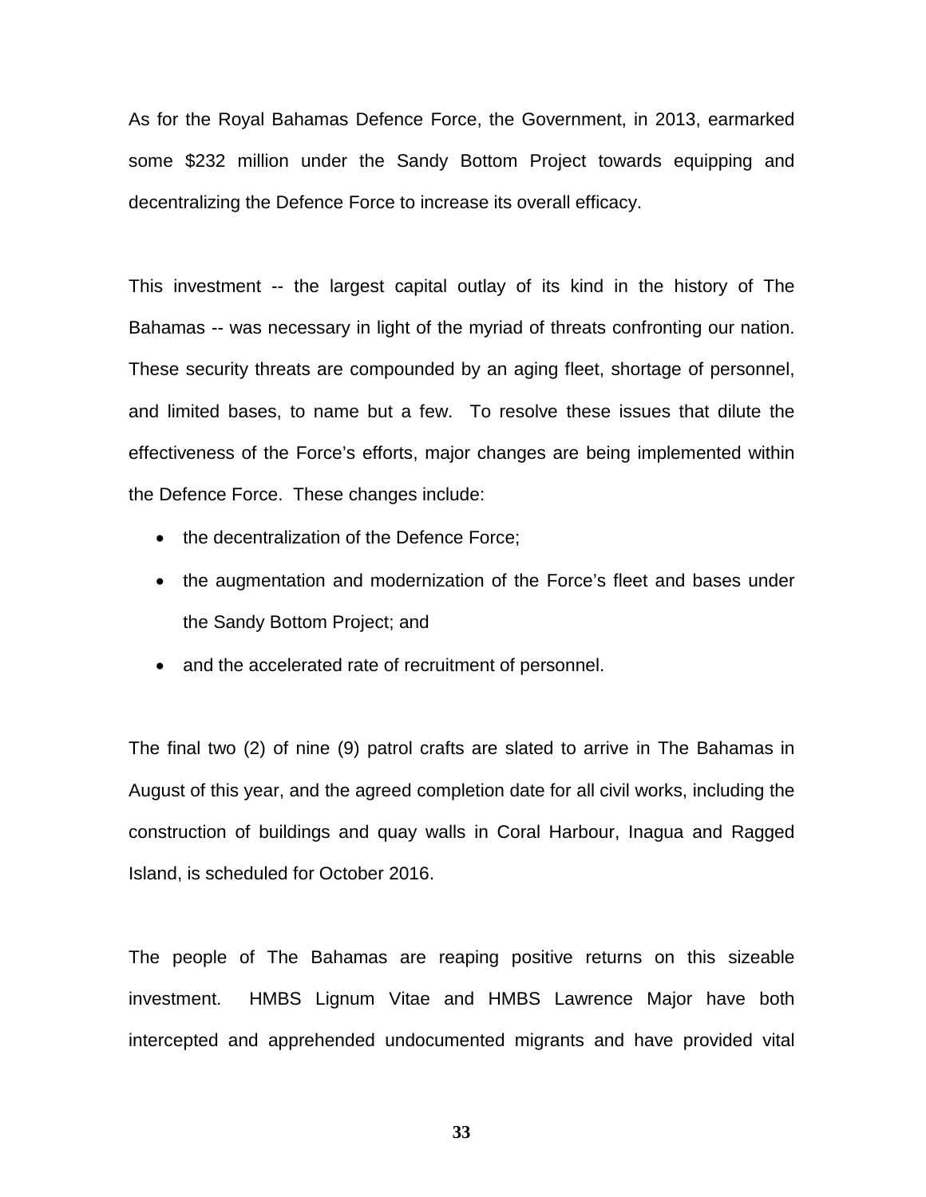As for the Royal Bahamas Defence Force, the Government, in 2013, earmarked some $232 million under the Sandy Bottom Project towards equipping and decentralizing the Defence Force to increase its overall efficacy.

This investment -- the largest capital outlay of its kind in the history of The Bahamas -- was necessary in light of the myriad of threats confronting our nation. These security threats are compounded by an aging fleet, shortage of personnel, and limited bases, to name but a few. To resolve these issues that dilute the effectiveness of the Force's efforts, major changes are being implemented within the Defence Force. These changes include:

- the decentralization of the Defence Force;
- the augmentation and modernization of the Force's fleet and bases under the Sandy Bottom Project; and
- and the accelerated rate of recruitment of personnel.

The final two (2) of nine (9) patrol crafts are slated to arrive in The Bahamas in August of this year, and the agreed completion date for all civil works, including the construction of buildings and quay walls in Coral Harbour, Inagua and Ragged Island, is scheduled for October 2016.

The people of The Bahamas are reaping positive returns on this sizeable investment. HMBS Lignum Vitae and HMBS Lawrence Major have both intercepted and apprehended undocumented migrants and have provided vital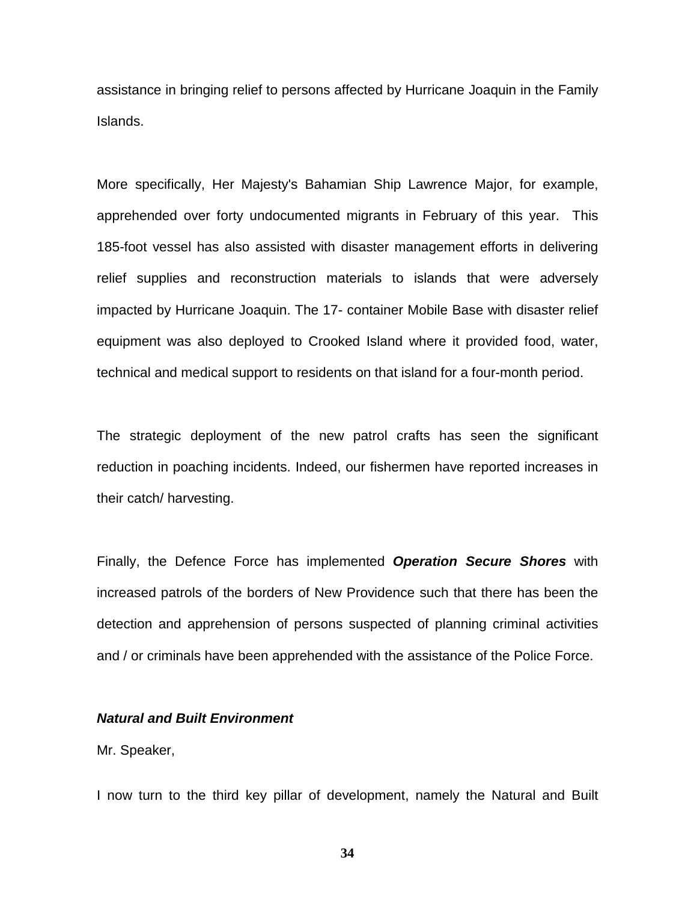assistance in bringing relief to persons affected by Hurricane Joaquin in the Family Islands.

More specifically, Her Majesty's Bahamian Ship Lawrence Major, for example, apprehended over forty undocumented migrants in February of this year. This 185-foot vessel has also assisted with disaster management efforts in delivering relief supplies and reconstruction materials to islands that were adversely impacted by Hurricane Joaquin. The 17- container Mobile Base with disaster relief equipment was also deployed to Crooked Island where it provided food, water, technical and medical support to residents on that island for a four-month period.

The strategic deployment of the new patrol crafts has seen the significant reduction in poaching incidents. Indeed, our fishermen have reported increases in their catch/ harvesting.

Finally, the Defence Force has implemented ***Operation Secure Shores*** with increased patrols of the borders of New Providence such that there has been the detection and apprehension of persons suspected of planning criminal activities and / or criminals have been apprehended with the assistance of the Police Force.

***Natural and Built Environment***

Mr. Speaker,

I now turn to the third key pillar of development, namely the Natural and Built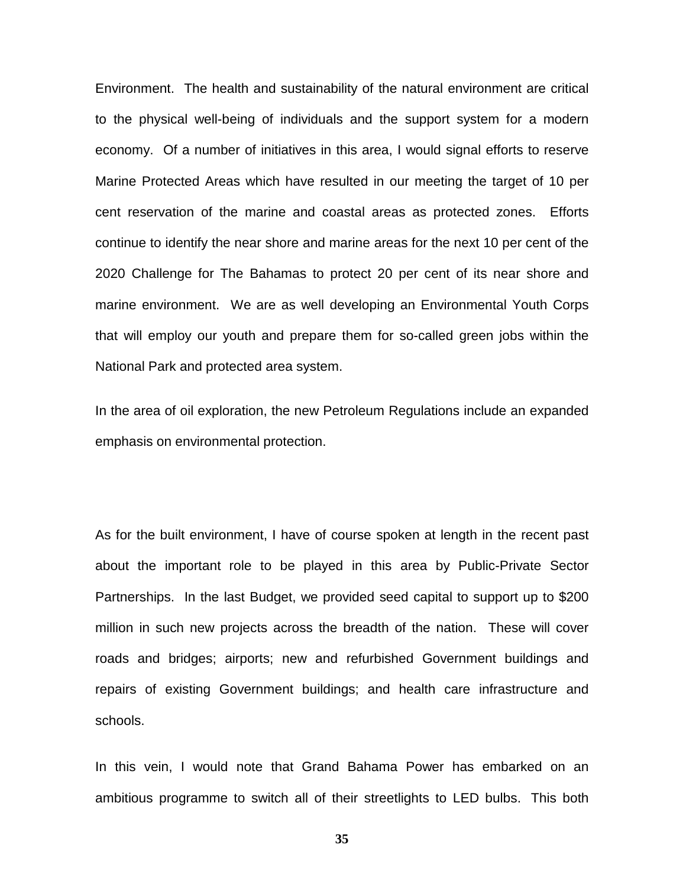Environment. The health and sustainability of the natural environment are critical to the physical well-being of individuals and the support system for a modern economy. Of a number of initiatives in this area, I would signal efforts to reserve Marine Protected Areas which have resulted in our meeting the target of 10 per cent reservation of the marine and coastal areas as protected zones. Efforts continue to identify the near shore and marine areas for the next 10 per cent of the 2020 Challenge for The Bahamas to protect 20 per cent of its near shore and marine environment. We are as well developing an Environmental Youth Corps that will employ our youth and prepare them for so-called green jobs within the National Park and protected area system.

In the area of oil exploration, the new Petroleum Regulations include an expanded emphasis on environmental protection.

As for the built environment, I have of course spoken at length in the recent past about the important role to be played in this area by Public-Private Sector Partnerships. In the last Budget, we provided seed capital to support up to $200 million in such new projects across the breadth of the nation. These will cover roads and bridges; airports; new and refurbished Government buildings and repairs of existing Government buildings; and health care infrastructure and schools.

In this vein, I would note that Grand Bahama Power has embarked on an ambitious programme to switch all of their streetlights to LED bulbs. This both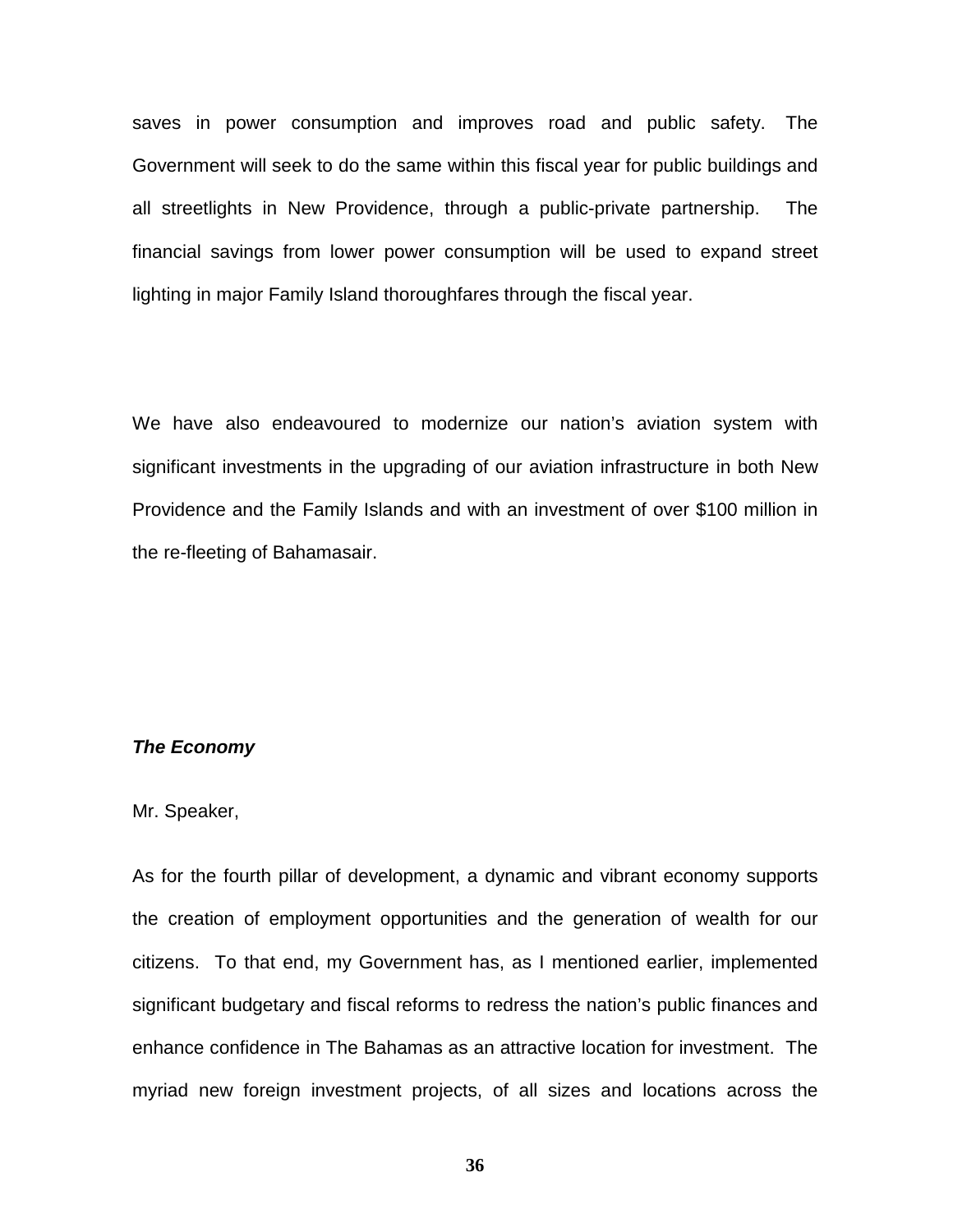saves in power consumption and improves road and public safety. The Government will seek to do the same within this fiscal year for public buildings and all streetlights in New Providence, through a public-private partnership. The financial savings from lower power consumption will be used to expand street lighting in major Family Island thoroughfares through the fiscal year.

We have also endeavoured to modernize our nation's aviation system with significant investments in the upgrading of our aviation infrastructure in both New Providence and the Family Islands and with an investment of over $100 million in the re-fleeting of Bahamasair.

***The Economy***

Mr. Speaker,

As for the fourth pillar of development, a dynamic and vibrant economy supports the creation of employment opportunities and the generation of wealth for our citizens. To that end, my Government has, as I mentioned earlier, implemented significant budgetary and fiscal reforms to redress the nation's public finances and enhance confidence in The Bahamas as an attractive location for investment. The myriad new foreign investment projects, of all sizes and locations across the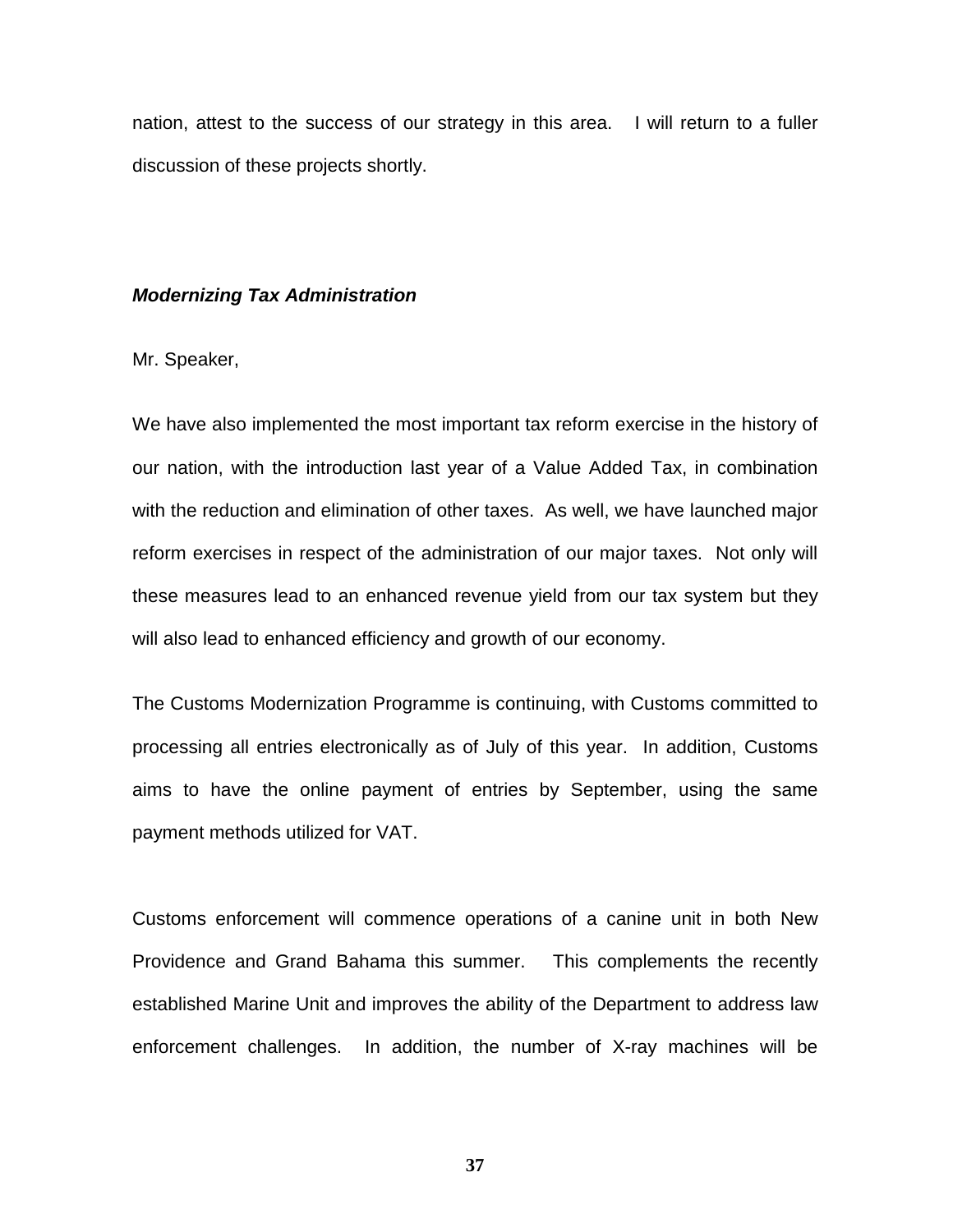nation, attest to the success of our strategy in this area. I will return to a fuller discussion of these projects shortly.

### ***Modernizing Tax Administration***

Mr. Speaker,

We have also implemented the most important tax reform exercise in the history of our nation, with the introduction last year of a Value Added Tax, in combination with the reduction and elimination of other taxes. As well, we have launched major reform exercises in respect of the administration of our major taxes. Not only will these measures lead to an enhanced revenue yield from our tax system but they will also lead to enhanced efficiency and growth of our economy.

The Customs Modernization Programme is continuing, with Customs committed to processing all entries electronically as of July of this year. In addition, Customs aims to have the online payment of entries by September, using the same payment methods utilized for VAT.

Customs enforcement will commence operations of a canine unit in both New Providence and Grand Bahama this summer. This complements the recently established Marine Unit and improves the ability of the Department to address law enforcement challenges. In addition, the number of X-ray machines will be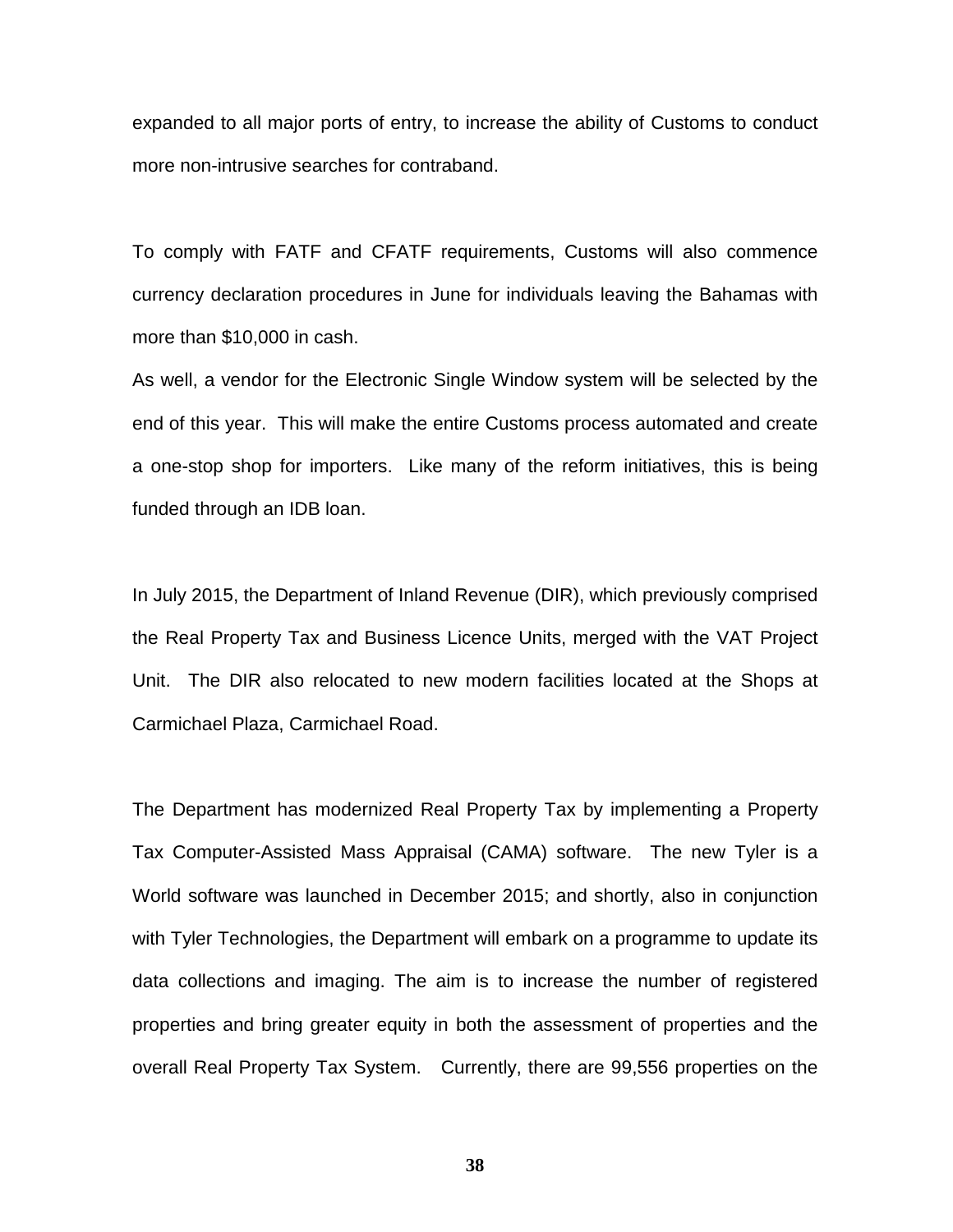expanded to all major ports of entry, to increase the ability of Customs to conduct more non-intrusive searches for contraband.

To comply with FATF and CFATF requirements, Customs will also commence currency declaration procedures in June for individuals leaving the Bahamas with more than $10,000 in cash.

As well, a vendor for the Electronic Single Window system will be selected by the end of this year. This will make the entire Customs process automated and create a one-stop shop for importers. Like many of the reform initiatives, this is being funded through an IDB loan.

In July 2015, the Department of Inland Revenue (DIR), which previously comprised the Real Property Tax and Business Licence Units, merged with the VAT Project Unit. The DIR also relocated to new modern facilities located at the Shops at Carmichael Plaza, Carmichael Road.

The Department has modernized Real Property Tax by implementing a Property Tax Computer-Assisted Mass Appraisal (CAMA) software. The new Tyler is a World software was launched in December 2015; and shortly, also in conjunction with Tyler Technologies, the Department will embark on a programme to update its data collections and imaging. The aim is to increase the number of registered properties and bring greater equity in both the assessment of properties and the overall Real Property Tax System. Currently, there are 99,556 properties on the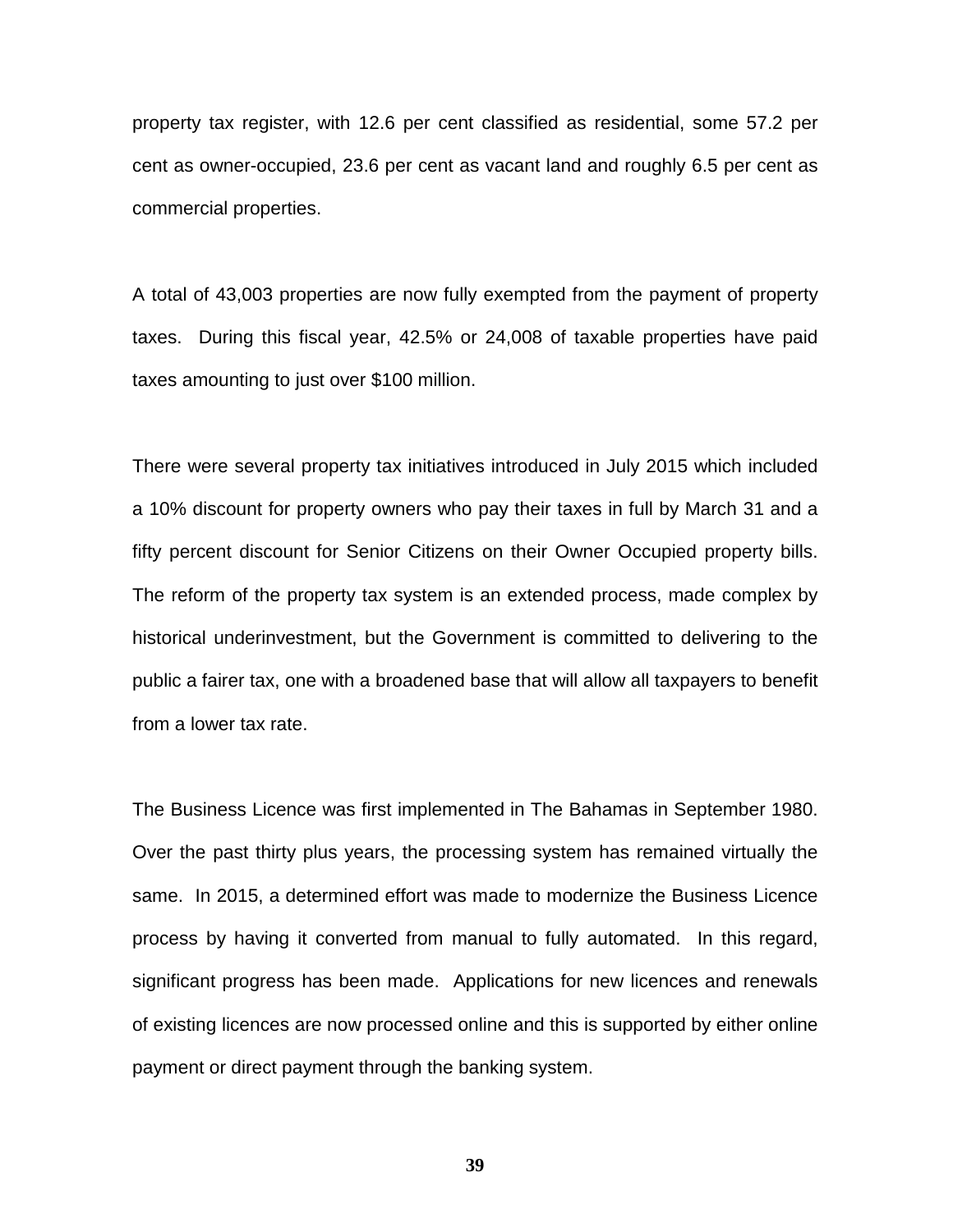property tax register, with 12.6 per cent classified as residential, some 57.2 per cent as owner-occupied, 23.6 per cent as vacant land and roughly 6.5 per cent as commercial properties.

A total of 43,003 properties are now fully exempted from the payment of property taxes. During this fiscal year, 42.5% or 24,008 of taxable properties have paid taxes amounting to just over $100 million.

There were several property tax initiatives introduced in July 2015 which included a 10% discount for property owners who pay their taxes in full by March 31 and a fifty percent discount for Senior Citizens on their Owner Occupied property bills. The reform of the property tax system is an extended process, made complex by historical underinvestment, but the Government is committed to delivering to the public a fairer tax, one with a broadened base that will allow all taxpayers to benefit from a lower tax rate.

The Business Licence was first implemented in The Bahamas in September 1980. Over the past thirty plus years, the processing system has remained virtually the same. In 2015, a determined effort was made to modernize the Business Licence process by having it converted from manual to fully automated. In this regard, significant progress has been made. Applications for new licences and renewals of existing licences are now processed online and this is supported by either online payment or direct payment through the banking system.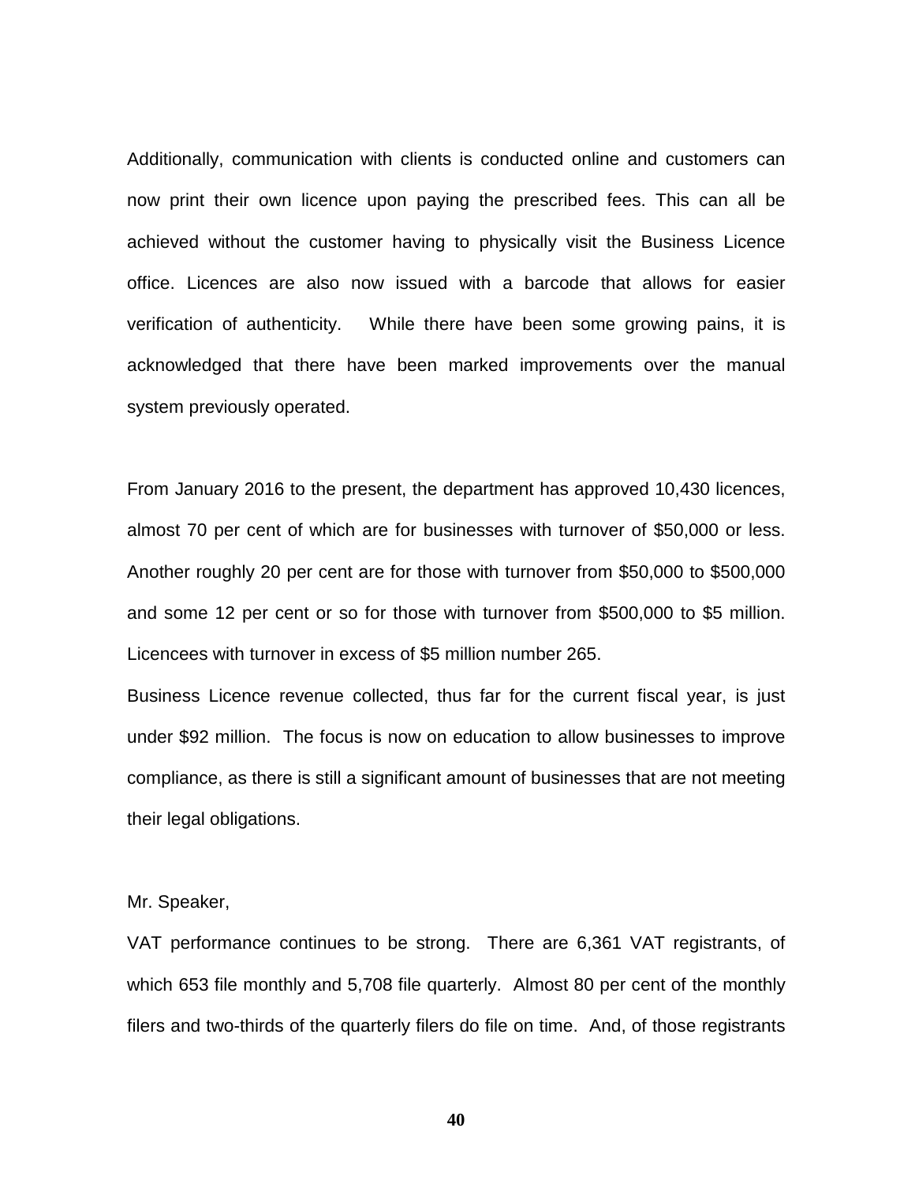Additionally, communication with clients is conducted online and customers can now print their own licence upon paying the prescribed fees. This can all be achieved without the customer having to physically visit the Business Licence office. Licences are also now issued with a barcode that allows for easier verification of authenticity. While there have been some growing pains, it is acknowledged that there have been marked improvements over the manual system previously operated.

From January 2016 to the present, the department has approved 10,430 licences, almost 70 per cent of which are for businesses with turnover of $50,000 or less. Another roughly 20 per cent are for those with turnover from $50,000 to $500,000 and some 12 per cent or so for those with turnover from $500,000 to $5 million. Licencees with turnover in excess of $5 million number 265.

Business Licence revenue collected, thus far for the current fiscal year, is just under $92 million. The focus is now on education to allow businesses to improve compliance, as there is still a significant amount of businesses that are not meeting their legal obligations.

Mr. Speaker,

VAT performance continues to be strong. There are 6,361 VAT registrants, of which 653 file monthly and 5,708 file quarterly. Almost 80 per cent of the monthly filers and two-thirds of the quarterly filers do file on time. And, of those registrants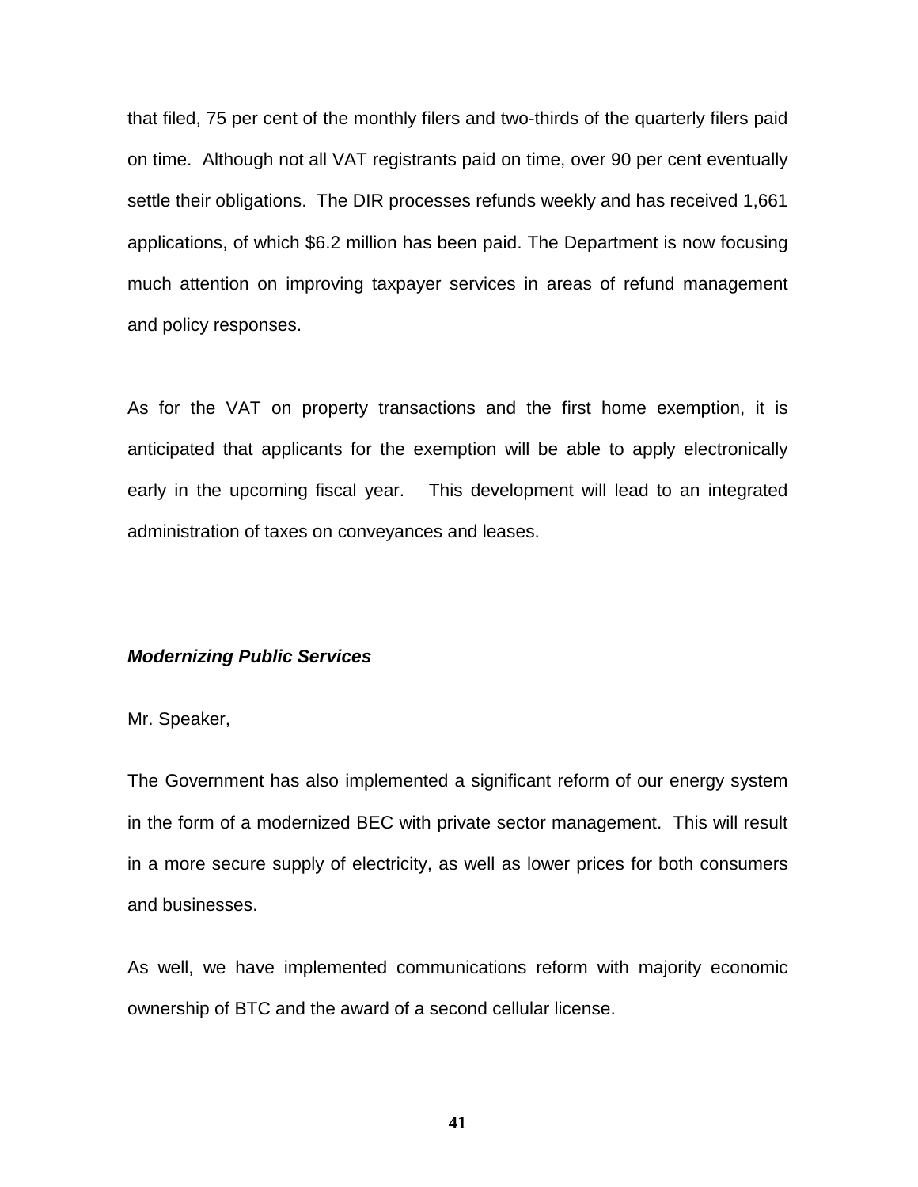that filed, 75 per cent of the monthly filers and two-thirds of the quarterly filers paid on time. Although not all VAT registrants paid on time, over 90 per cent eventually settle their obligations. The DIR processes refunds weekly and has received 1,661 applications, of which $6.2 million has been paid. The Department is now focusing much attention on improving taxpayer services in areas of refund management and policy responses.

As for the VAT on property transactions and the first home exemption, it is anticipated that applicants for the exemption will be able to apply electronically early in the upcoming fiscal year. This development will lead to an integrated administration of taxes on conveyances and leases.

***Modernizing Public Services***

Mr. Speaker,

The Government has also implemented a significant reform of our energy system in the form of a modernized BEC with private sector management. This will result in a more secure supply of electricity, as well as lower prices for both consumers and businesses.

As well, we have implemented communications reform with majority economic ownership of BTC and the award of a second cellular license.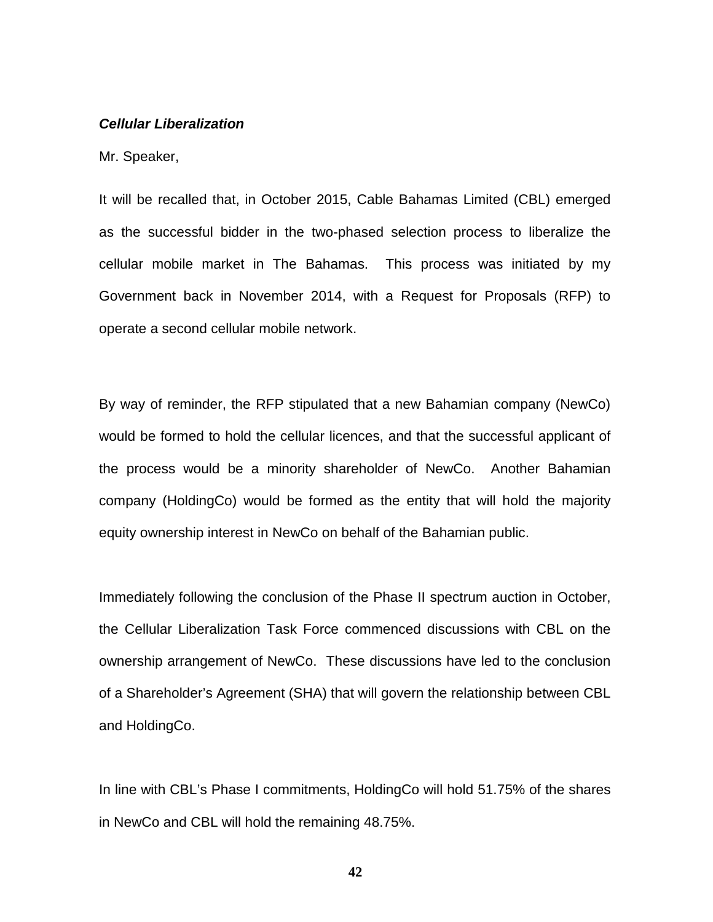***Cellular Liberalization***

Mr. Speaker,

It will be recalled that, in October 2015, Cable Bahamas Limited (CBL) emerged as the successful bidder in the two-phased selection process to liberalize the cellular mobile market in The Bahamas. This process was initiated by my Government back in November 2014, with a Request for Proposals (RFP) to operate a second cellular mobile network.

By way of reminder, the RFP stipulated that a new Bahamian company (NewCo) would be formed to hold the cellular licences, and that the successful applicant of the process would be a minority shareholder of NewCo. Another Bahamian company (HoldingCo) would be formed as the entity that will hold the majority equity ownership interest in NewCo on behalf of the Bahamian public.

Immediately following the conclusion of the Phase II spectrum auction in October, the Cellular Liberalization Task Force commenced discussions with CBL on the ownership arrangement of NewCo. These discussions have led to the conclusion of a Shareholder's Agreement (SHA) that will govern the relationship between CBL and HoldingCo.

In line with CBL's Phase I commitments, HoldingCo will hold 51.75% of the shares in NewCo and CBL will hold the remaining 48.75%.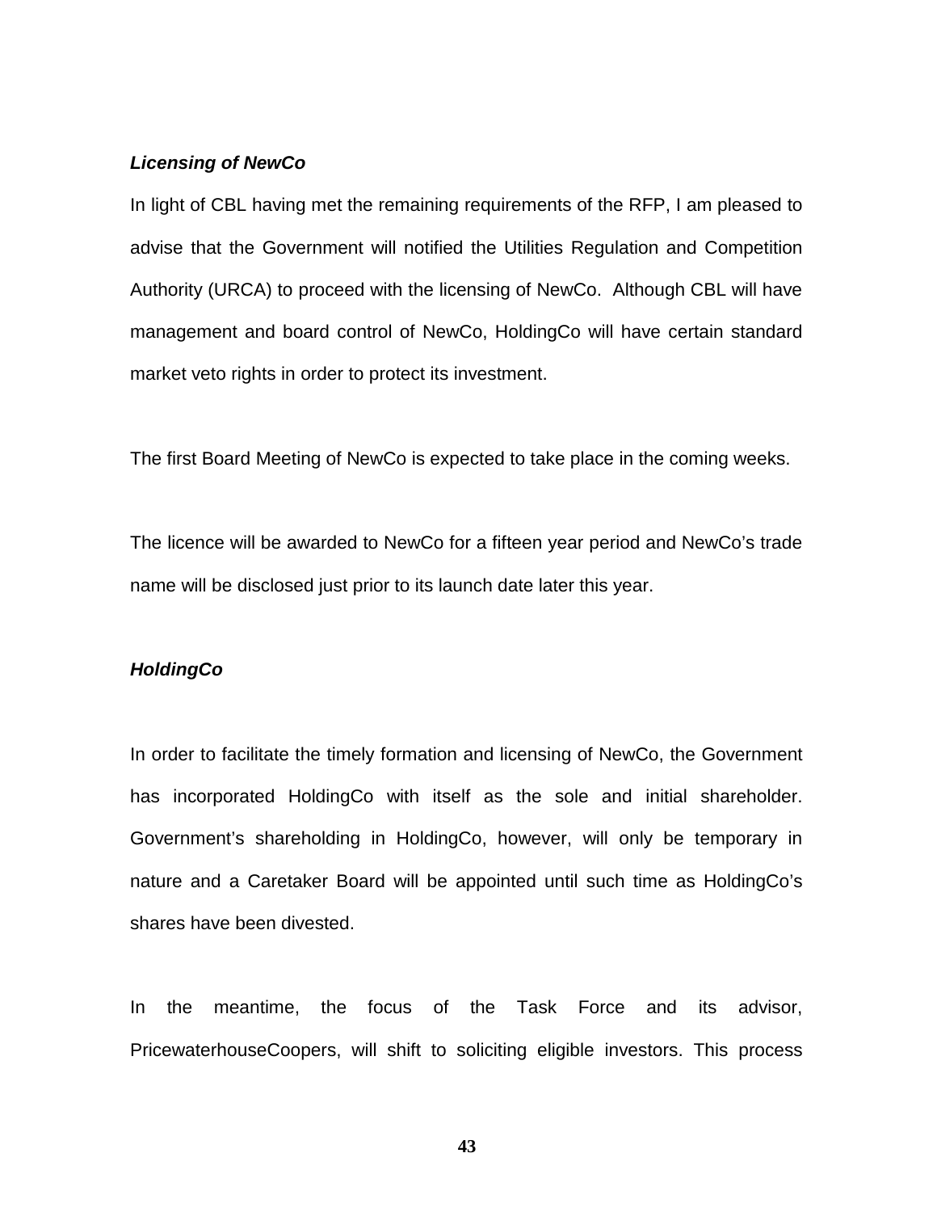***Licensing of NewCo***

In light of CBL having met the remaining requirements of the RFP, I am pleased to advise that the Government will notified the Utilities Regulation and Competition Authority (URCA) to proceed with the licensing of NewCo. Although CBL will have management and board control of NewCo, HoldingCo will have certain standard market veto rights in order to protect its investment.

The first Board Meeting of NewCo is expected to take place in the coming weeks.

The licence will be awarded to NewCo for a fifteen year period and NewCo's trade name will be disclosed just prior to its launch date later this year.

***HoldingCo***

In order to facilitate the timely formation and licensing of NewCo, the Government has incorporated HoldingCo with itself as the sole and initial shareholder. Government's shareholding in HoldingCo, however, will only be temporary in nature and a Caretaker Board will be appointed until such time as HoldingCo's shares have been divested.

In the meantime, the focus of the Task Force and its advisor, PricewaterhouseCoopers, will shift to soliciting eligible investors. This process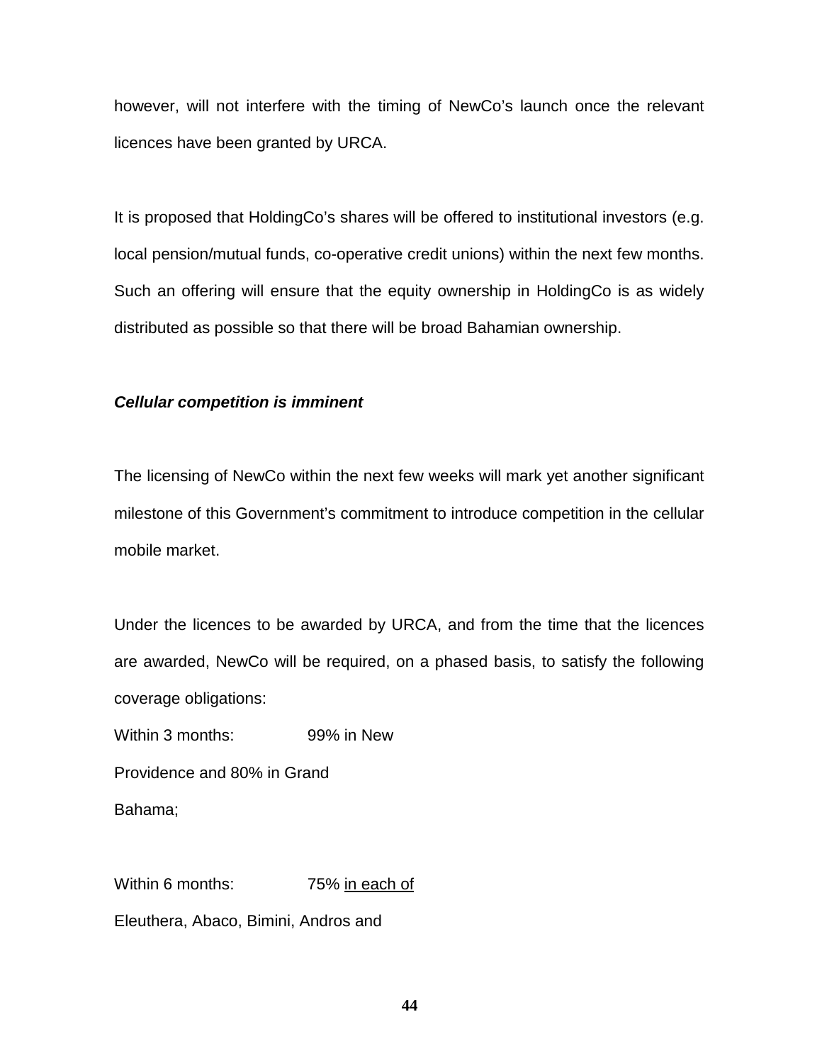however, will not interfere with the timing of NewCo's launch once the relevant licences have been granted by URCA.

It is proposed that HoldingCo's shares will be offered to institutional investors (e.g. local pension/mutual funds, co-operative credit unions) within the next few months. Such an offering will ensure that the equity ownership in HoldingCo is as widely distributed as possible so that there will be broad Bahamian ownership.

***Cellular competition is imminent***

The licensing of NewCo within the next few weeks will mark yet another significant milestone of this Government's commitment to introduce competition in the cellular mobile market.

Under the licences to be awarded by URCA, and from the time that the licences are awarded, NewCo will be required, on a phased basis, to satisfy the following coverage obligations:

Within 3 months: 99% in New Providence and 80% in Grand Bahama;

Within 6 months: 75% <u>in each of</u> Eleuthera, Abaco, Bimini, Andros and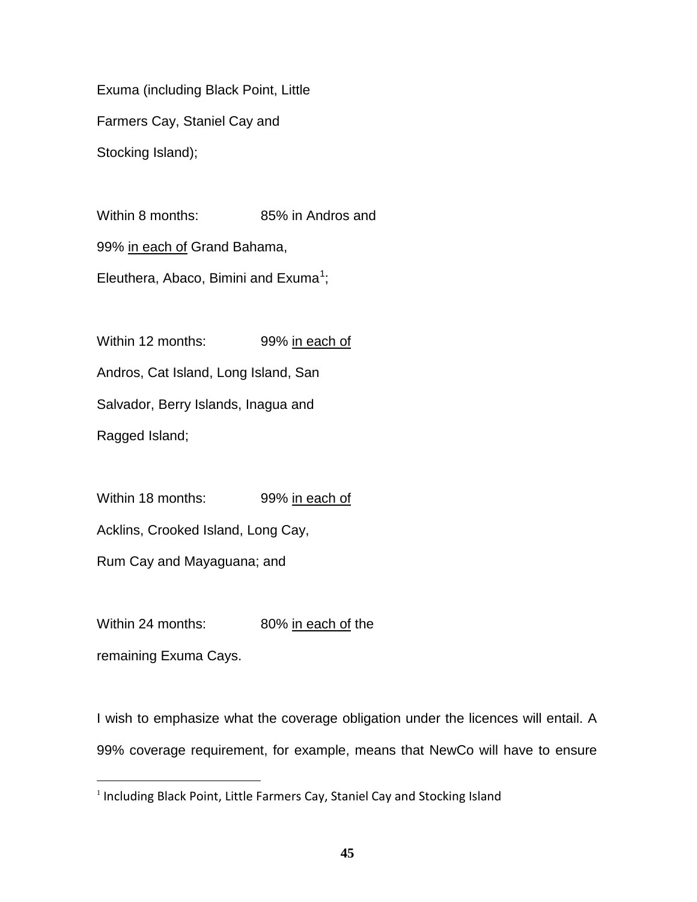Exuma (including Black Point, Little Farmers Cay, Staniel Cay and Stocking Island);

Within 8 months: 85% in Andros and 99% <u>in each of</u> Grand Bahama, Eleuthera, Abaco, Bimini and Exuma[1];

Within 12 months: 99% <u>in each of</u> Andros, Cat Island, Long Island, San Salvador, Berry Islands, Inagua and Ragged Island;

Within 18 months: 99% <u>in each of</u> Acklins, Crooked Island, Long Cay, Rum Cay and Mayaguana; and

Within 24 months: 80% <u>in each of</u> the remaining Exuma Cays.

I wish to emphasize what the coverage obligation under the licences will entail. A 99% coverage requirement, for example, means that NewCo will have to ensure

---

[1] Including Black Point, Little Farmers Cay, Staniel Cay and Stocking Island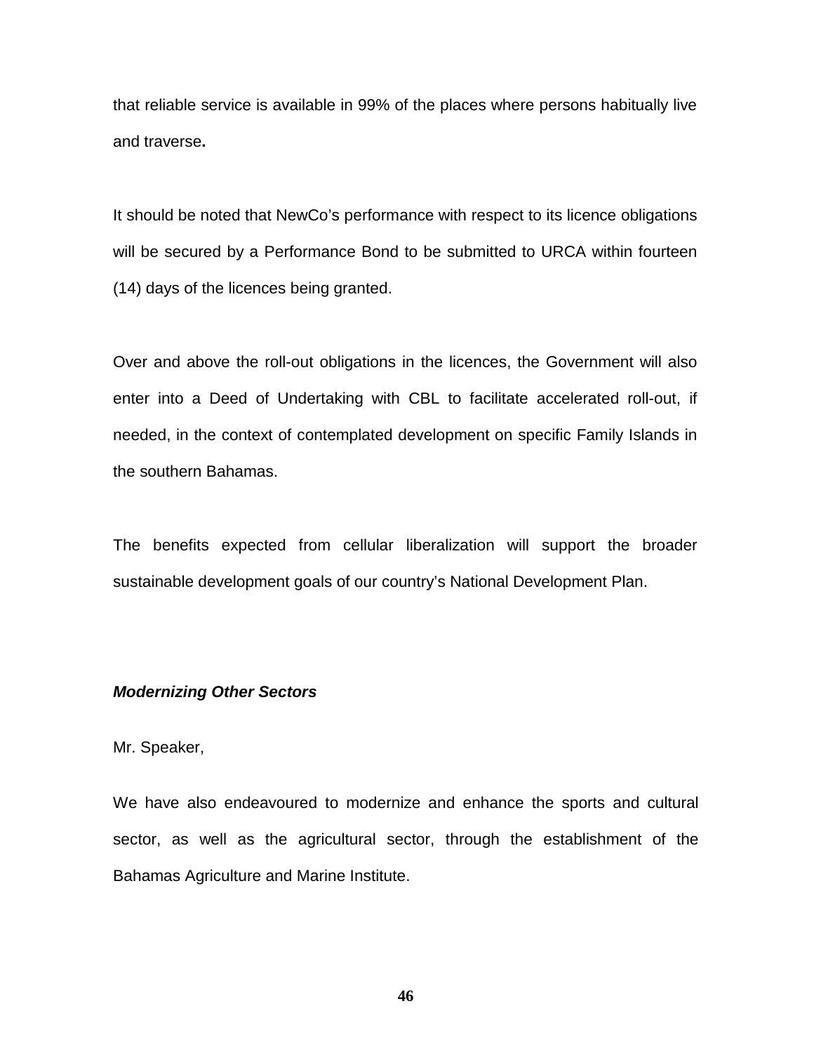that reliable service is available in 99% of the places where persons habitually live and traverse**.**

It should be noted that NewCo's performance with respect to its licence obligations will be secured by a Performance Bond to be submitted to URCA within fourteen (14) days of the licences being granted.

Over and above the roll-out obligations in the licences, the Government will also enter into a Deed of Undertaking with CBL to facilitate accelerated roll-out, if needed, in the context of contemplated development on specific Family Islands in the southern Bahamas.

The benefits expected from cellular liberalization will support the broader sustainable development goals of our country's National Development Plan.

***Modernizing Other Sectors***

Mr. Speaker,

We have also endeavoured to modernize and enhance the sports and cultural sector, as well as the agricultural sector, through the establishment of the Bahamas Agriculture and Marine Institute.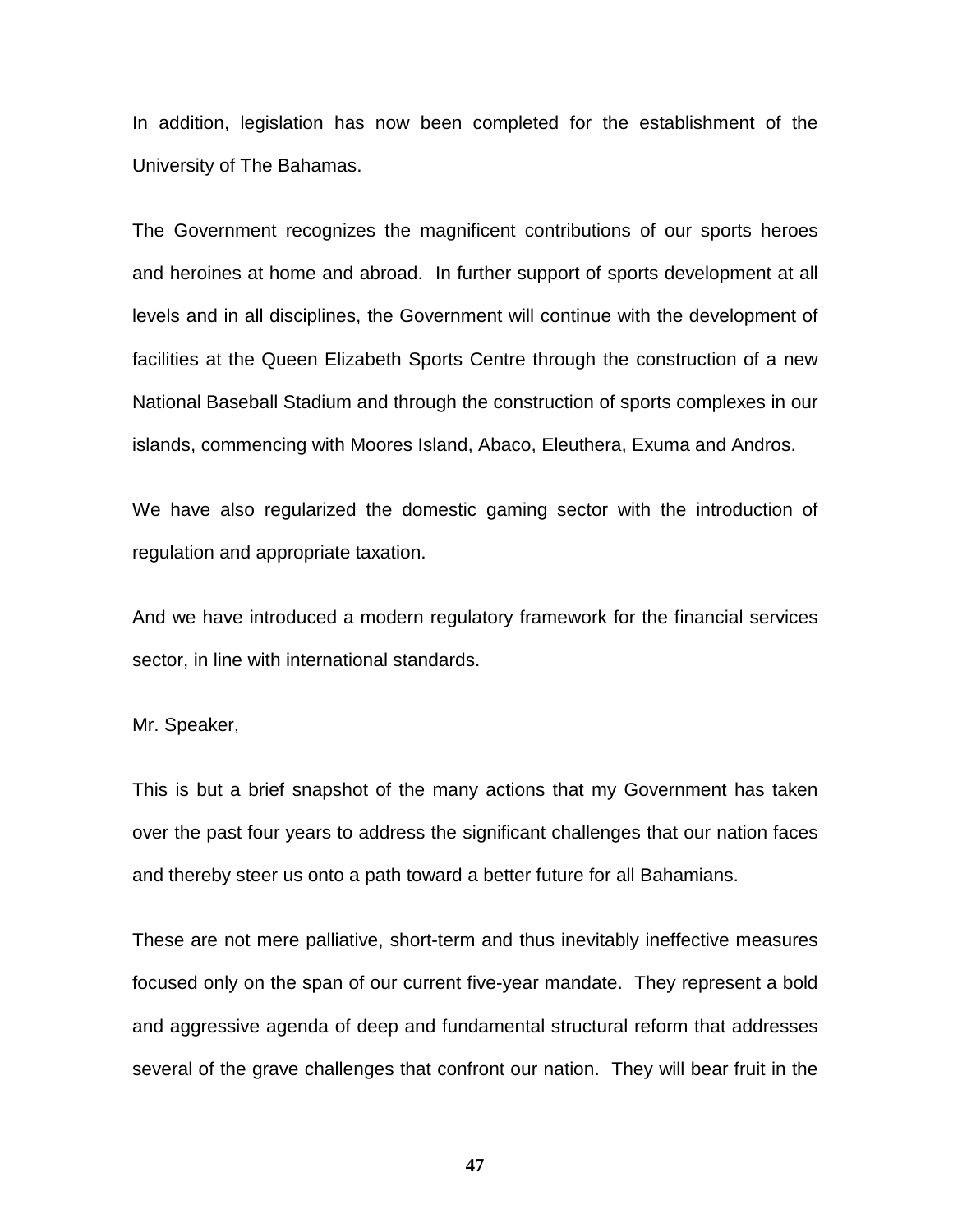In addition, legislation has now been completed for the establishment of the University of The Bahamas.

The Government recognizes the magnificent contributions of our sports heroes and heroines at home and abroad. In further support of sports development at all levels and in all disciplines, the Government will continue with the development of facilities at the Queen Elizabeth Sports Centre through the construction of a new National Baseball Stadium and through the construction of sports complexes in our islands, commencing with Moores Island, Abaco, Eleuthera, Exuma and Andros.

We have also regularized the domestic gaming sector with the introduction of regulation and appropriate taxation.

And we have introduced a modern regulatory framework for the financial services sector, in line with international standards.

Mr. Speaker,

This is but a brief snapshot of the many actions that my Government has taken over the past four years to address the significant challenges that our nation faces and thereby steer us onto a path toward a better future for all Bahamians.

These are not mere palliative, short-term and thus inevitably ineffective measures focused only on the span of our current five-year mandate. They represent a bold and aggressive agenda of deep and fundamental structural reform that addresses several of the grave challenges that confront our nation. They will bear fruit in the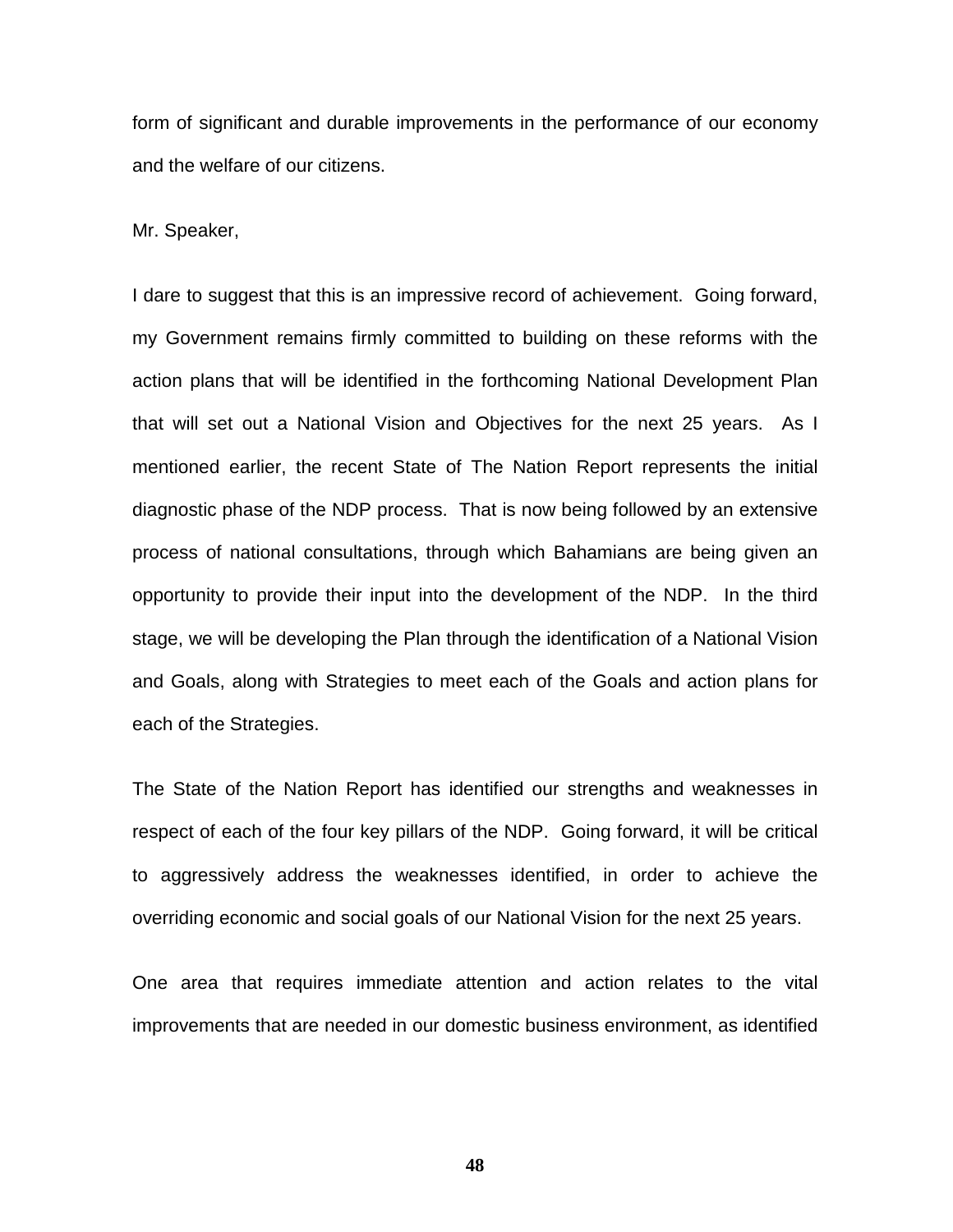form of significant and durable improvements in the performance of our economy and the welfare of our citizens.

Mr. Speaker,

I dare to suggest that this is an impressive record of achievement. Going forward, my Government remains firmly committed to building on these reforms with the action plans that will be identified in the forthcoming National Development Plan that will set out a National Vision and Objectives for the next 25 years. As I mentioned earlier, the recent State of The Nation Report represents the initial diagnostic phase of the NDP process. That is now being followed by an extensive process of national consultations, through which Bahamians are being given an opportunity to provide their input into the development of the NDP. In the third stage, we will be developing the Plan through the identification of a National Vision and Goals, along with Strategies to meet each of the Goals and action plans for each of the Strategies.

The State of the Nation Report has identified our strengths and weaknesses in respect of each of the four key pillars of the NDP. Going forward, it will be critical to aggressively address the weaknesses identified, in order to achieve the overriding economic and social goals of our National Vision for the next 25 years.

One area that requires immediate attention and action relates to the vital improvements that are needed in our domestic business environment, as identified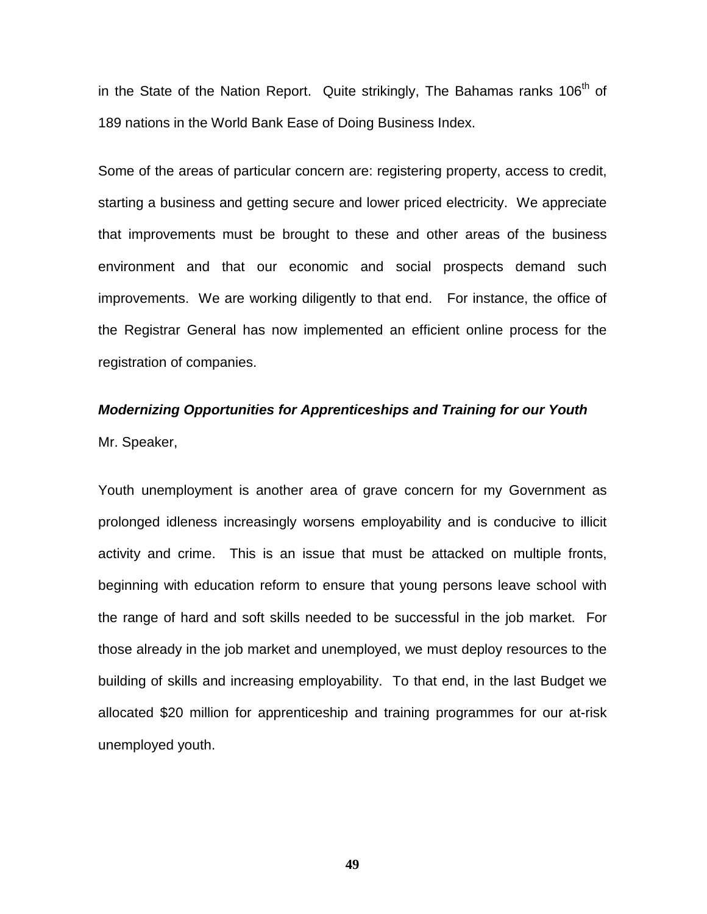in the State of the Nation Report. Quite strikingly, The Bahamas ranks 106th of 189 nations in the World Bank Ease of Doing Business Index.

Some of the areas of particular concern are: registering property, access to credit, starting a business and getting secure and lower priced electricity. We appreciate that improvements must be brought to these and other areas of the business environment and that our economic and social prospects demand such improvements. We are working diligently to that end. For instance, the office of the Registrar General has now implemented an efficient online process for the registration of companies.

***Modernizing Opportunities for Apprenticeships and Training for our Youth***

Mr. Speaker,

Youth unemployment is another area of grave concern for my Government as prolonged idleness increasingly worsens employability and is conducive to illicit activity and crime. This is an issue that must be attacked on multiple fronts, beginning with education reform to ensure that young persons leave school with the range of hard and soft skills needed to be successful in the job market. For those already in the job market and unemployed, we must deploy resources to the building of skills and increasing employability. To that end, in the last Budget we allocated $20 million for apprenticeship and training programmes for our at-risk unemployed youth.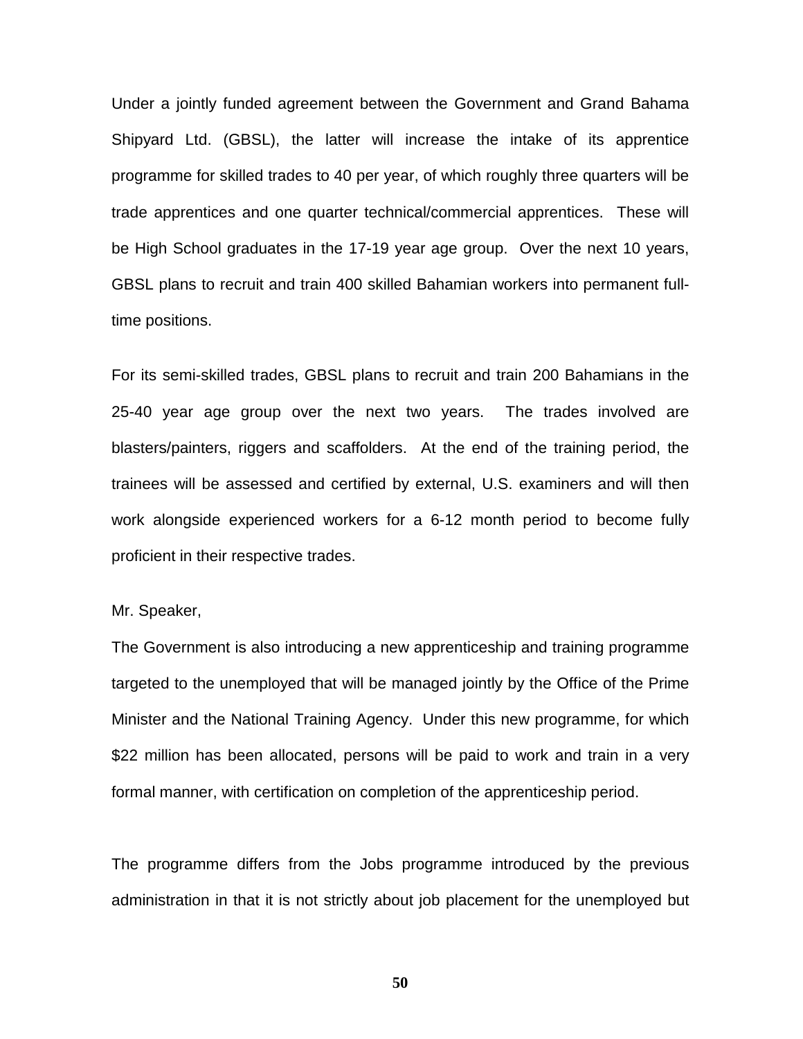Under a jointly funded agreement between the Government and Grand Bahama Shipyard Ltd. (GBSL), the latter will increase the intake of its apprentice programme for skilled trades to 40 per year, of which roughly three quarters will be trade apprentices and one quarter technical/commercial apprentices. These will be High School graduates in the 17-19 year age group. Over the next 10 years, GBSL plans to recruit and train 400 skilled Bahamian workers into permanent full-time positions.

For its semi-skilled trades, GBSL plans to recruit and train 200 Bahamians in the 25-40 year age group over the next two years. The trades involved are blasters/painters, riggers and scaffolders. At the end of the training period, the trainees will be assessed and certified by external, U.S. examiners and will then work alongside experienced workers for a 6-12 month period to become fully proficient in their respective trades.

Mr. Speaker,

The Government is also introducing a new apprenticeship and training programme targeted to the unemployed that will be managed jointly by the Office of the Prime Minister and the National Training Agency. Under this new programme, for which $22 million has been allocated, persons will be paid to work and train in a very formal manner, with certification on completion of the apprenticeship period.

The programme differs from the Jobs programme introduced by the previous administration in that it is not strictly about job placement for the unemployed but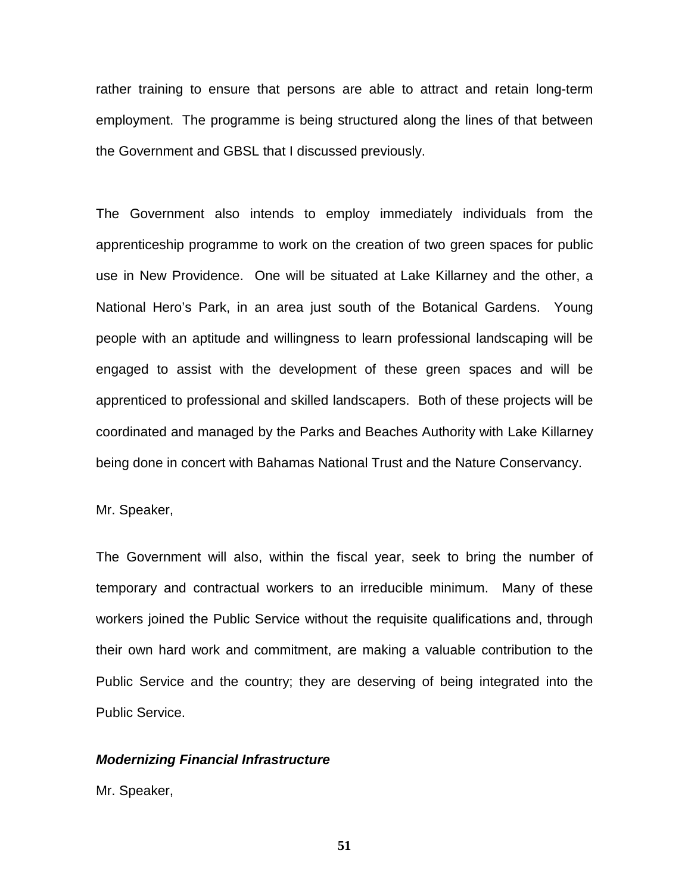rather training to ensure that persons are able to attract and retain long-term employment. The programme is being structured along the lines of that between the Government and GBSL that I discussed previously.

The Government also intends to employ immediately individuals from the apprenticeship programme to work on the creation of two green spaces for public use in New Providence. One will be situated at Lake Killarney and the other, a National Hero's Park, in an area just south of the Botanical Gardens. Young people with an aptitude and willingness to learn professional landscaping will be engaged to assist with the development of these green spaces and will be apprenticed to professional and skilled landscapers. Both of these projects will be coordinated and managed by the Parks and Beaches Authority with Lake Killarney being done in concert with Bahamas National Trust and the Nature Conservancy.

Mr. Speaker,

The Government will also, within the fiscal year, seek to bring the number of temporary and contractual workers to an irreducible minimum. Many of these workers joined the Public Service without the requisite qualifications and, through their own hard work and commitment, are making a valuable contribution to the Public Service and the country; they are deserving of being integrated into the Public Service.

***Modernizing Financial Infrastructure***

Mr. Speaker,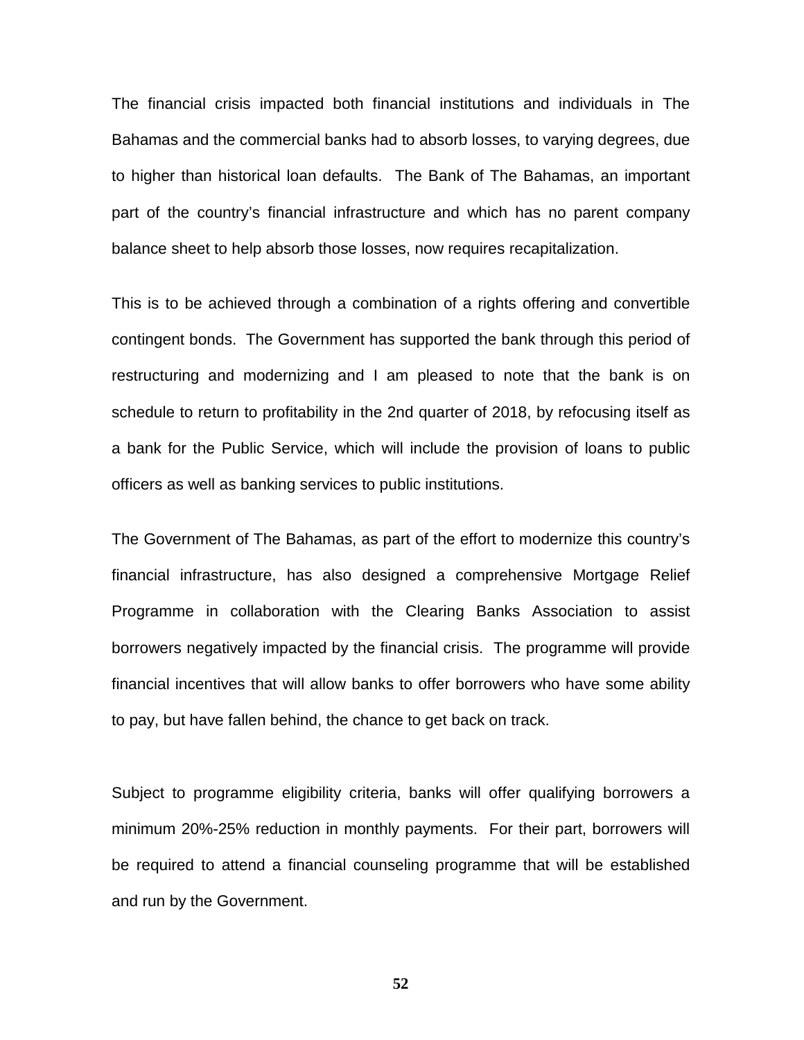The financial crisis impacted both financial institutions and individuals in The Bahamas and the commercial banks had to absorb losses, to varying degrees, due to higher than historical loan defaults. The Bank of The Bahamas, an important part of the country's financial infrastructure and which has no parent company balance sheet to help absorb those losses, now requires recapitalization.

This is to be achieved through a combination of a rights offering and convertible contingent bonds. The Government has supported the bank through this period of restructuring and modernizing and I am pleased to note that the bank is on schedule to return to profitability in the 2nd quarter of 2018, by refocusing itself as a bank for the Public Service, which will include the provision of loans to public officers as well as banking services to public institutions.

The Government of The Bahamas, as part of the effort to modernize this country's financial infrastructure, has also designed a comprehensive Mortgage Relief Programme in collaboration with the Clearing Banks Association to assist borrowers negatively impacted by the financial crisis. The programme will provide financial incentives that will allow banks to offer borrowers who have some ability to pay, but have fallen behind, the chance to get back on track.

Subject to programme eligibility criteria, banks will offer qualifying borrowers a minimum 20%-25% reduction in monthly payments. For their part, borrowers will be required to attend a financial counseling programme that will be established and run by the Government.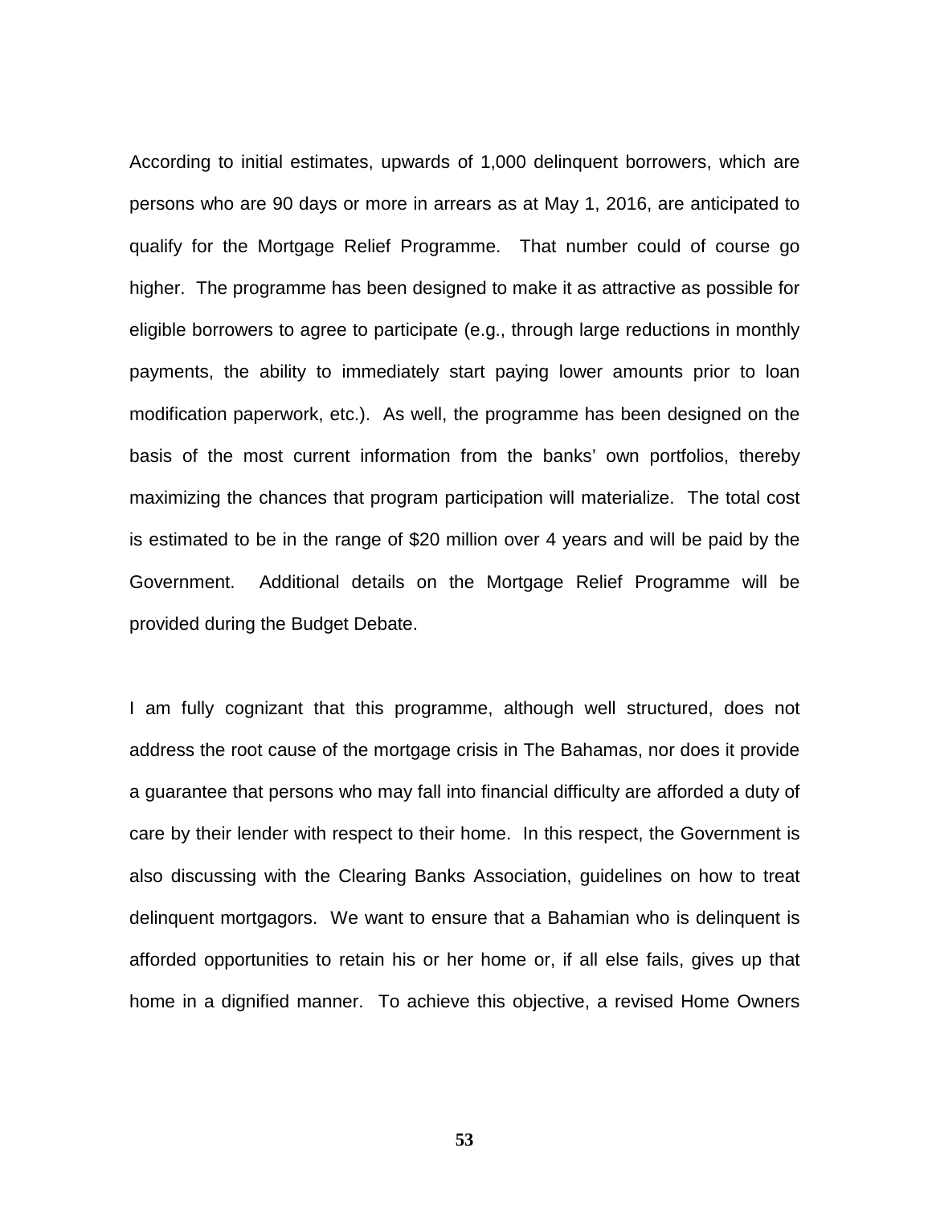According to initial estimates, upwards of 1,000 delinquent borrowers, which are persons who are 90 days or more in arrears as at May 1, 2016, are anticipated to qualify for the Mortgage Relief Programme. That number could of course go higher. The programme has been designed to make it as attractive as possible for eligible borrowers to agree to participate (e.g., through large reductions in monthly payments, the ability to immediately start paying lower amounts prior to loan modification paperwork, etc.). As well, the programme has been designed on the basis of the most current information from the banks' own portfolios, thereby maximizing the chances that program participation will materialize. The total cost is estimated to be in the range of $20 million over 4 years and will be paid by the Government. Additional details on the Mortgage Relief Programme will be provided during the Budget Debate.

I am fully cognizant that this programme, although well structured, does not address the root cause of the mortgage crisis in The Bahamas, nor does it provide a guarantee that persons who may fall into financial difficulty are afforded a duty of care by their lender with respect to their home. In this respect, the Government is also discussing with the Clearing Banks Association, guidelines on how to treat delinquent mortgagors. We want to ensure that a Bahamian who is delinquent is afforded opportunities to retain his or her home or, if all else fails, gives up that home in a dignified manner. To achieve this objective, a revised Home Owners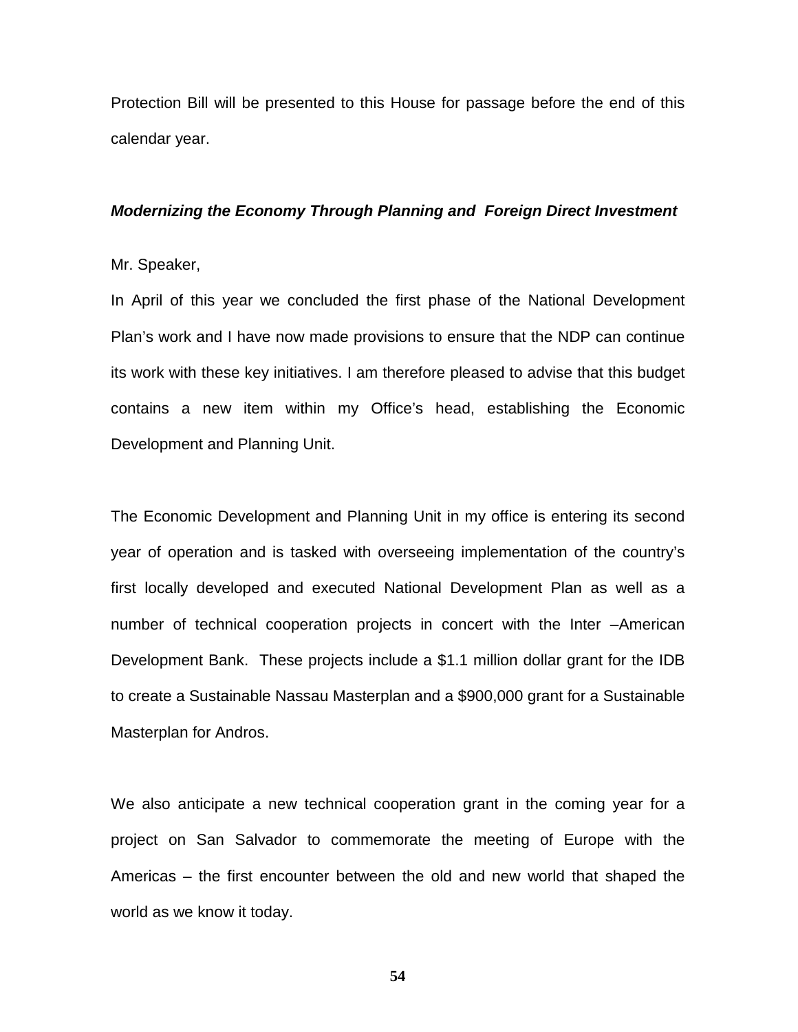Protection Bill will be presented to this House for passage before the end of this calendar year.

***Modernizing the Economy Through Planning and Foreign Direct Investment***

Mr. Speaker,

In April of this year we concluded the first phase of the National Development Plan's work and I have now made provisions to ensure that the NDP can continue its work with these key initiatives. I am therefore pleased to advise that this budget contains a new item within my Office's head, establishing the Economic Development and Planning Unit.

The Economic Development and Planning Unit in my office is entering its second year of operation and is tasked with overseeing implementation of the country's first locally developed and executed National Development Plan as well as a number of technical cooperation projects in concert with the Inter –American Development Bank. These projects include a $1.1 million dollar grant for the IDB to create a Sustainable Nassau Masterplan and a $900,000 grant for a Sustainable Masterplan for Andros.

We also anticipate a new technical cooperation grant in the coming year for a project on San Salvador to commemorate the meeting of Europe with the Americas – the first encounter between the old and new world that shaped the world as we know it today.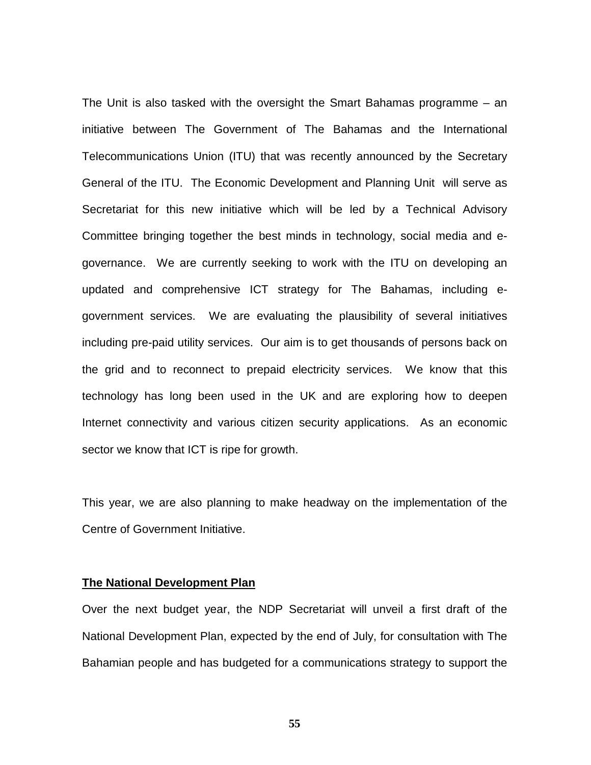The Unit is also tasked with the oversight the Smart Bahamas programme – an initiative between The Government of The Bahamas and the International Telecommunications Union (ITU) that was recently announced by the Secretary General of the ITU. The Economic Development and Planning Unit will serve as Secretariat for this new initiative which will be led by a Technical Advisory Committee bringing together the best minds in technology, social media and e-governance. We are currently seeking to work with the ITU on developing an updated and comprehensive ICT strategy for The Bahamas, including e-government services. We are evaluating the plausibility of several initiatives including pre-paid utility services. Our aim is to get thousands of persons back on the grid and to reconnect to prepaid electricity services. We know that this technology has long been used in the UK and are exploring how to deepen Internet connectivity and various citizen security applications. As an economic sector we know that ICT is ripe for growth.

This year, we are also planning to make headway on the implementation of the Centre of Government Initiative.

**The National Development Plan**

Over the next budget year, the NDP Secretariat will unveil a first draft of the National Development Plan, expected by the end of July, for consultation with The Bahamian people and has budgeted for a communications strategy to support the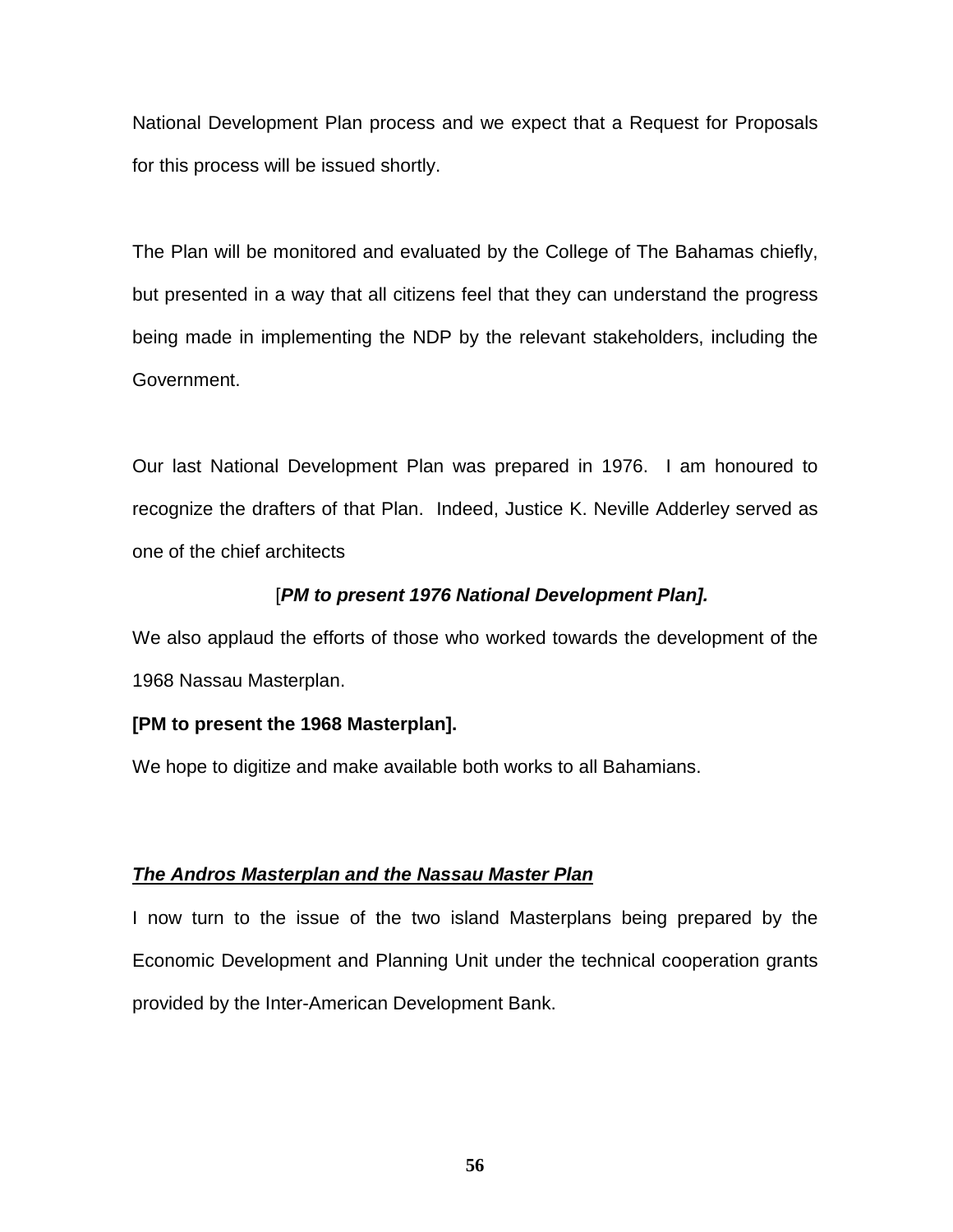National Development Plan process and we expect that a Request for Proposals for this process will be issued shortly.

The Plan will be monitored and evaluated by the College of The Bahamas chiefly, but presented in a way that all citizens feel that they can understand the progress being made in implementing the NDP by the relevant stakeholders, including the Government.

Our last National Development Plan was prepared in 1976. I am honoured to recognize the drafters of that Plan. Indeed, Justice K. Neville Adderley served as one of the chief architects

[***PM to present 1976 National Development Plan].***

We also applaud the efforts of those who worked towards the development of the 1968 Nassau Masterplan.

**[PM to present the 1968 Masterplan].**

We hope to digitize and make available both works to all Bahamians.

***<u>The Andros Masterplan and the Nassau Master Plan</u>***

I now turn to the issue of the two island Masterplans being prepared by the Economic Development and Planning Unit under the technical cooperation grants provided by the Inter-American Development Bank.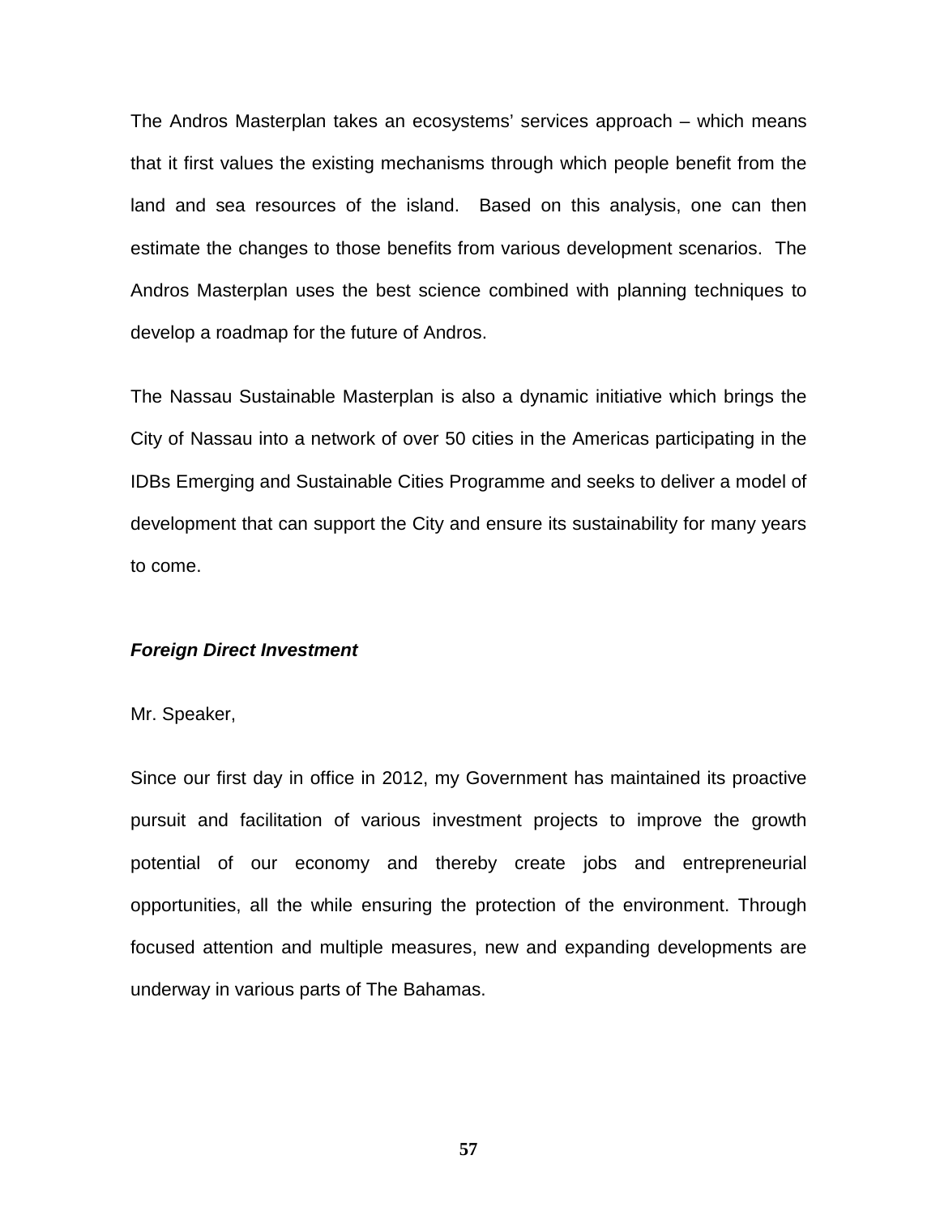The Andros Masterplan takes an ecosystems' services approach – which means that it first values the existing mechanisms through which people benefit from the land and sea resources of the island. Based on this analysis, one can then estimate the changes to those benefits from various development scenarios. The Andros Masterplan uses the best science combined with planning techniques to develop a roadmap for the future of Andros.

The Nassau Sustainable Masterplan is also a dynamic initiative which brings the City of Nassau into a network of over 50 cities in the Americas participating in the IDBs Emerging and Sustainable Cities Programme and seeks to deliver a model of development that can support the City and ensure its sustainability for many years to come.

***Foreign Direct Investment***

Mr. Speaker,

Since our first day in office in 2012, my Government has maintained its proactive pursuit and facilitation of various investment projects to improve the growth potential of our economy and thereby create jobs and entrepreneurial opportunities, all the while ensuring the protection of the environment. Through focused attention and multiple measures, new and expanding developments are underway in various parts of The Bahamas.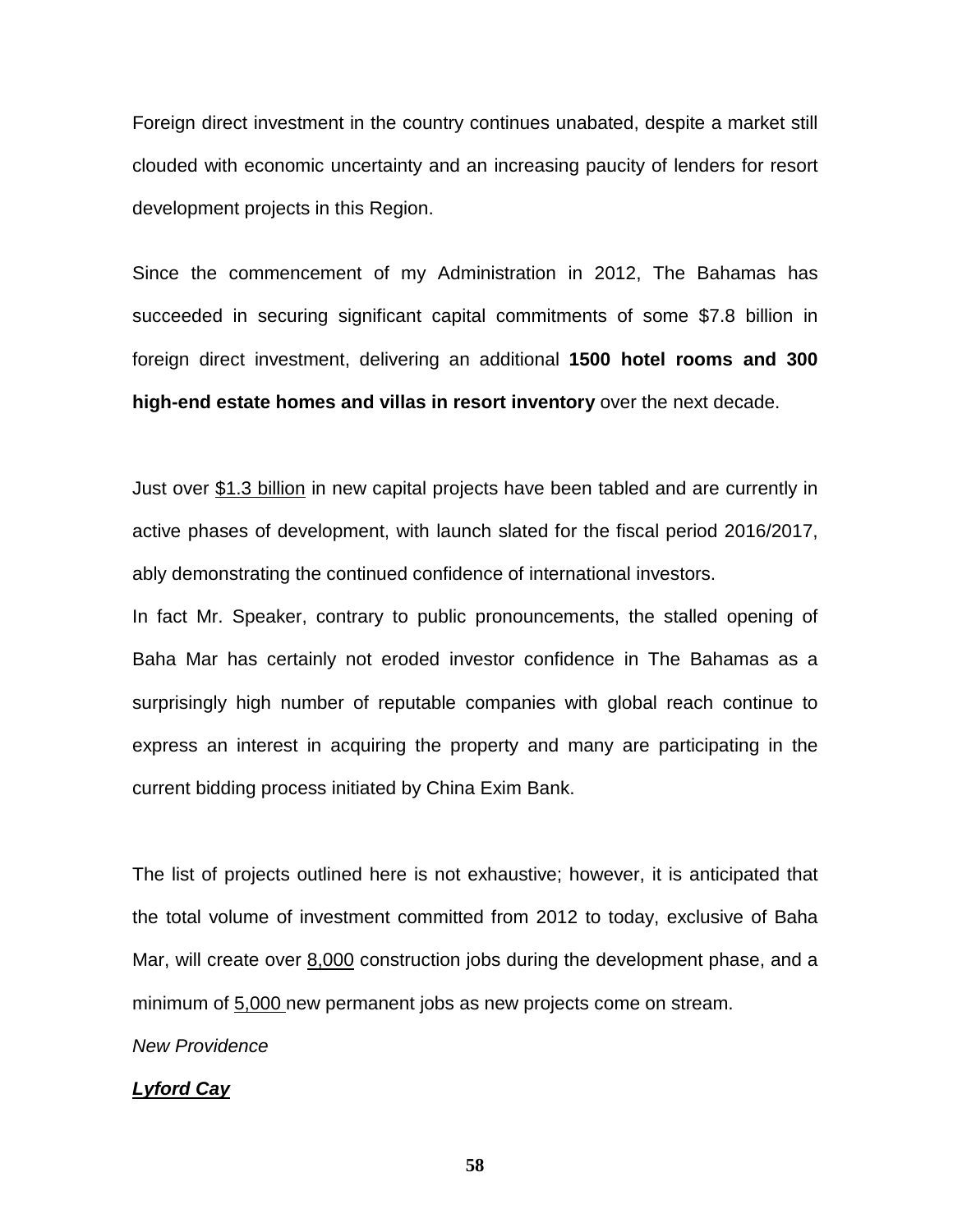Foreign direct investment in the country continues unabated, despite a market still clouded with economic uncertainty and an increasing paucity of lenders for resort development projects in this Region.

Since the commencement of my Administration in 2012, The Bahamas has succeeded in securing significant capital commitments of some $7.8 billion in foreign direct investment, delivering an additional **1500 hotel rooms and 300 high-end estate homes and villas in resort inventory** over the next decade.

Just over <u>$1.3 billion</u> in new capital projects have been tabled and are currently in active phases of development, with launch slated for the fiscal period 2016/2017, ably demonstrating the continued confidence of international investors.

In fact Mr. Speaker, contrary to public pronouncements, the stalled opening of Baha Mar has certainly not eroded investor confidence in The Bahamas as a surprisingly high number of reputable companies with global reach continue to express an interest in acquiring the property and many are participating in the current bidding process initiated by China Exim Bank.

The list of projects outlined here is not exhaustive; however, it is anticipated that the total volume of investment committed from 2012 to today, exclusive of Baha Mar, will create over <u>8,000</u> construction jobs during the development phase, and a minimum of <u>5,000</u> new permanent jobs as new projects come on stream.

*New Providence*

***<u>Lyford Cay</u>***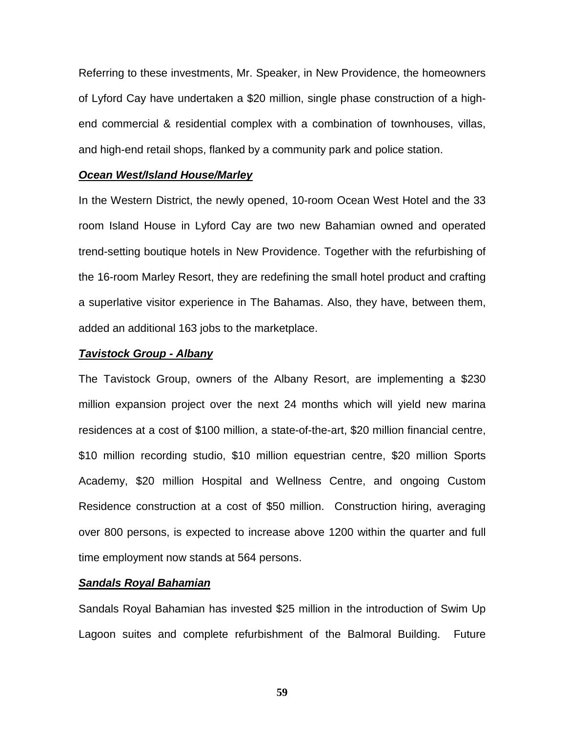Referring to these investments, Mr. Speaker, in New Providence, the homeowners of Lyford Cay have undertaken a $20 million, single phase construction of a high-end commercial & residential complex with a combination of townhouses, villas, and high-end retail shops, flanked by a community park and police station.

***Ocean West/Island House/Marley***

In the Western District, the newly opened, 10-room Ocean West Hotel and the 33 room Island House in Lyford Cay are two new Bahamian owned and operated trend-setting boutique hotels in New Providence. Together with the refurbishing of the 16-room Marley Resort, they are redefining the small hotel product and crafting a superlative visitor experience in The Bahamas. Also, they have, between them, added an additional 163 jobs to the marketplace.

***Tavistock Group - Albany***

The Tavistock Group, owners of the Albany Resort, are implementing a $230 million expansion project over the next 24 months which will yield new marina residences at a cost of $100 million, a state-of-the-art, $20 million financial centre, $10 million recording studio, $10 million equestrian centre, $20 million Sports Academy, $20 million Hospital and Wellness Centre, and ongoing Custom Residence construction at a cost of $50 million. Construction hiring, averaging over 800 persons, is expected to increase above 1200 within the quarter and full time employment now stands at 564 persons.

***Sandals Royal Bahamian***

Sandals Royal Bahamian has invested $25 million in the introduction of Swim Up Lagoon suites and complete refurbishment of the Balmoral Building. Future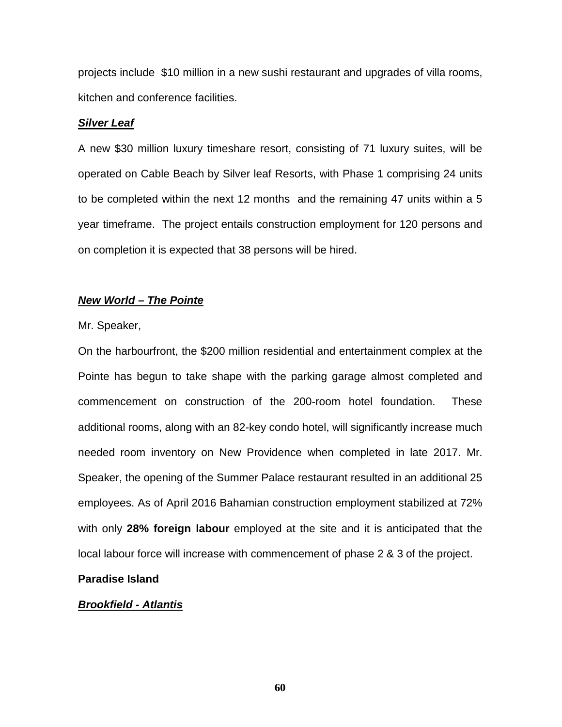projects include $10 million in a new sushi restaurant and upgrades of villa rooms, kitchen and conference facilities.

***Silver Leaf***

A new $30 million luxury timeshare resort, consisting of 71 luxury suites, will be operated on Cable Beach by Silver leaf Resorts, with Phase 1 comprising 24 units to be completed within the next 12 months and the remaining 47 units within a 5 year timeframe. The project entails construction employment for 120 persons and on completion it is expected that 38 persons will be hired.

***New World – The Pointe***

Mr. Speaker,

On the harbourfront, the $200 million residential and entertainment complex at the Pointe has begun to take shape with the parking garage almost completed and commencement on construction of the 200-room hotel foundation. These additional rooms, along with an 82-key condo hotel, will significantly increase much needed room inventory on New Providence when completed in late 2017. Mr. Speaker, the opening of the Summer Palace restaurant resulted in an additional 25 employees. As of April 2016 Bahamian construction employment stabilized at 72% with only **28% foreign labour** employed at the site and it is anticipated that the local labour force will increase with commencement of phase 2 & 3 of the project.

**Paradise Island**

***Brookfield - Atlantis***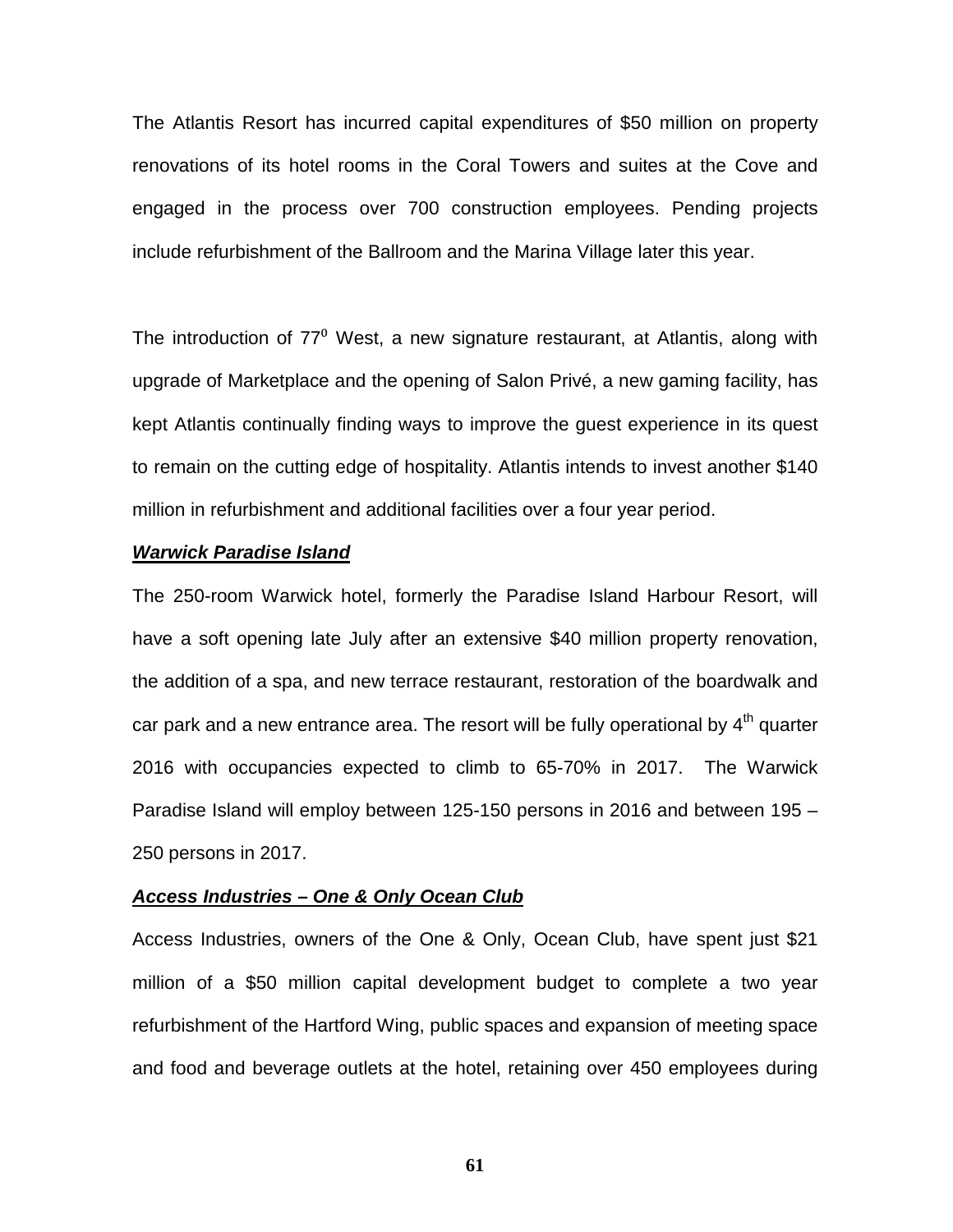The Atlantis Resort has incurred capital expenditures of $50 million on property renovations of its hotel rooms in the Coral Towers and suites at the Cove and engaged in the process over 700 construction employees. Pending projects include refurbishment of the Ballroom and the Marina Village later this year.

The introduction of $77^0$ West, a new signature restaurant, at Atlantis, along with upgrade of Marketplace and the opening of Salon Privé, a new gaming facility, has kept Atlantis continually finding ways to improve the guest experience in its quest to remain on the cutting edge of hospitality. Atlantis intends to invest another $140 million in refurbishment and additional facilities over a four year period.

***Warwick Paradise Island***

The 250-room Warwick hotel, formerly the Paradise Island Harbour Resort, will have a soft opening late July after an extensive $40 million property renovation, the addition of a spa, and new terrace restaurant, restoration of the boardwalk and car park and a new entrance area. The resort will be fully operational by $4^{th}$ quarter 2016 with occupancies expected to climb to 65-70% in 2017. The Warwick Paradise Island will employ between 125-150 persons in 2016 and between 195 – 250 persons in 2017.

***Access Industries – One & Only Ocean Club***

Access Industries, owners of the One & Only, Ocean Club, have spent just $21 million of a $50 million capital development budget to complete a two year refurbishment of the Hartford Wing, public spaces and expansion of meeting space and food and beverage outlets at the hotel, retaining over 450 employees during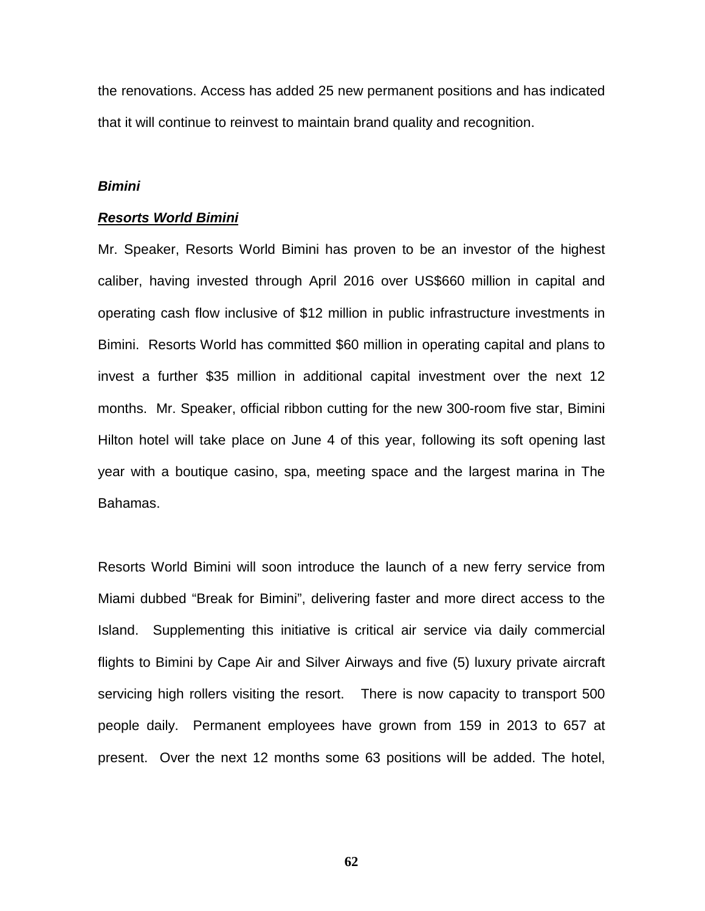the renovations. Access has added 25 new permanent positions and has indicated that it will continue to reinvest to maintain brand quality and recognition.

***Bimini***

***<u>Resorts World Bimini</u>***

Mr. Speaker, Resorts World Bimini has proven to be an investor of the highest caliber, having invested through April 2016 over US$660 million in capital and operating cash flow inclusive of $12 million in public infrastructure investments in Bimini. Resorts World has committed $60 million in operating capital and plans to invest a further $35 million in additional capital investment over the next 12 months. Mr. Speaker, official ribbon cutting for the new 300-room five star, Bimini Hilton hotel will take place on June 4 of this year, following its soft opening last year with a boutique casino, spa, meeting space and the largest marina in The Bahamas.

Resorts World Bimini will soon introduce the launch of a new ferry service from Miami dubbed "Break for Bimini", delivering faster and more direct access to the Island. Supplementing this initiative is critical air service via daily commercial flights to Bimini by Cape Air and Silver Airways and five (5) luxury private aircraft servicing high rollers visiting the resort. There is now capacity to transport 500 people daily. Permanent employees have grown from 159 in 2013 to 657 at present. Over the next 12 months some 63 positions will be added. The hotel,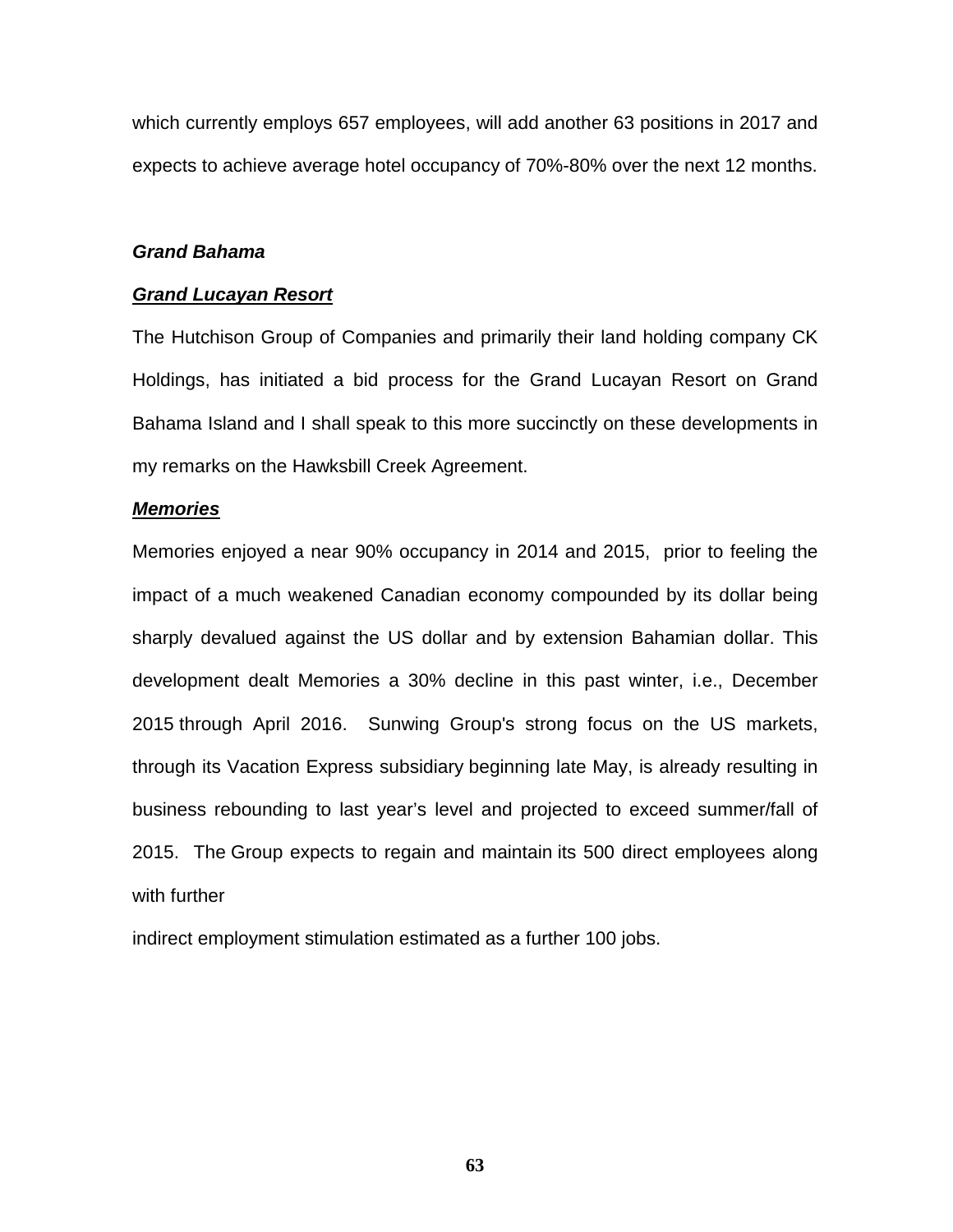which currently employs 657 employees, will add another 63 positions in 2017 and expects to achieve average hotel occupancy of 70%-80% over the next 12 months.

***Grand Bahama***

***<u>Grand Lucayan Resort</u>***

The Hutchison Group of Companies and primarily their land holding company CK Holdings, has initiated a bid process for the Grand Lucayan Resort on Grand Bahama Island and I shall speak to this more succinctly on these developments in my remarks on the Hawksbill Creek Agreement.

***<u>Memories</u>***

Memories enjoyed a near 90% occupancy in 2014 and 2015, prior to feeling the impact of a much weakened Canadian economy compounded by its dollar being sharply devalued against the US dollar and by extension Bahamian dollar. This development dealt Memories a 30% decline in this past winter, i.e., December 2015 through April 2016. Sunwing Group's strong focus on the US markets, through its Vacation Express subsidiary beginning late May, is already resulting in business rebounding to last year's level and projected to exceed summer/fall of 2015. The Group expects to regain and maintain its 500 direct employees along with further

indirect employment stimulation estimated as a further 100 jobs.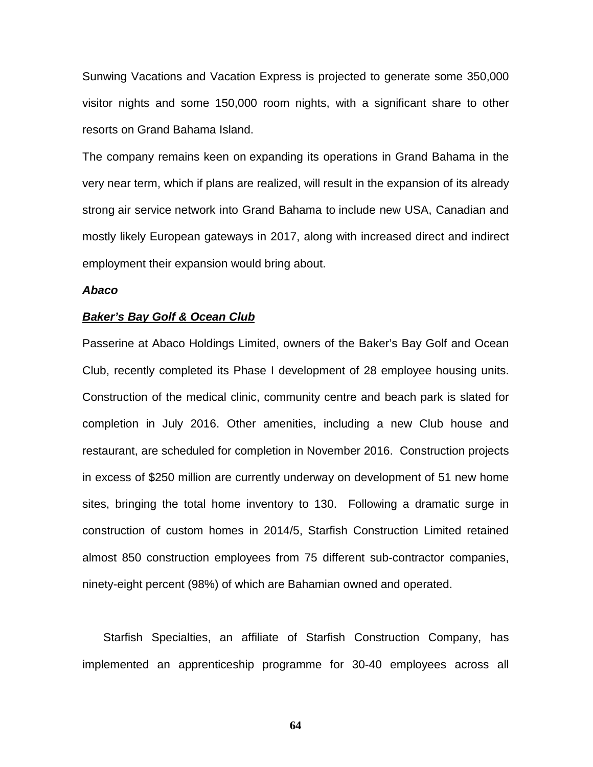Sunwing Vacations and Vacation Express is projected to generate some 350,000 visitor nights and some 150,000 room nights, with a significant share to other resorts on Grand Bahama Island.

The company remains keen on expanding its operations in Grand Bahama in the very near term, which if plans are realized, will result in the expansion of its already strong air service network into Grand Bahama to include new USA, Canadian and mostly likely European gateways in 2017, along with increased direct and indirect employment their expansion would bring about.

***Abaco***

***<u>Baker's Bay Golf & Ocean Club</u>***

Passerine at Abaco Holdings Limited, owners of the Baker's Bay Golf and Ocean Club, recently completed its Phase I development of 28 employee housing units. Construction of the medical clinic, community centre and beach park is slated for completion in July 2016. Other amenities, including a new Club house and restaurant, are scheduled for completion in November 2016. Construction projects in excess of $250 million are currently underway on development of 51 new home sites, bringing the total home inventory to 130. Following a dramatic surge in construction of custom homes in 2014/5, Starfish Construction Limited retained almost 850 construction employees from 75 different sub-contractor companies, ninety-eight percent (98%) of which are Bahamian owned and operated.

Starfish Specialties, an affiliate of Starfish Construction Company, has implemented an apprenticeship programme for 30-40 employees across all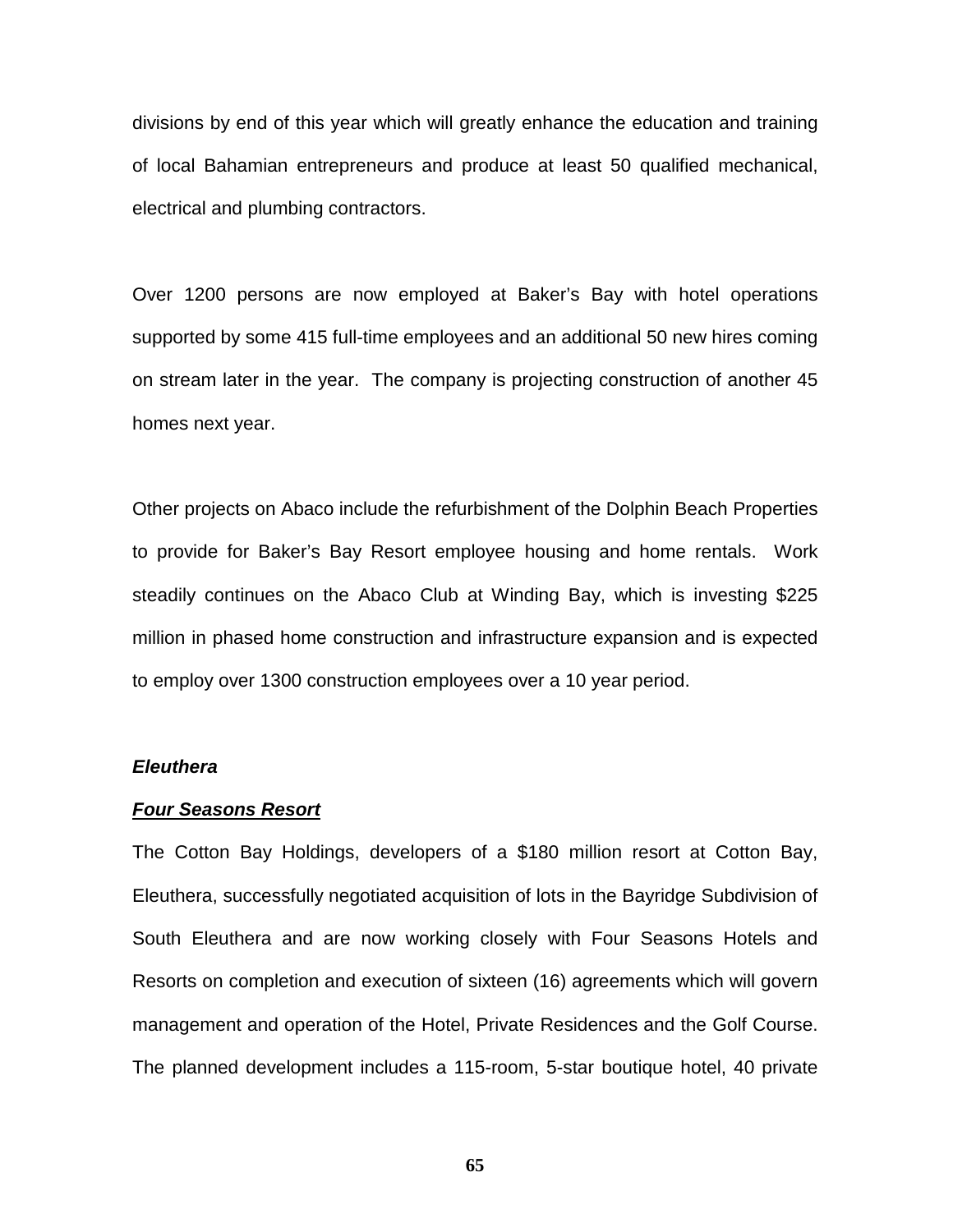divisions by end of this year which will greatly enhance the education and training of local Bahamian entrepreneurs and produce at least 50 qualified mechanical, electrical and plumbing contractors.

Over 1200 persons are now employed at Baker's Bay with hotel operations supported by some 415 full-time employees and an additional 50 new hires coming on stream later in the year. The company is projecting construction of another 45 homes next year.

Other projects on Abaco include the refurbishment of the Dolphin Beach Properties to provide for Baker's Bay Resort employee housing and home rentals. Work steadily continues on the Abaco Club at Winding Bay, which is investing $225 million in phased home construction and infrastructure expansion and is expected to employ over 1300 construction employees over a 10 year period.

***Eleuthera***

***<u>Four Seasons Resort</u>***

The Cotton Bay Holdings, developers of a $180 million resort at Cotton Bay, Eleuthera, successfully negotiated acquisition of lots in the Bayridge Subdivision of South Eleuthera and are now working closely with Four Seasons Hotels and Resorts on completion and execution of sixteen (16) agreements which will govern management and operation of the Hotel, Private Residences and the Golf Course. The planned development includes a 115-room, 5-star boutique hotel, 40 private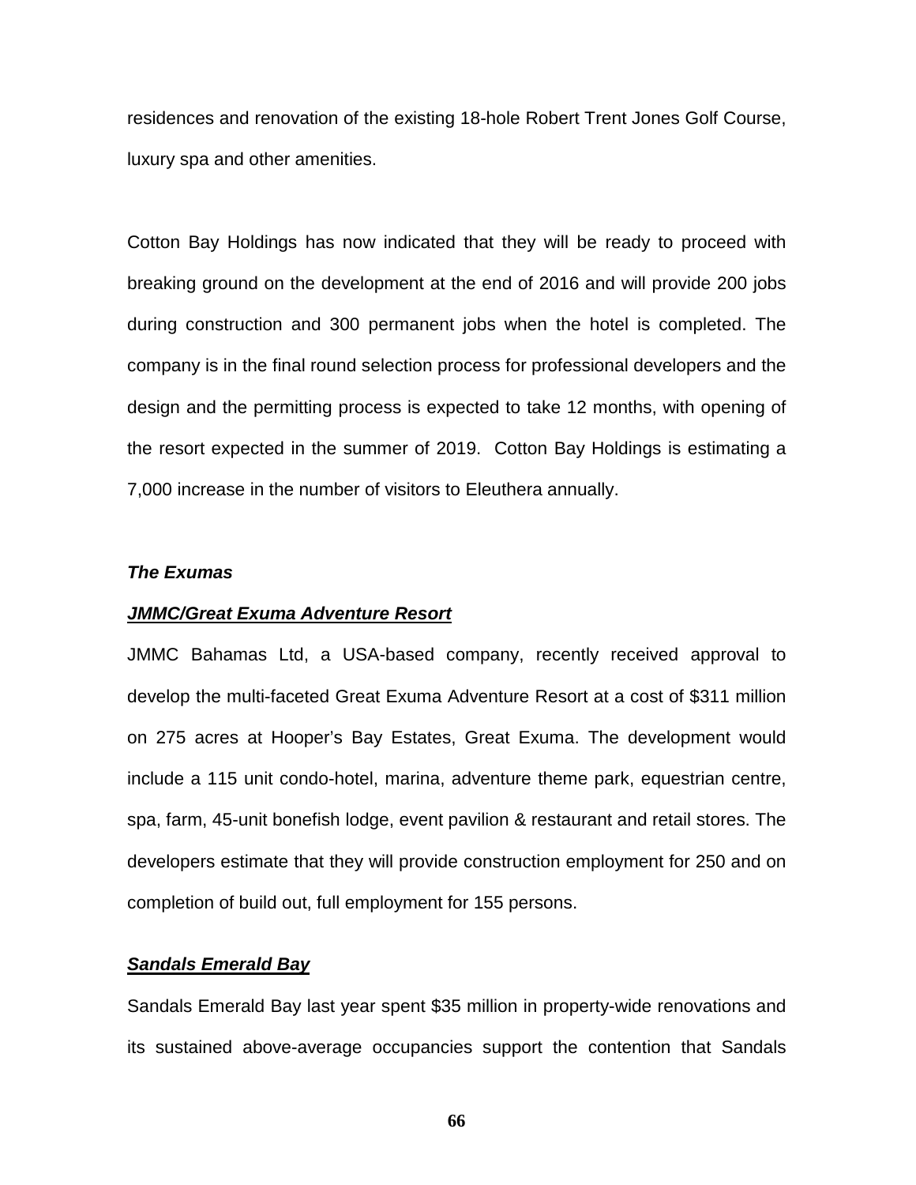residences and renovation of the existing 18-hole Robert Trent Jones Golf Course, luxury spa and other amenities.

Cotton Bay Holdings has now indicated that they will be ready to proceed with breaking ground on the development at the end of 2016 and will provide 200 jobs during construction and 300 permanent jobs when the hotel is completed. The company is in the final round selection process for professional developers and the design and the permitting process is expected to take 12 months, with opening of the resort expected in the summer of 2019. Cotton Bay Holdings is estimating a 7,000 increase in the number of visitors to Eleuthera annually.

***The Exumas***

***<u>JMMC/Great Exuma Adventure Resort</u>***

JMMC Bahamas Ltd, a USA-based company, recently received approval to develop the multi-faceted Great Exuma Adventure Resort at a cost of $311 million on 275 acres at Hooper's Bay Estates, Great Exuma. The development would include a 115 unit condo-hotel, marina, adventure theme park, equestrian centre, spa, farm, 45-unit bonefish lodge, event pavilion & restaurant and retail stores. The developers estimate that they will provide construction employment for 250 and on completion of build out, full employment for 155 persons.

***<u>Sandals Emerald Bay</u>***

Sandals Emerald Bay last year spent $35 million in property-wide renovations and its sustained above-average occupancies support the contention that Sandals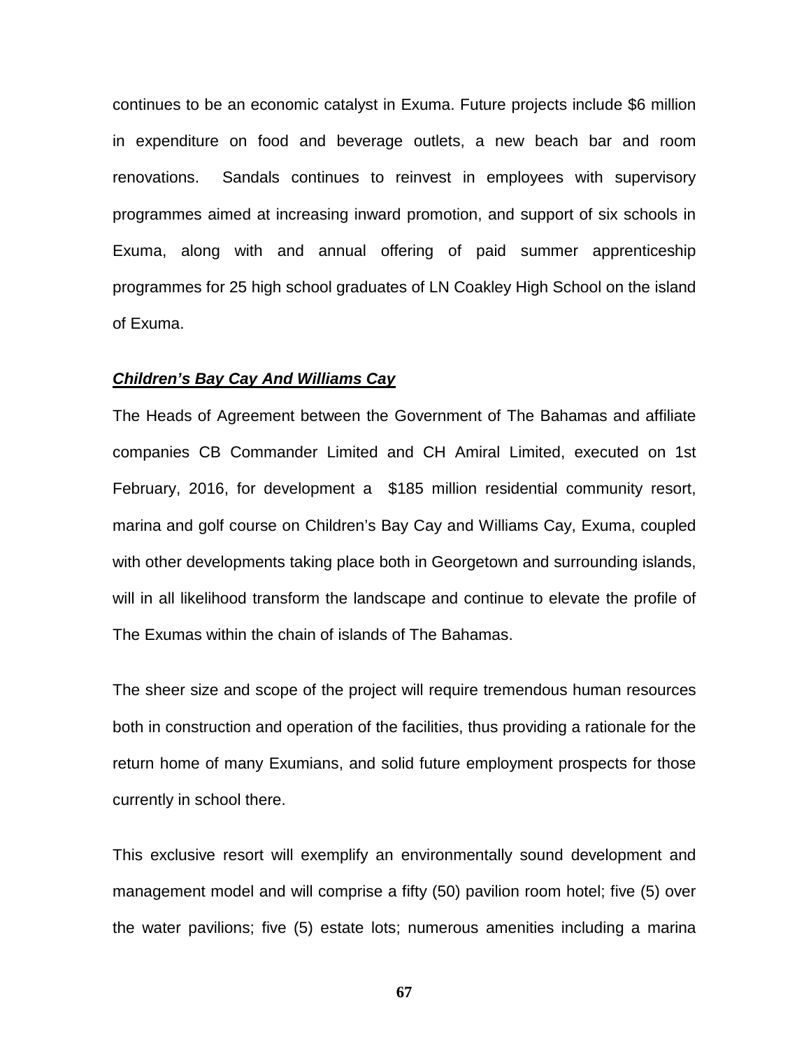continues to be an economic catalyst in Exuma. Future projects include $6 million in expenditure on food and beverage outlets, a new beach bar and room renovations. Sandals continues to reinvest in employees with supervisory programmes aimed at increasing inward promotion, and support of six schools in Exuma, along with and annual offering of paid summer apprenticeship programmes for 25 high school graduates of LN Coakley High School on the island of Exuma.

***Children's Bay Cay And Williams Cay***

The Heads of Agreement between the Government of The Bahamas and affiliate companies CB Commander Limited and CH Amiral Limited, executed on 1st February, 2016, for development a $185 million residential community resort, marina and golf course on Children's Bay Cay and Williams Cay, Exuma, coupled with other developments taking place both in Georgetown and surrounding islands, will in all likelihood transform the landscape and continue to elevate the profile of The Exumas within the chain of islands of The Bahamas.

The sheer size and scope of the project will require tremendous human resources both in construction and operation of the facilities, thus providing a rationale for the return home of many Exumians, and solid future employment prospects for those currently in school there.

This exclusive resort will exemplify an environmentally sound development and management model and will comprise a fifty (50) pavilion room hotel; five (5) over the water pavilions; five (5) estate lots; numerous amenities including a marina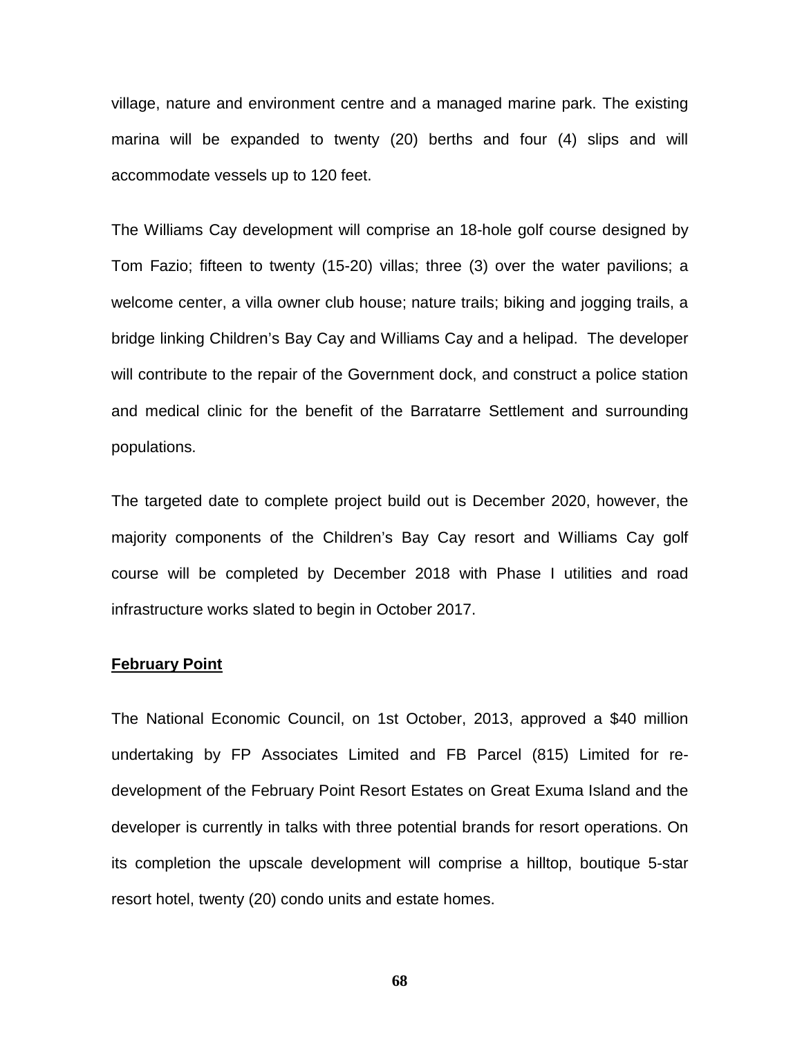village, nature and environment centre and a managed marine park. The existing marina will be expanded to twenty (20) berths and four (4) slips and will accommodate vessels up to 120 feet.

The Williams Cay development will comprise an 18-hole golf course designed by Tom Fazio; fifteen to twenty (15-20) villas; three (3) over the water pavilions; a welcome center, a villa owner club house; nature trails; biking and jogging trails, a bridge linking Children's Bay Cay and Williams Cay and a helipad. The developer will contribute to the repair of the Government dock, and construct a police station and medical clinic for the benefit of the Barratarre Settlement and surrounding populations.

The targeted date to complete project build out is December 2020, however, the majority components of the Children's Bay Cay resort and Williams Cay golf course will be completed by December 2018 with Phase I utilities and road infrastructure works slated to begin in October 2017.

**February Point**

The National Economic Council, on 1st October, 2013, approved a $40 million undertaking by FP Associates Limited and FB Parcel (815) Limited for re-development of the February Point Resort Estates on Great Exuma Island and the developer is currently in talks with three potential brands for resort operations. On its completion the upscale development will comprise a hilltop, boutique 5-star resort hotel, twenty (20) condo units and estate homes.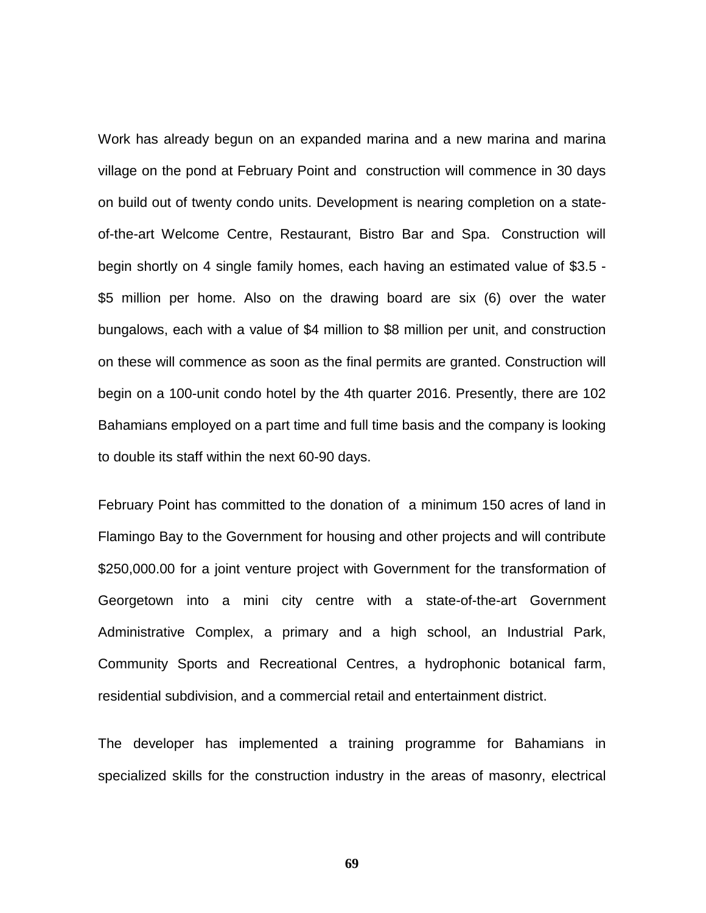Work has already begun on an expanded marina and a new marina and marina village on the pond at February Point and construction will commence in 30 days on build out of twenty condo units. Development is nearing completion on a state-of-the-art Welcome Centre, Restaurant, Bistro Bar and Spa. Construction will begin shortly on 4 single family homes, each having an estimated value of $3.5 - $5 million per home. Also on the drawing board are six (6) over the water bungalows, each with a value of $4 million to $8 million per unit, and construction on these will commence as soon as the final permits are granted. Construction will begin on a 100-unit condo hotel by the 4th quarter 2016. Presently, there are 102 Bahamians employed on a part time and full time basis and the company is looking to double its staff within the next 60-90 days.

February Point has committed to the donation of a minimum 150 acres of land in Flamingo Bay to the Government for housing and other projects and will contribute $250,000.00 for a joint venture project with Government for the transformation of Georgetown into a mini city centre with a state-of-the-art Government Administrative Complex, a primary and a high school, an Industrial Park, Community Sports and Recreational Centres, a hydrophonic botanical farm, residential subdivision, and a commercial retail and entertainment district.

The developer has implemented a training programme for Bahamians in specialized skills for the construction industry in the areas of masonry, electrical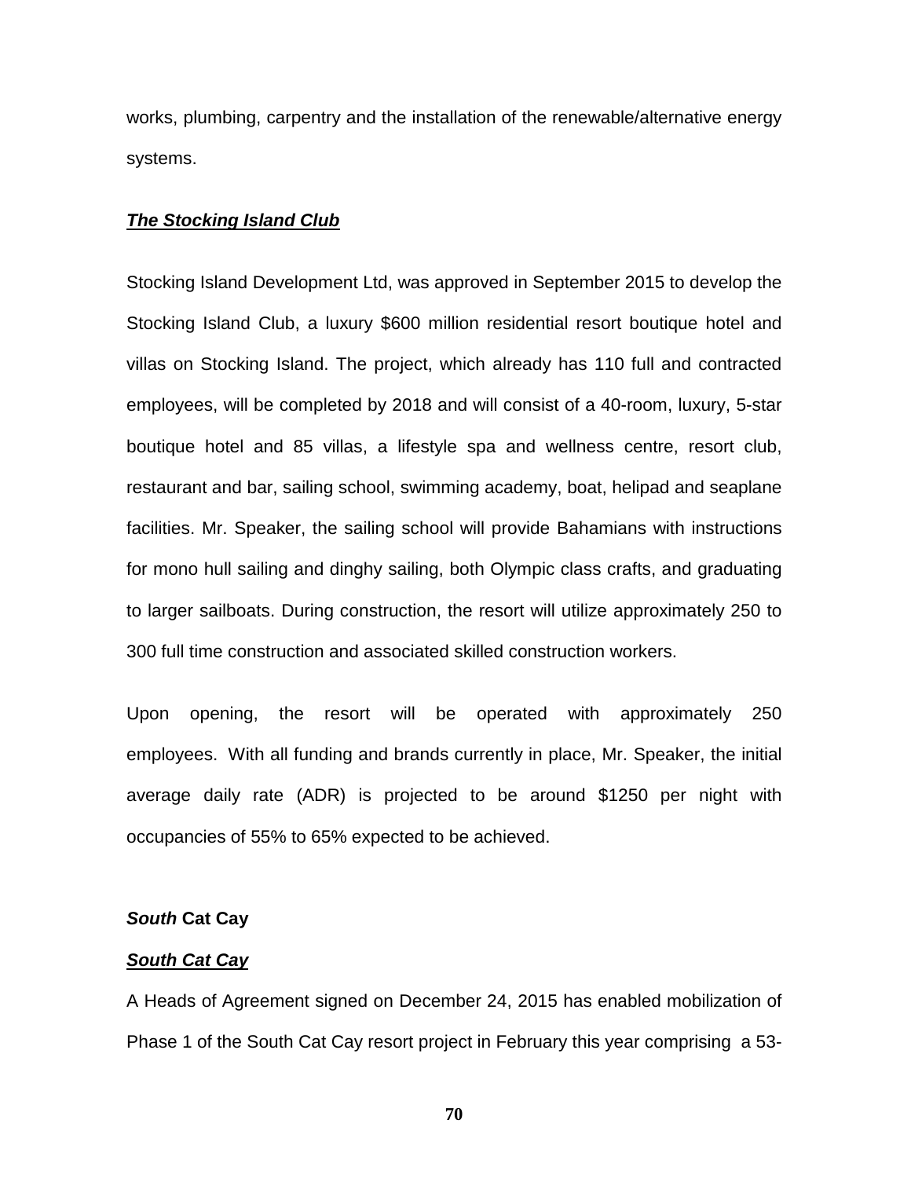works, plumbing, carpentry and the installation of the renewable/alternative energy systems.

***The Stocking Island Club***

Stocking Island Development Ltd, was approved in September 2015 to develop the Stocking Island Club, a luxury $600 million residential resort boutique hotel and villas on Stocking Island. The project, which already has 110 full and contracted employees, will be completed by 2018 and will consist of a 40-room, luxury, 5-star boutique hotel and 85 villas, a lifestyle spa and wellness centre, resort club, restaurant and bar, sailing school, swimming academy, boat, helipad and seaplane facilities. Mr. Speaker, the sailing school will provide Bahamians with instructions for mono hull sailing and dinghy sailing, both Olympic class crafts, and graduating to larger sailboats. During construction, the resort will utilize approximately 250 to 300 full time construction and associated skilled construction workers.

Upon opening, the resort will be operated with approximately 250 employees. With all funding and brands currently in place, Mr. Speaker, the initial average daily rate (ADR) is projected to be around $1250 per night with occupancies of 55% to 65% expected to be achieved.

***South* Cat Cay**

***South Cat Cay***

A Heads of Agreement signed on December 24, 2015 has enabled mobilization of Phase 1 of the South Cat Cay resort project in February this year comprising a 53-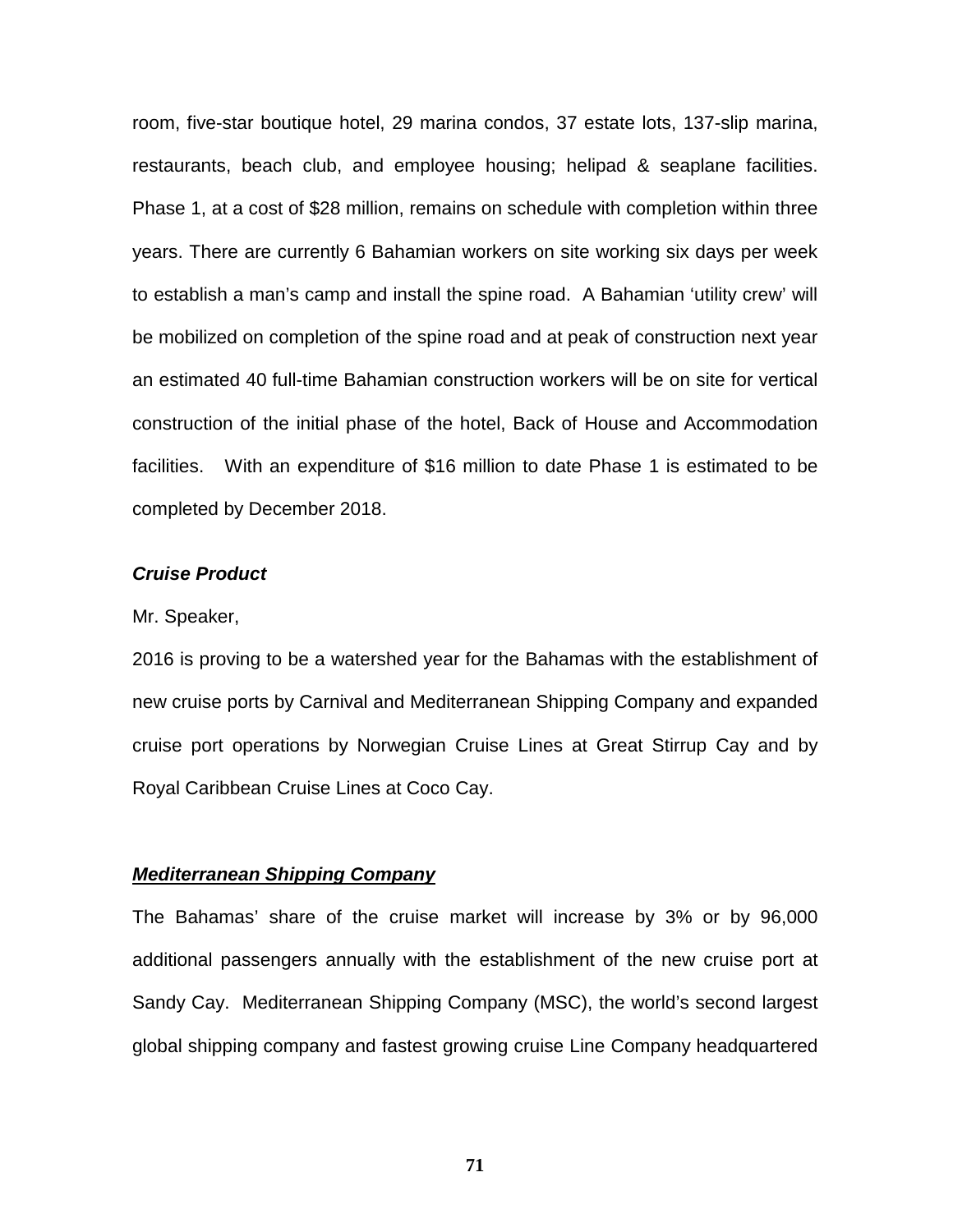room, five-star boutique hotel, 29 marina condos, 37 estate lots, 137-slip marina, restaurants, beach club, and employee housing; helipad & seaplane facilities. Phase 1, at a cost of $28 million, remains on schedule with completion within three years. There are currently 6 Bahamian workers on site working six days per week to establish a man's camp and install the spine road. A Bahamian 'utility crew' will be mobilized on completion of the spine road and at peak of construction next year an estimated 40 full-time Bahamian construction workers will be on site for vertical construction of the initial phase of the hotel, Back of House and Accommodation facilities. With an expenditure of $16 million to date Phase 1 is estimated to be completed by December 2018.

***Cruise Product***

Mr. Speaker,

2016 is proving to be a watershed year for the Bahamas with the establishment of new cruise ports by Carnival and Mediterranean Shipping Company and expanded cruise port operations by Norwegian Cruise Lines at Great Stirrup Cay and by Royal Caribbean Cruise Lines at Coco Cay.

***<u>Mediterranean Shipping Company</u>***

The Bahamas' share of the cruise market will increase by 3% or by 96,000 additional passengers annually with the establishment of the new cruise port at Sandy Cay. Mediterranean Shipping Company (MSC), the world's second largest global shipping company and fastest growing cruise Line Company headquartered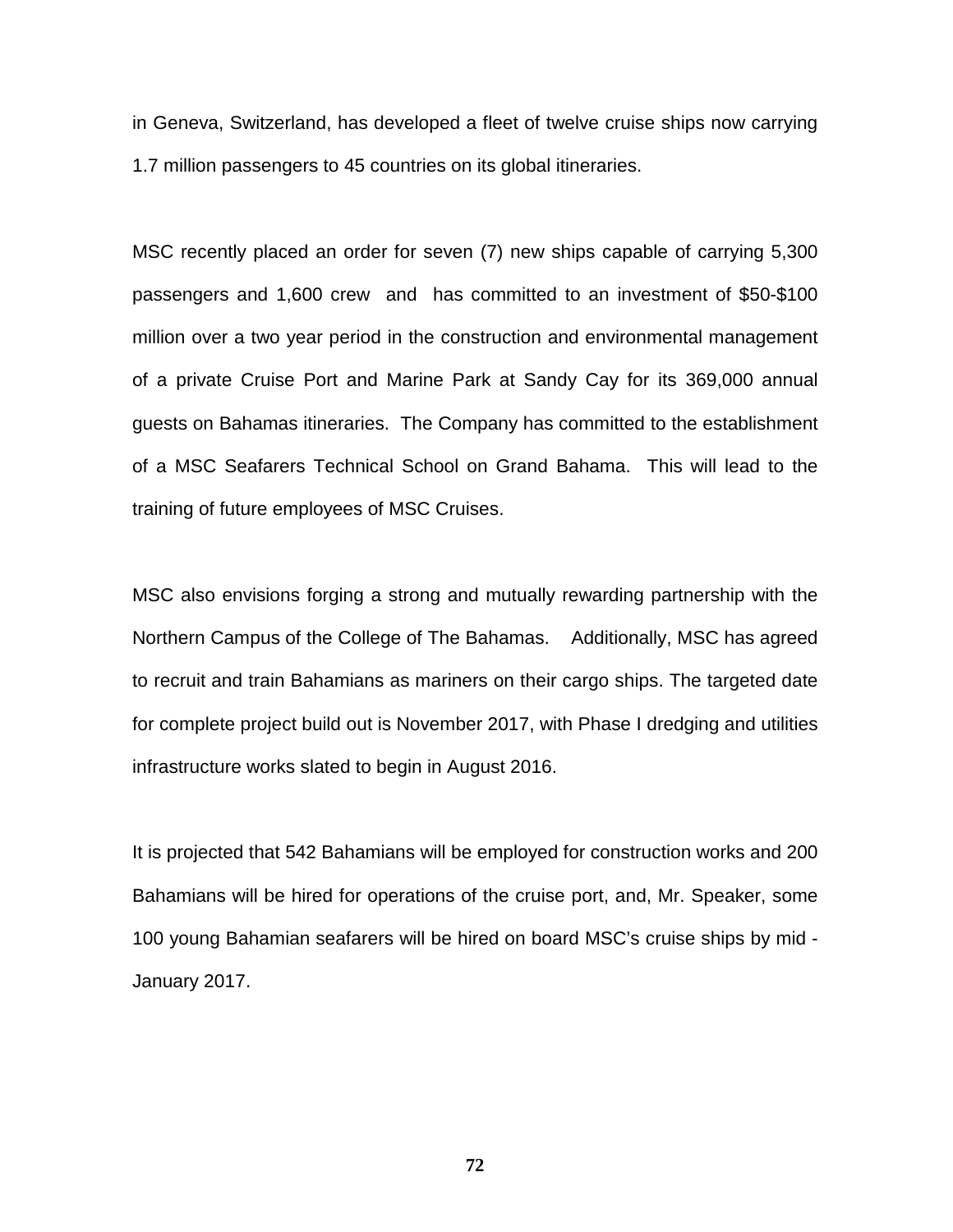in Geneva, Switzerland, has developed a fleet of twelve cruise ships now carrying 1.7 million passengers to 45 countries on its global itineraries.

MSC recently placed an order for seven (7) new ships capable of carrying 5,300 passengers and 1,600 crew and has committed to an investment of $50-$100 million over a two year period in the construction and environmental management of a private Cruise Port and Marine Park at Sandy Cay for its 369,000 annual guests on Bahamas itineraries. The Company has committed to the establishment of a MSC Seafarers Technical School on Grand Bahama. This will lead to the training of future employees of MSC Cruises.

MSC also envisions forging a strong and mutually rewarding partnership with the Northern Campus of the College of The Bahamas. Additionally, MSC has agreed to recruit and train Bahamians as mariners on their cargo ships. The targeted date for complete project build out is November 2017, with Phase I dredging and utilities infrastructure works slated to begin in August 2016.

It is projected that 542 Bahamians will be employed for construction works and 200 Bahamians will be hired for operations of the cruise port, and, Mr. Speaker, some 100 young Bahamian seafarers will be hired on board MSC's cruise ships by mid - January 2017.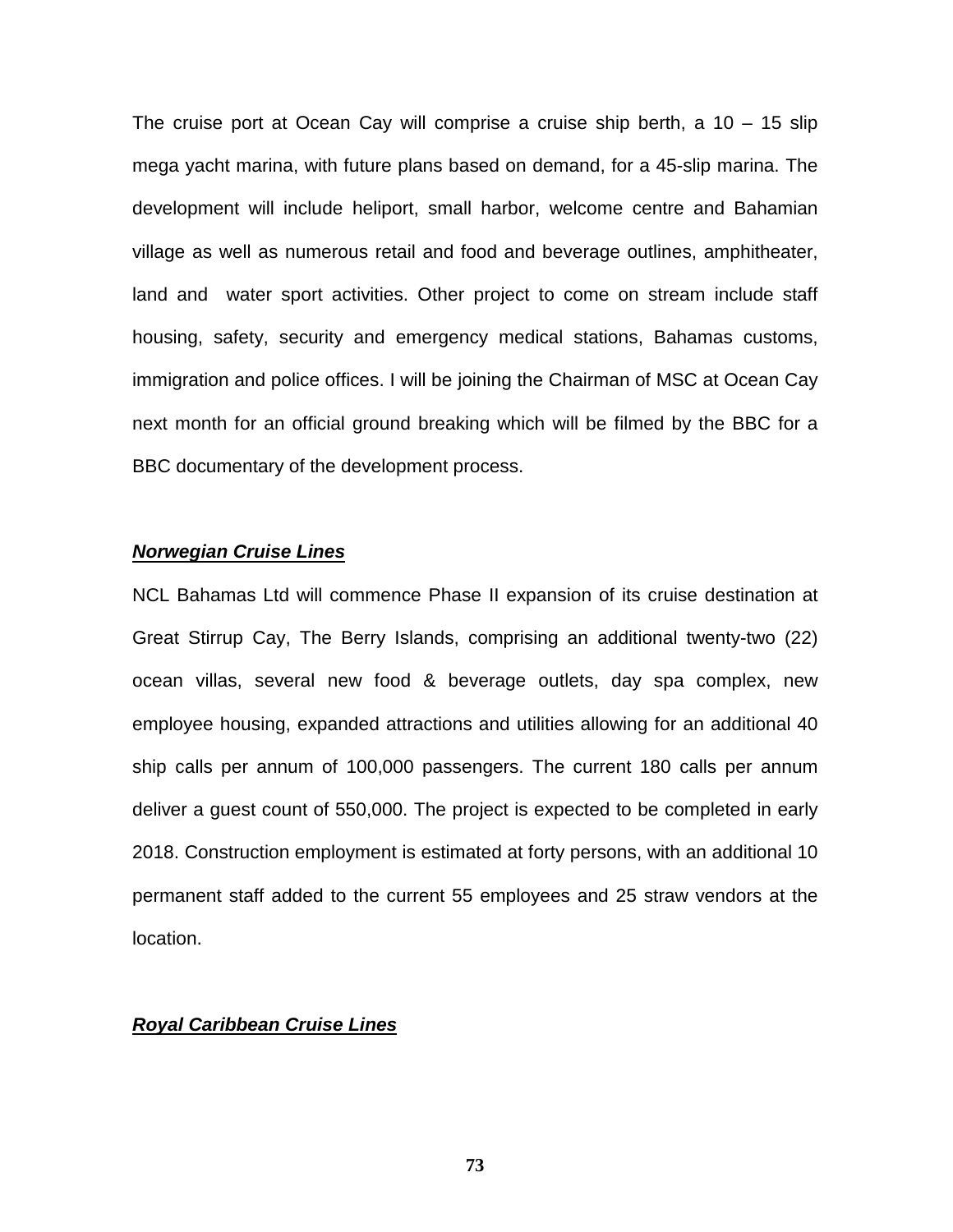The cruise port at Ocean Cay will comprise a cruise ship berth, a 10 – 15 slip mega yacht marina, with future plans based on demand, for a 45-slip marina. The development will include heliport, small harbor, welcome centre and Bahamian village as well as numerous retail and food and beverage outlines, amphitheater, land and water sport activities. Other project to come on stream include staff housing, safety, security and emergency medical stations, Bahamas customs, immigration and police offices. I will be joining the Chairman of MSC at Ocean Cay next month for an official ground breaking which will be filmed by the BBC for a BBC documentary of the development process.

***Norwegian Cruise Lines***

NCL Bahamas Ltd will commence Phase II expansion of its cruise destination at Great Stirrup Cay, The Berry Islands, comprising an additional twenty-two (22) ocean villas, several new food & beverage outlets, day spa complex, new employee housing, expanded attractions and utilities allowing for an additional 40 ship calls per annum of 100,000 passengers. The current 180 calls per annum deliver a guest count of 550,000. The project is expected to be completed in early 2018. Construction employment is estimated at forty persons, with an additional 10 permanent staff added to the current 55 employees and 25 straw vendors at the location.

***Royal Caribbean Cruise Lines***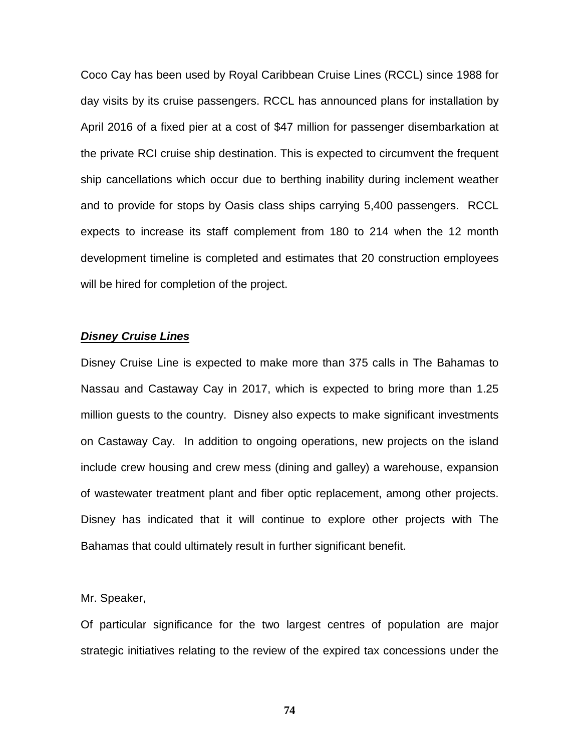Coco Cay has been used by Royal Caribbean Cruise Lines (RCCL) since 1988 for day visits by its cruise passengers. RCCL has announced plans for installation by April 2016 of a fixed pier at a cost of $47 million for passenger disembarkation at the private RCI cruise ship destination. This is expected to circumvent the frequent ship cancellations which occur due to berthing inability during inclement weather and to provide for stops by Oasis class ships carrying 5,400 passengers. RCCL expects to increase its staff complement from 180 to 214 when the 12 month development timeline is completed and estimates that 20 construction employees will be hired for completion of the project.

***Disney Cruise Lines***

Disney Cruise Line is expected to make more than 375 calls in The Bahamas to Nassau and Castaway Cay in 2017, which is expected to bring more than 1.25 million guests to the country. Disney also expects to make significant investments on Castaway Cay. In addition to ongoing operations, new projects on the island include crew housing and crew mess (dining and galley) a warehouse, expansion of wastewater treatment plant and fiber optic replacement, among other projects. Disney has indicated that it will continue to explore other projects with The Bahamas that could ultimately result in further significant benefit.

Mr. Speaker,

Of particular significance for the two largest centres of population are major strategic initiatives relating to the review of the expired tax concessions under the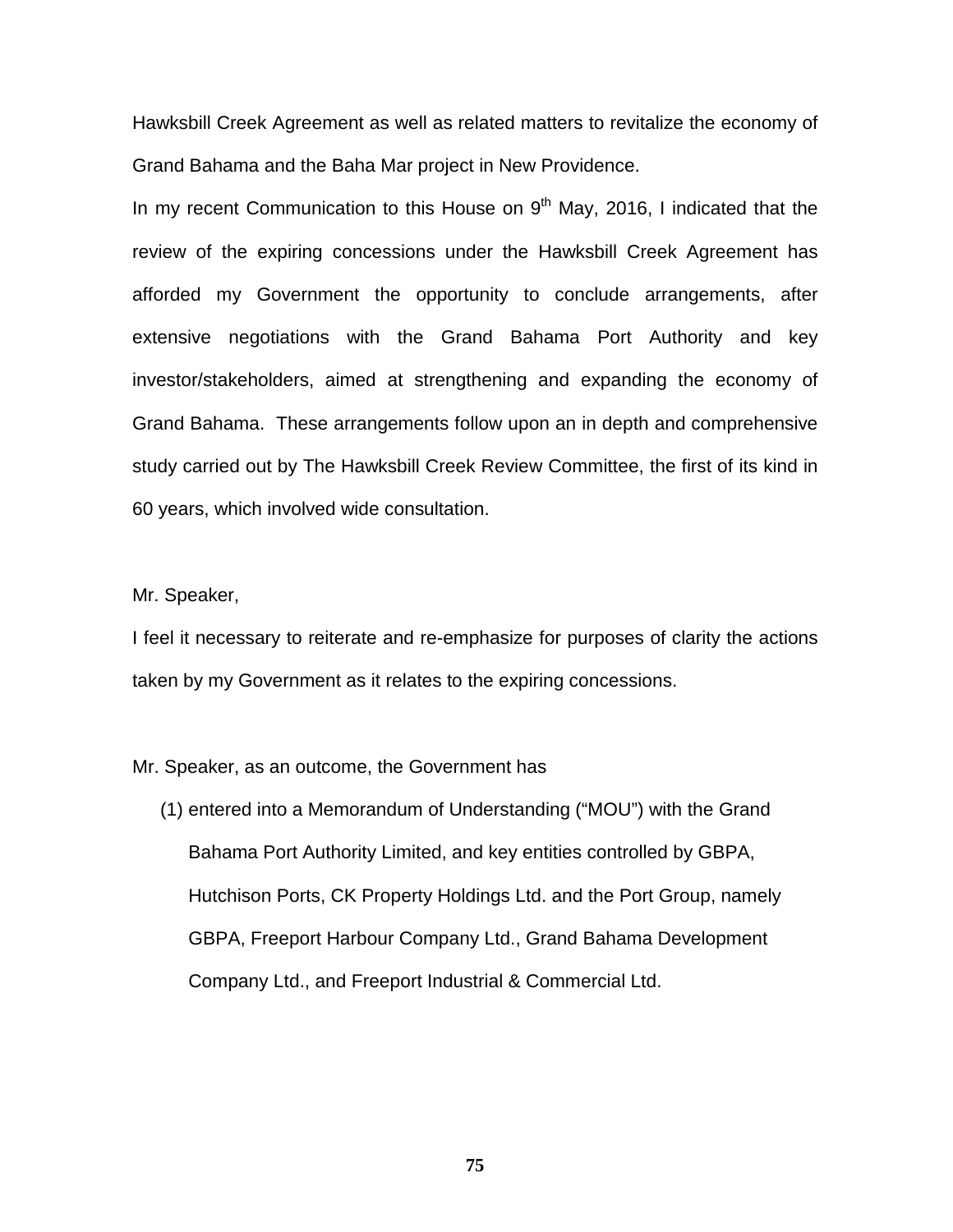Hawksbill Creek Agreement as well as related matters to revitalize the economy of Grand Bahama and the Baha Mar project in New Providence.

In my recent Communication to this House on 9th May, 2016, I indicated that the review of the expiring concessions under the Hawksbill Creek Agreement has afforded my Government the opportunity to conclude arrangements, after extensive negotiations with the Grand Bahama Port Authority and key investor/stakeholders, aimed at strengthening and expanding the economy of Grand Bahama. These arrangements follow upon an in depth and comprehensive study carried out by The Hawksbill Creek Review Committee, the first of its kind in 60 years, which involved wide consultation.

Mr. Speaker,

I feel it necessary to reiterate and re-emphasize for purposes of clarity the actions taken by my Government as it relates to the expiring concessions.

Mr. Speaker, as an outcome, the Government has

(1) entered into a Memorandum of Understanding ("MOU") with the Grand Bahama Port Authority Limited, and key entities controlled by GBPA, Hutchison Ports, CK Property Holdings Ltd. and the Port Group, namely GBPA, Freeport Harbour Company Ltd., Grand Bahama Development Company Ltd., and Freeport Industrial & Commercial Ltd.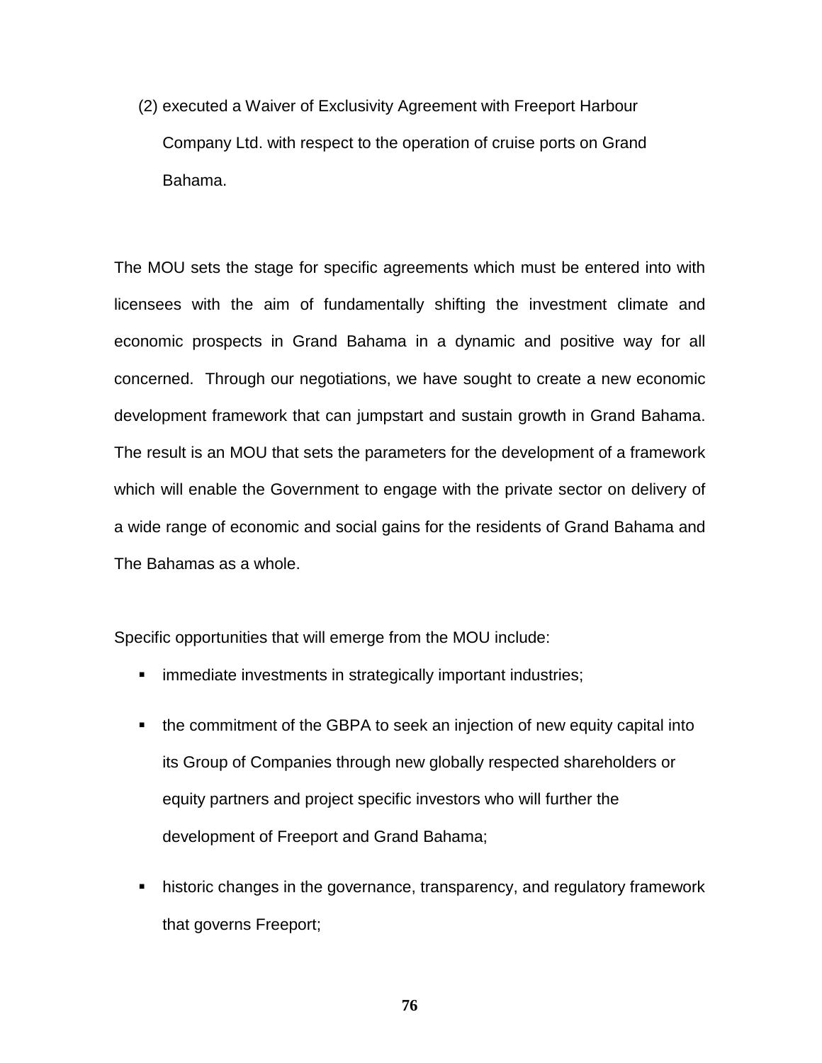(2) executed a Waiver of Exclusivity Agreement with Freeport Harbour Company Ltd. with respect to the operation of cruise ports on Grand Bahama.

The MOU sets the stage for specific agreements which must be entered into with licensees with the aim of fundamentally shifting the investment climate and economic prospects in Grand Bahama in a dynamic and positive way for all concerned. Through our negotiations, we have sought to create a new economic development framework that can jumpstart and sustain growth in Grand Bahama. The result is an MOU that sets the parameters for the development of a framework which will enable the Government to engage with the private sector on delivery of a wide range of economic and social gains for the residents of Grand Bahama and The Bahamas as a whole.

Specific opportunities that will emerge from the MOU include:

- immediate investments in strategically important industries;
- the commitment of the GBPA to seek an injection of new equity capital into its Group of Companies through new globally respected shareholders or equity partners and project specific investors who will further the development of Freeport and Grand Bahama;
- historic changes in the governance, transparency, and regulatory framework that governs Freeport;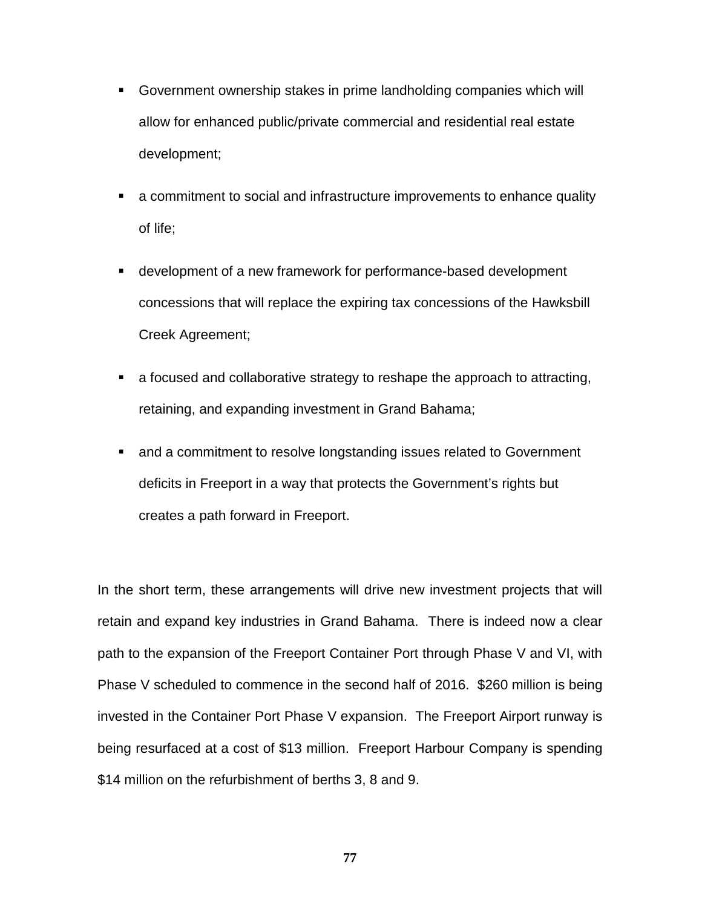- Government ownership stakes in prime landholding companies which will allow for enhanced public/private commercial and residential real estate development;
- a commitment to social and infrastructure improvements to enhance quality of life;
- development of a new framework for performance-based development concessions that will replace the expiring tax concessions of the Hawksbill Creek Agreement;
- a focused and collaborative strategy to reshape the approach to attracting, retaining, and expanding investment in Grand Bahama;
- and a commitment to resolve longstanding issues related to Government deficits in Freeport in a way that protects the Government's rights but creates a path forward in Freeport.

In the short term, these arrangements will drive new investment projects that will retain and expand key industries in Grand Bahama. There is indeed now a clear path to the expansion of the Freeport Container Port through Phase V and VI, with Phase V scheduled to commence in the second half of 2016. $260 million is being invested in the Container Port Phase V expansion. The Freeport Airport runway is being resurfaced at a cost of $13 million. Freeport Harbour Company is spending $14 million on the refurbishment of berths 3, 8 and 9.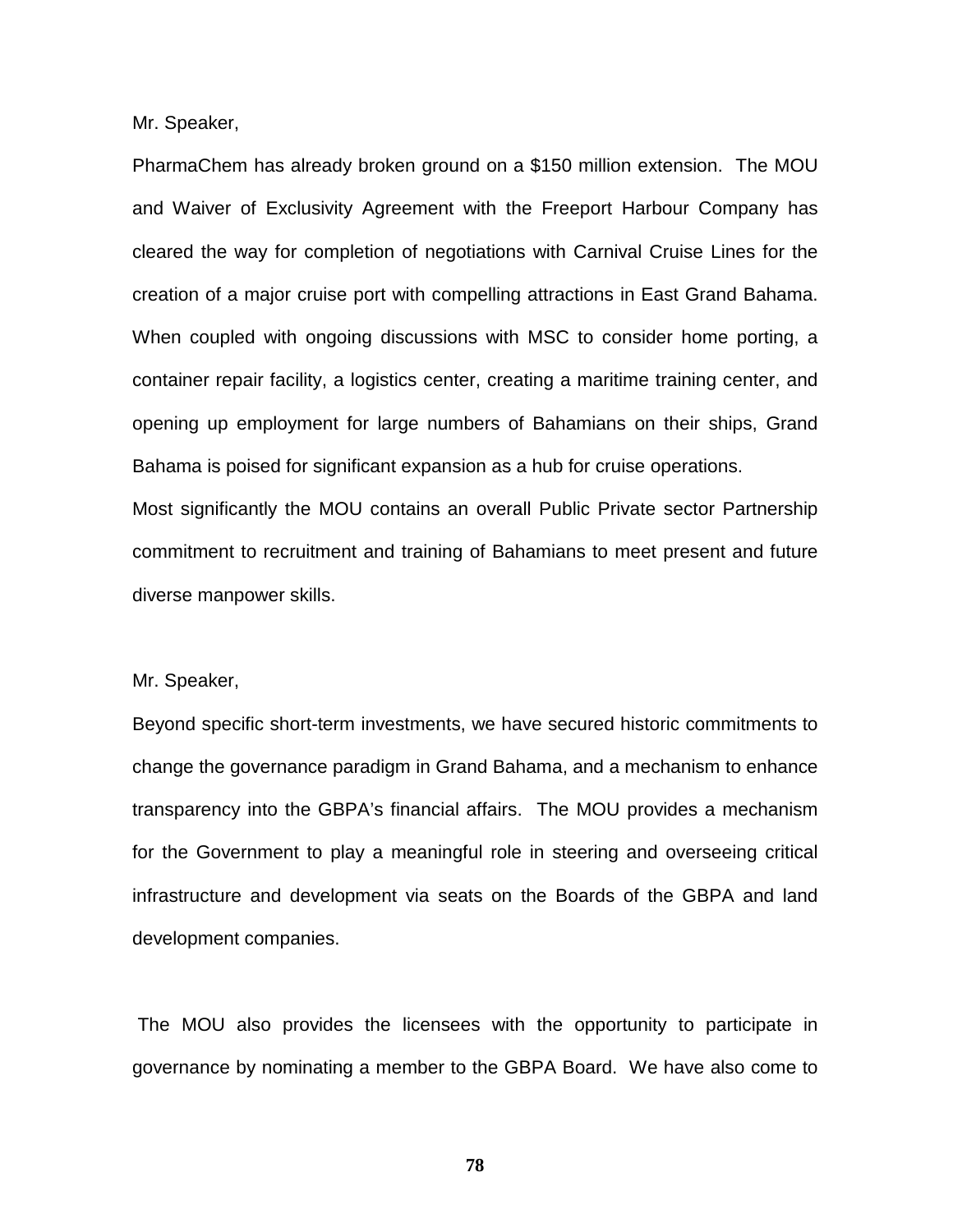Mr. Speaker,

PharmaChem has already broken ground on a $150 million extension. The MOU and Waiver of Exclusivity Agreement with the Freeport Harbour Company has cleared the way for completion of negotiations with Carnival Cruise Lines for the creation of a major cruise port with compelling attractions in East Grand Bahama. When coupled with ongoing discussions with MSC to consider home porting, a container repair facility, a logistics center, creating a maritime training center, and opening up employment for large numbers of Bahamians on their ships, Grand Bahama is poised for significant expansion as a hub for cruise operations.

Most significantly the MOU contains an overall Public Private sector Partnership commitment to recruitment and training of Bahamians to meet present and future diverse manpower skills.

Mr. Speaker,

Beyond specific short-term investments, we have secured historic commitments to change the governance paradigm in Grand Bahama, and a mechanism to enhance transparency into the GBPA's financial affairs. The MOU provides a mechanism for the Government to play a meaningful role in steering and overseeing critical infrastructure and development via seats on the Boards of the GBPA and land development companies.

The MOU also provides the licensees with the opportunity to participate in governance by nominating a member to the GBPA Board. We have also come to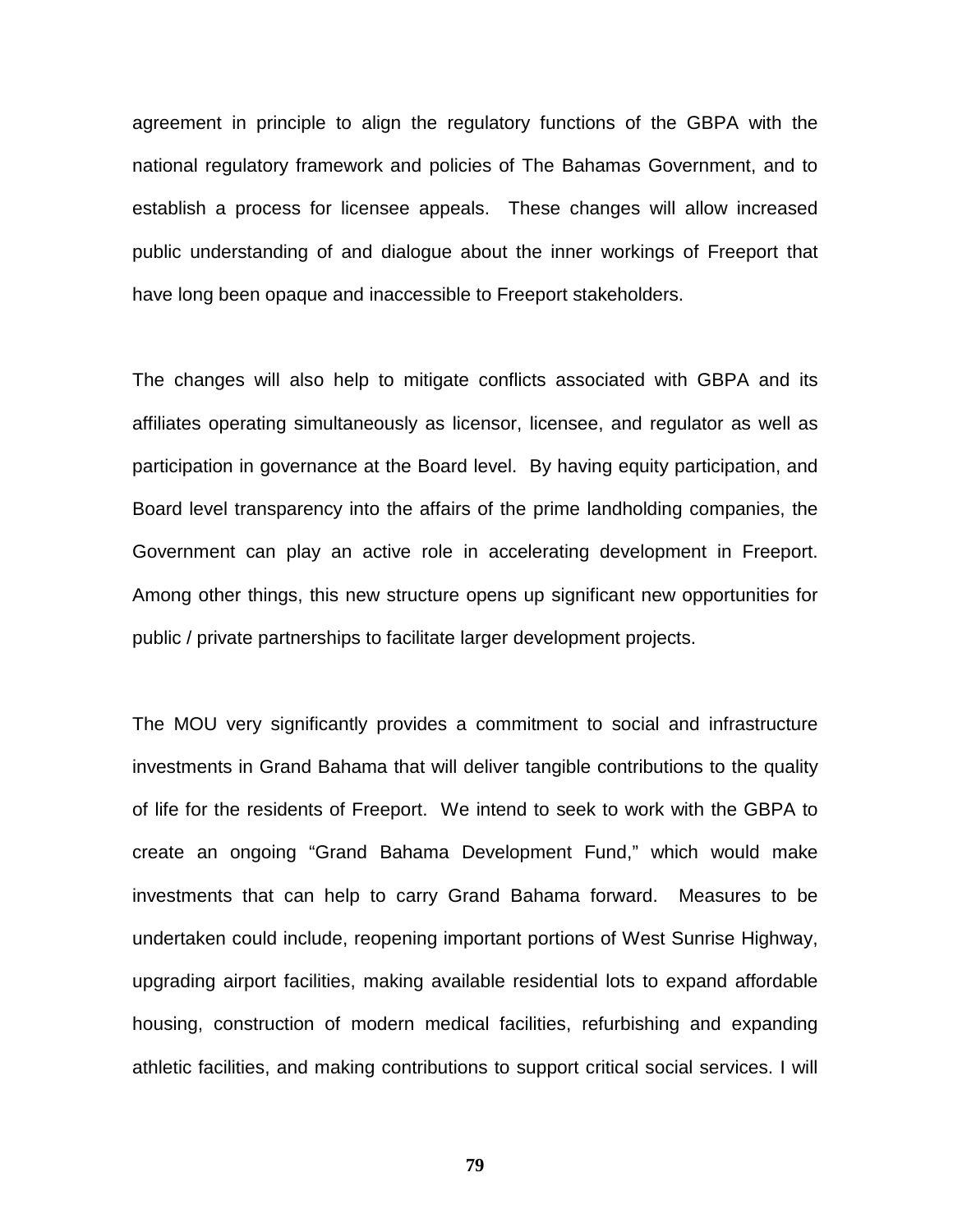agreement in principle to align the regulatory functions of the GBPA with the national regulatory framework and policies of The Bahamas Government, and to establish a process for licensee appeals. These changes will allow increased public understanding of and dialogue about the inner workings of Freeport that have long been opaque and inaccessible to Freeport stakeholders.

The changes will also help to mitigate conflicts associated with GBPA and its affiliates operating simultaneously as licensor, licensee, and regulator as well as participation in governance at the Board level. By having equity participation, and Board level transparency into the affairs of the prime landholding companies, the Government can play an active role in accelerating development in Freeport. Among other things, this new structure opens up significant new opportunities for public / private partnerships to facilitate larger development projects.

The MOU very significantly provides a commitment to social and infrastructure investments in Grand Bahama that will deliver tangible contributions to the quality of life for the residents of Freeport. We intend to seek to work with the GBPA to create an ongoing "Grand Bahama Development Fund," which would make investments that can help to carry Grand Bahama forward. Measures to be undertaken could include, reopening important portions of West Sunrise Highway, upgrading airport facilities, making available residential lots to expand affordable housing, construction of modern medical facilities, refurbishing and expanding athletic facilities, and making contributions to support critical social services. I will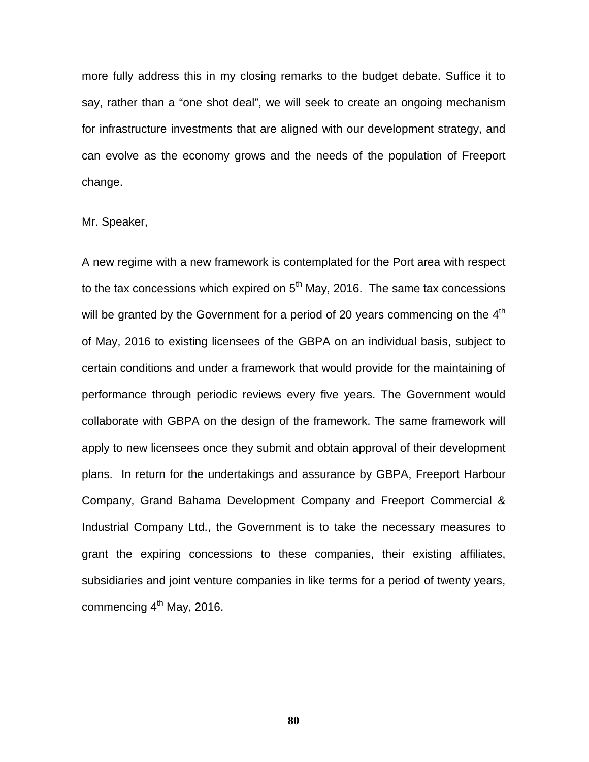more fully address this in my closing remarks to the budget debate. Suffice it to say, rather than a "one shot deal", we will seek to create an ongoing mechanism for infrastructure investments that are aligned with our development strategy, and can evolve as the economy grows and the needs of the population of Freeport change.

Mr. Speaker,

A new regime with a new framework is contemplated for the Port area with respect to the tax concessions which expired on 5th May, 2016. The same tax concessions will be granted by the Government for a period of 20 years commencing on the 4th of May, 2016 to existing licensees of the GBPA on an individual basis, subject to certain conditions and under a framework that would provide for the maintaining of performance through periodic reviews every five years. The Government would collaborate with GBPA on the design of the framework. The same framework will apply to new licensees once they submit and obtain approval of their development plans. In return for the undertakings and assurance by GBPA, Freeport Harbour Company, Grand Bahama Development Company and Freeport Commercial & Industrial Company Ltd., the Government is to take the necessary measures to grant the expiring concessions to these companies, their existing affiliates, subsidiaries and joint venture companies in like terms for a period of twenty years, commencing 4th May, 2016.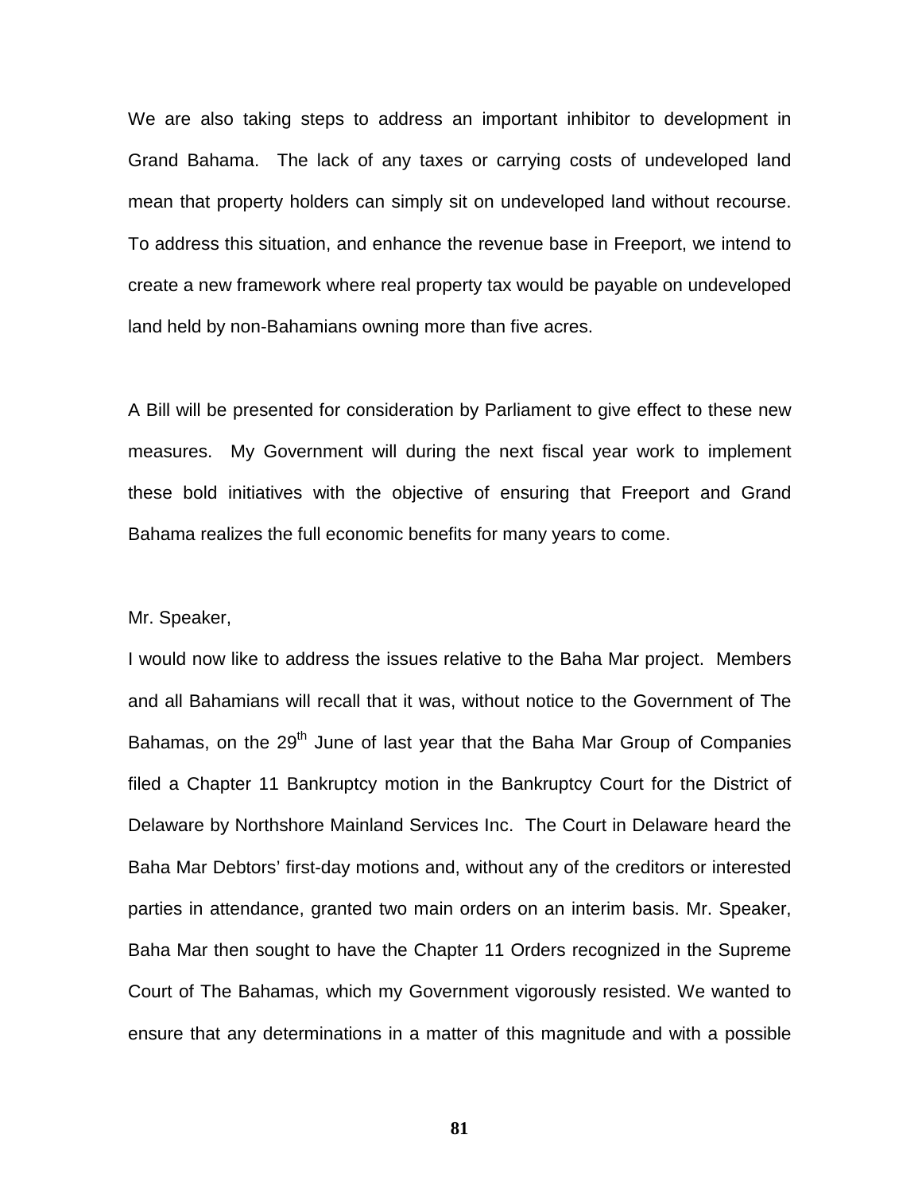We are also taking steps to address an important inhibitor to development in Grand Bahama. The lack of any taxes or carrying costs of undeveloped land mean that property holders can simply sit on undeveloped land without recourse. To address this situation, and enhance the revenue base in Freeport, we intend to create a new framework where real property tax would be payable on undeveloped land held by non-Bahamians owning more than five acres.

A Bill will be presented for consideration by Parliament to give effect to these new measures. My Government will during the next fiscal year work to implement these bold initiatives with the objective of ensuring that Freeport and Grand Bahama realizes the full economic benefits for many years to come.

Mr. Speaker,

I would now like to address the issues relative to the Baha Mar project. Members and all Bahamians will recall that it was, without notice to the Government of The Bahamas, on the 29th June of last year that the Baha Mar Group of Companies filed a Chapter 11 Bankruptcy motion in the Bankruptcy Court for the District of Delaware by Northshore Mainland Services Inc. The Court in Delaware heard the Baha Mar Debtors' first-day motions and, without any of the creditors or interested parties in attendance, granted two main orders on an interim basis. Mr. Speaker, Baha Mar then sought to have the Chapter 11 Orders recognized in the Supreme Court of The Bahamas, which my Government vigorously resisted. We wanted to ensure that any determinations in a matter of this magnitude and with a possible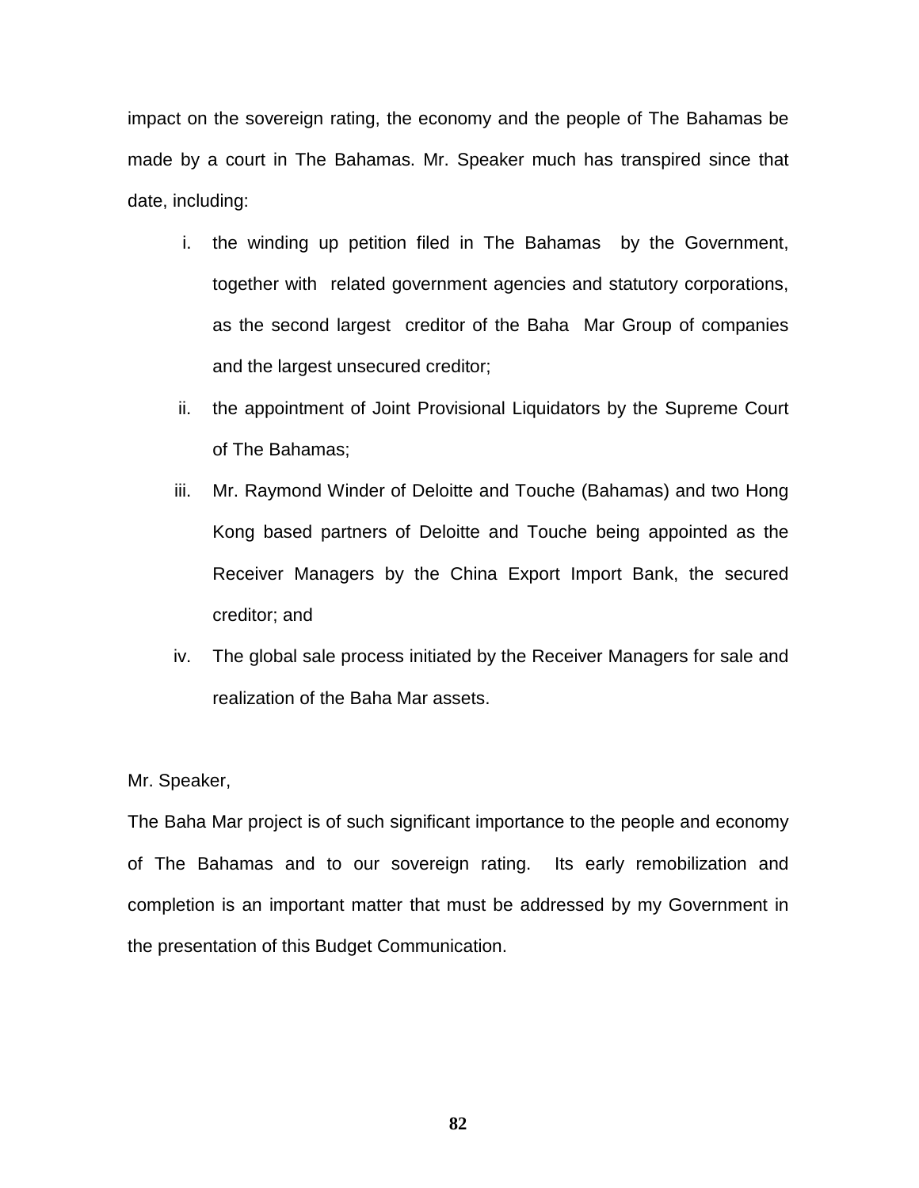impact on the sovereign rating, the economy and the people of The Bahamas be made by a court in The Bahamas. Mr. Speaker much has transpired since that date, including:

i. the winding up petition filed in The Bahamas by the Government, together with related government agencies and statutory corporations, as the second largest creditor of the Baha Mar Group of companies and the largest unsecured creditor;

ii. the appointment of Joint Provisional Liquidators by the Supreme Court of The Bahamas;

iii. Mr. Raymond Winder of Deloitte and Touche (Bahamas) and two Hong Kong based partners of Deloitte and Touche being appointed as the Receiver Managers by the China Export Import Bank, the secured creditor; and

iv. The global sale process initiated by the Receiver Managers for sale and realization of the Baha Mar assets.

Mr. Speaker,

The Baha Mar project is of such significant importance to the people and economy of The Bahamas and to our sovereign rating. Its early remobilization and completion is an important matter that must be addressed by my Government in the presentation of this Budget Communication.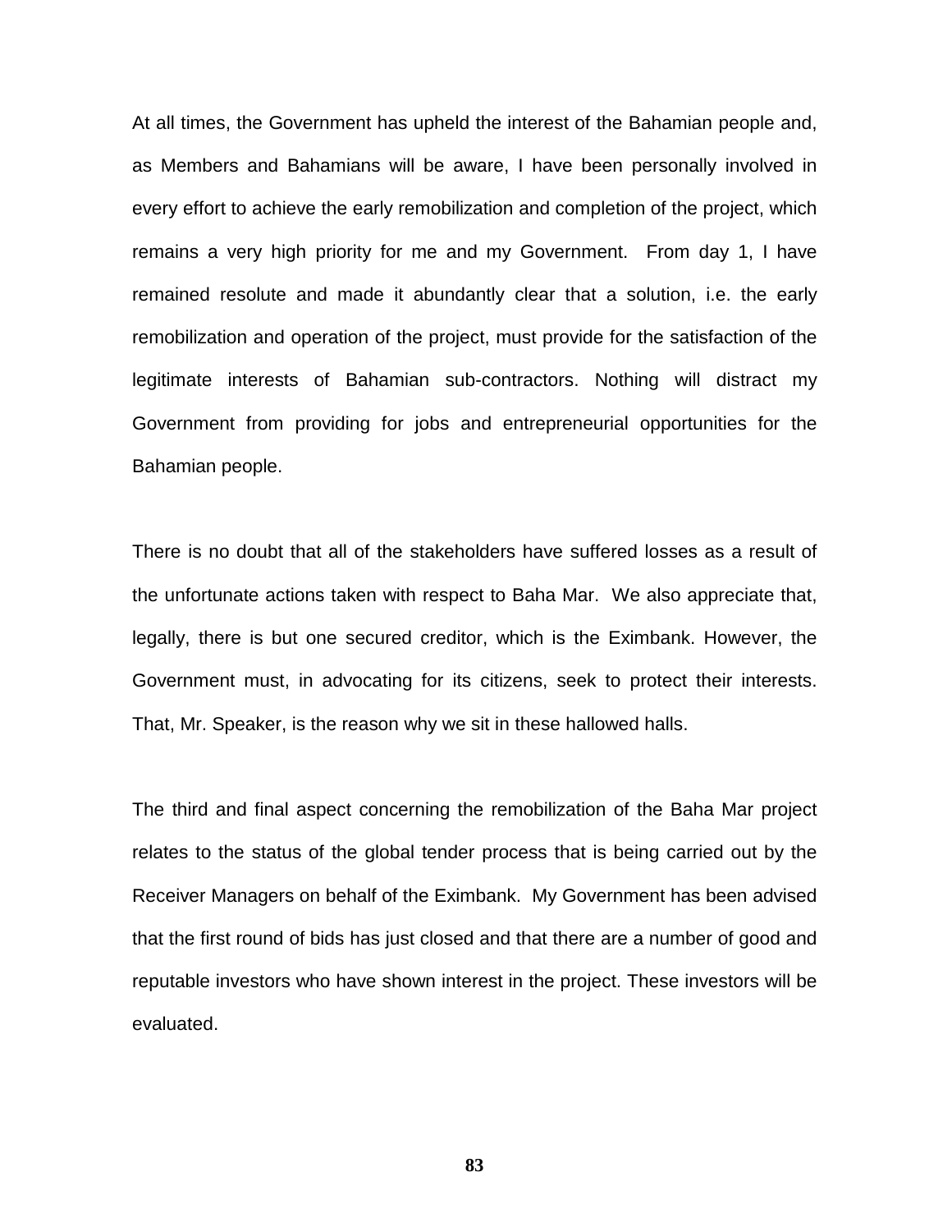At all times, the Government has upheld the interest of the Bahamian people and, as Members and Bahamians will be aware, I have been personally involved in every effort to achieve the early remobilization and completion of the project, which remains a very high priority for me and my Government. From day 1, I have remained resolute and made it abundantly clear that a solution, i.e. the early remobilization and operation of the project, must provide for the satisfaction of the legitimate interests of Bahamian sub-contractors. Nothing will distract my Government from providing for jobs and entrepreneurial opportunities for the Bahamian people.

There is no doubt that all of the stakeholders have suffered losses as a result of the unfortunate actions taken with respect to Baha Mar. We also appreciate that, legally, there is but one secured creditor, which is the Eximbank. However, the Government must, in advocating for its citizens, seek to protect their interests. That, Mr. Speaker, is the reason why we sit in these hallowed halls.

The third and final aspect concerning the remobilization of the Baha Mar project relates to the status of the global tender process that is being carried out by the Receiver Managers on behalf of the Eximbank. My Government has been advised that the first round of bids has just closed and that there are a number of good and reputable investors who have shown interest in the project. These investors will be evaluated.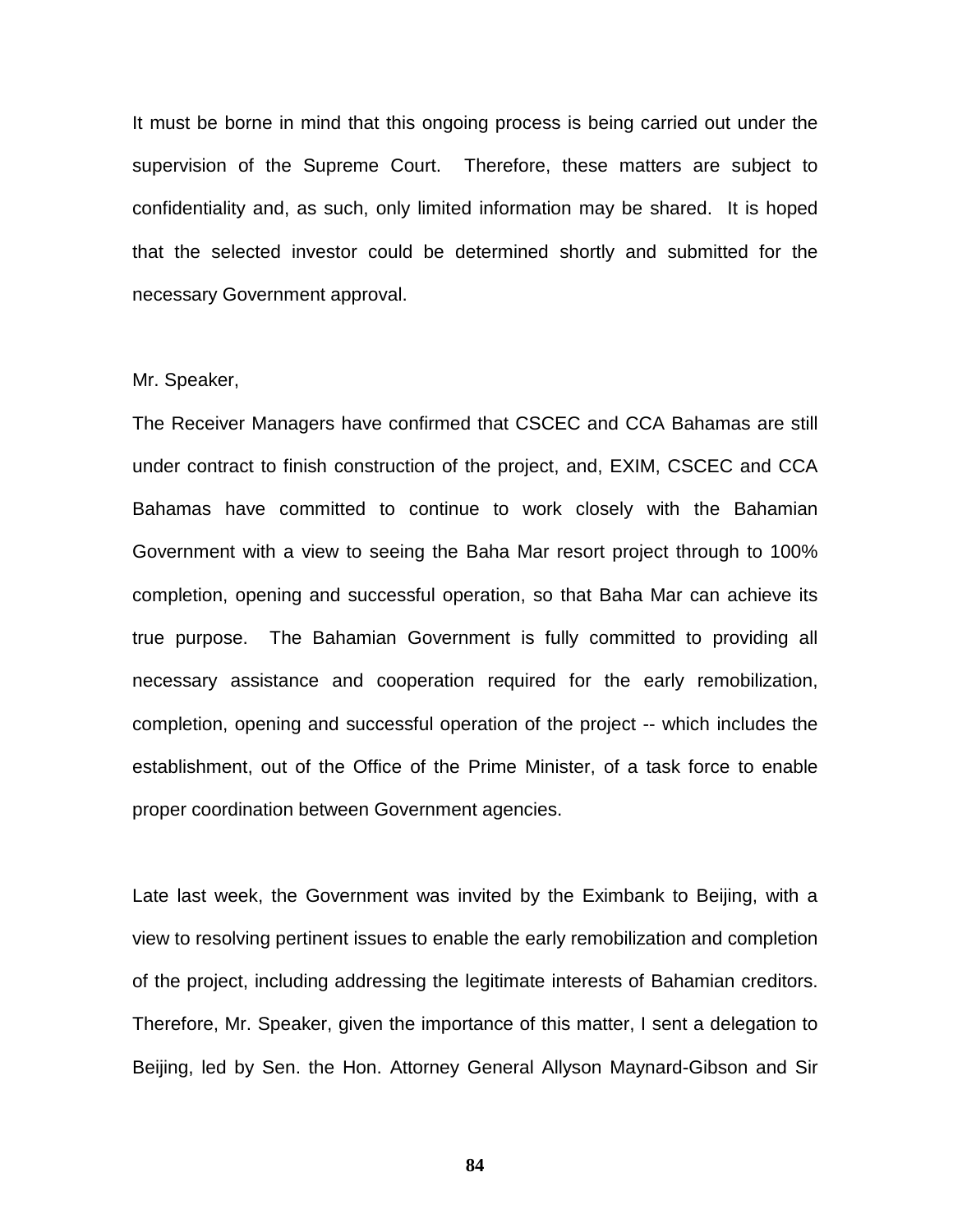It must be borne in mind that this ongoing process is being carried out under the supervision of the Supreme Court. Therefore, these matters are subject to confidentiality and, as such, only limited information may be shared. It is hoped that the selected investor could be determined shortly and submitted for the necessary Government approval.

Mr. Speaker,

The Receiver Managers have confirmed that CSCEC and CCA Bahamas are still under contract to finish construction of the project, and, EXIM, CSCEC and CCA Bahamas have committed to continue to work closely with the Bahamian Government with a view to seeing the Baha Mar resort project through to 100% completion, opening and successful operation, so that Baha Mar can achieve its true purpose. The Bahamian Government is fully committed to providing all necessary assistance and cooperation required for the early remobilization, completion, opening and successful operation of the project -- which includes the establishment, out of the Office of the Prime Minister, of a task force to enable proper coordination between Government agencies.

Late last week, the Government was invited by the Eximbank to Beijing, with a view to resolving pertinent issues to enable the early remobilization and completion of the project, including addressing the legitimate interests of Bahamian creditors. Therefore, Mr. Speaker, given the importance of this matter, I sent a delegation to Beijing, led by Sen. the Hon. Attorney General Allyson Maynard-Gibson and Sir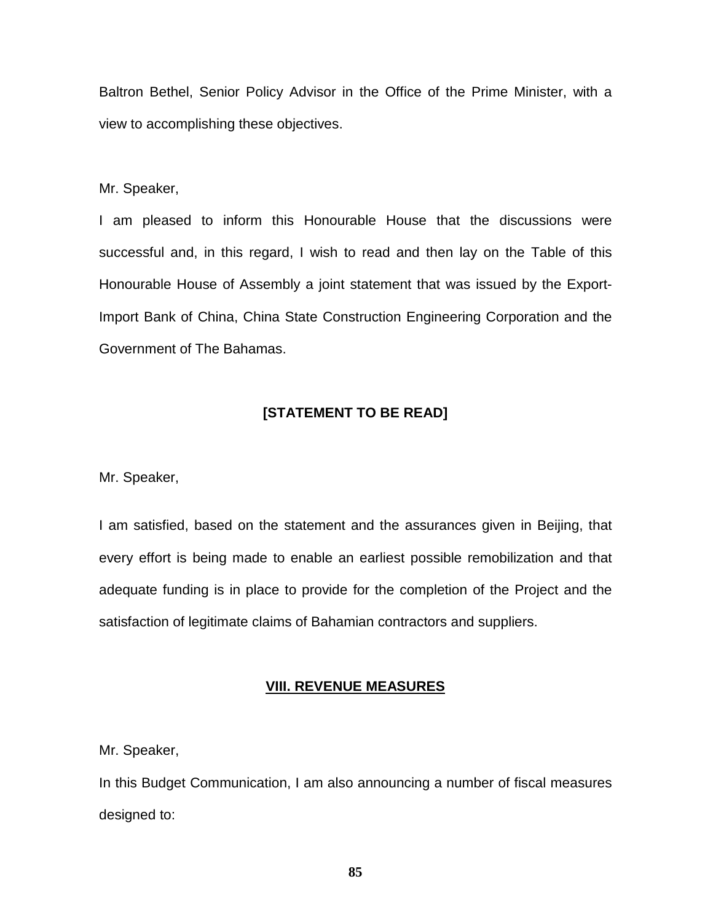Baltron Bethel, Senior Policy Advisor in the Office of the Prime Minister, with a view to accomplishing these objectives.

Mr. Speaker,

I am pleased to inform this Honourable House that the discussions were successful and, in this regard, I wish to read and then lay on the Table of this Honourable House of Assembly a joint statement that was issued by the Export-Import Bank of China, China State Construction Engineering Corporation and the Government of The Bahamas.

**[STATEMENT TO BE READ]**

Mr. Speaker,

I am satisfied, based on the statement and the assurances given in Beijing, that every effort is being made to enable an earliest possible remobilization and that adequate funding is in place to provide for the completion of the Project and the satisfaction of legitimate claims of Bahamian contractors and suppliers.

## VIII. REVENUE MEASURES

Mr. Speaker,

In this Budget Communication, I am also announcing a number of fiscal measures designed to: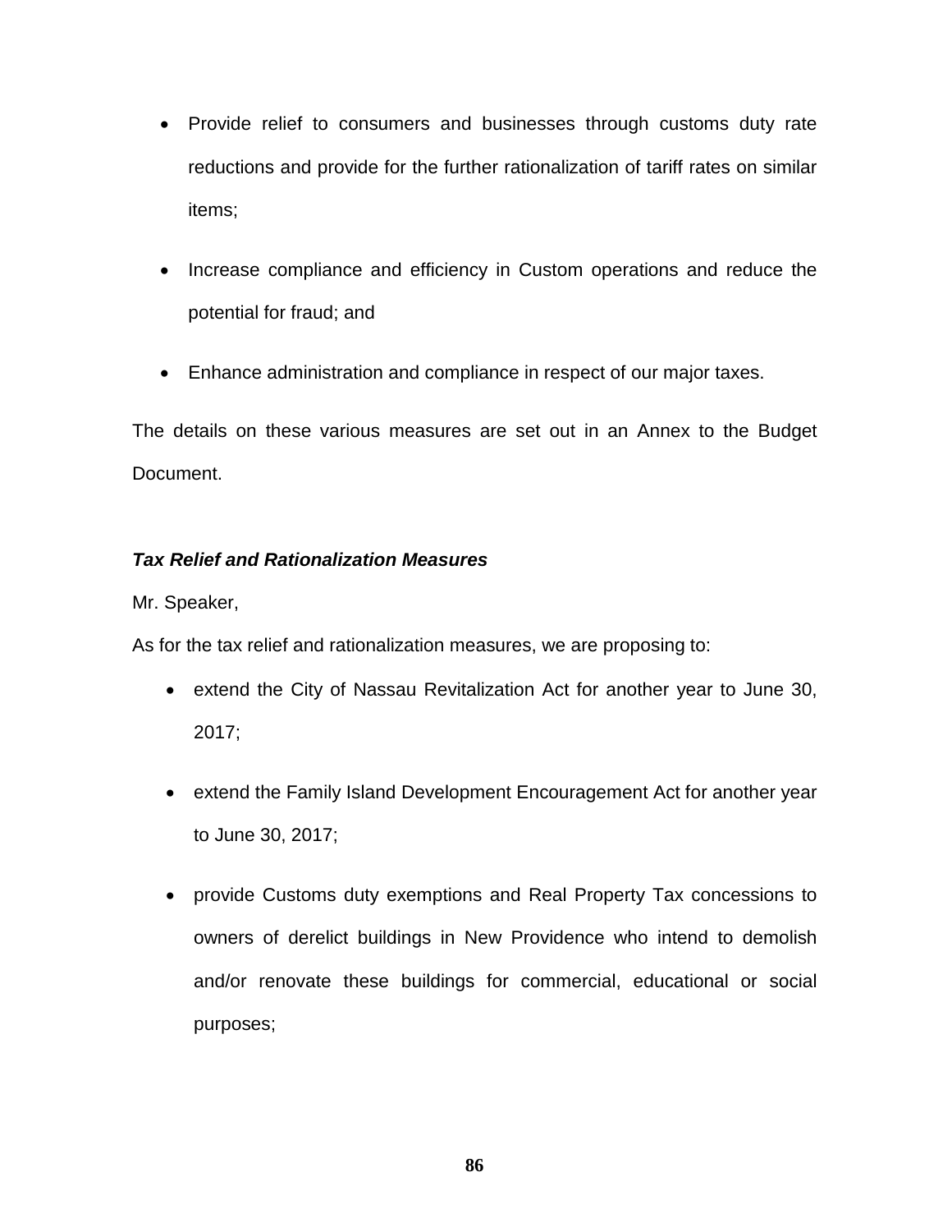- Provide relief to consumers and businesses through customs duty rate reductions and provide for the further rationalization of tariff rates on similar items;

- Increase compliance and efficiency in Custom operations and reduce the potential for fraud; and

- Enhance administration and compliance in respect of our major taxes.

The details on these various measures are set out in an Annex to the Budget Document.

***Tax Relief and Rationalization Measures***

Mr. Speaker,

As for the tax relief and rationalization measures, we are proposing to:

- extend the City of Nassau Revitalization Act for another year to June 30, 2017;

- extend the Family Island Development Encouragement Act for another year to June 30, 2017;

- provide Customs duty exemptions and Real Property Tax concessions to owners of derelict buildings in New Providence who intend to demolish and/or renovate these buildings for commercial, educational or social purposes;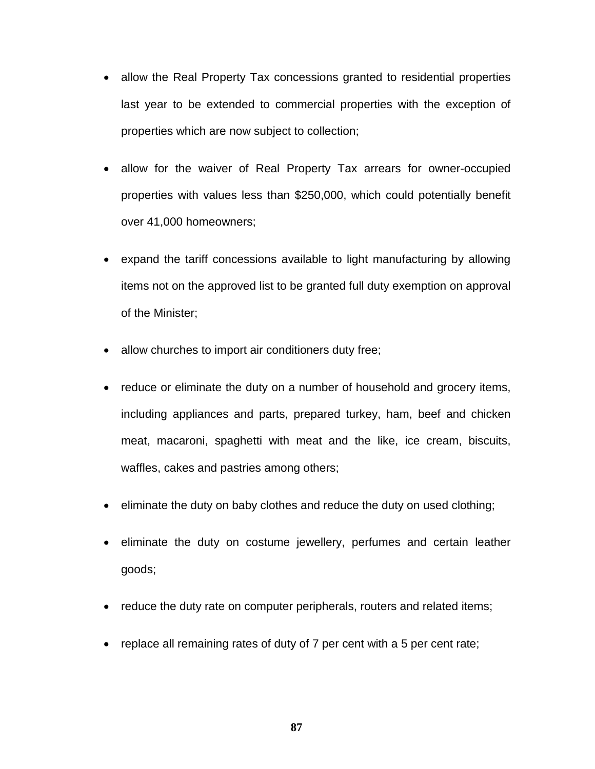- allow the Real Property Tax concessions granted to residential properties last year to be extended to commercial properties with the exception of properties which are now subject to collection;

- allow for the waiver of Real Property Tax arrears for owner-occupied properties with values less than $250,000, which could potentially benefit over 41,000 homeowners;

- expand the tariff concessions available to light manufacturing by allowing items not on the approved list to be granted full duty exemption on approval of the Minister;

- allow churches to import air conditioners duty free;

- reduce or eliminate the duty on a number of household and grocery items, including appliances and parts, prepared turkey, ham, beef and chicken meat, macaroni, spaghetti with meat and the like, ice cream, biscuits, waffles, cakes and pastries among others;

- eliminate the duty on baby clothes and reduce the duty on used clothing;

- eliminate the duty on costume jewellery, perfumes and certain leather goods;

- reduce the duty rate on computer peripherals, routers and related items;

- replace all remaining rates of duty of 7 per cent with a 5 per cent rate;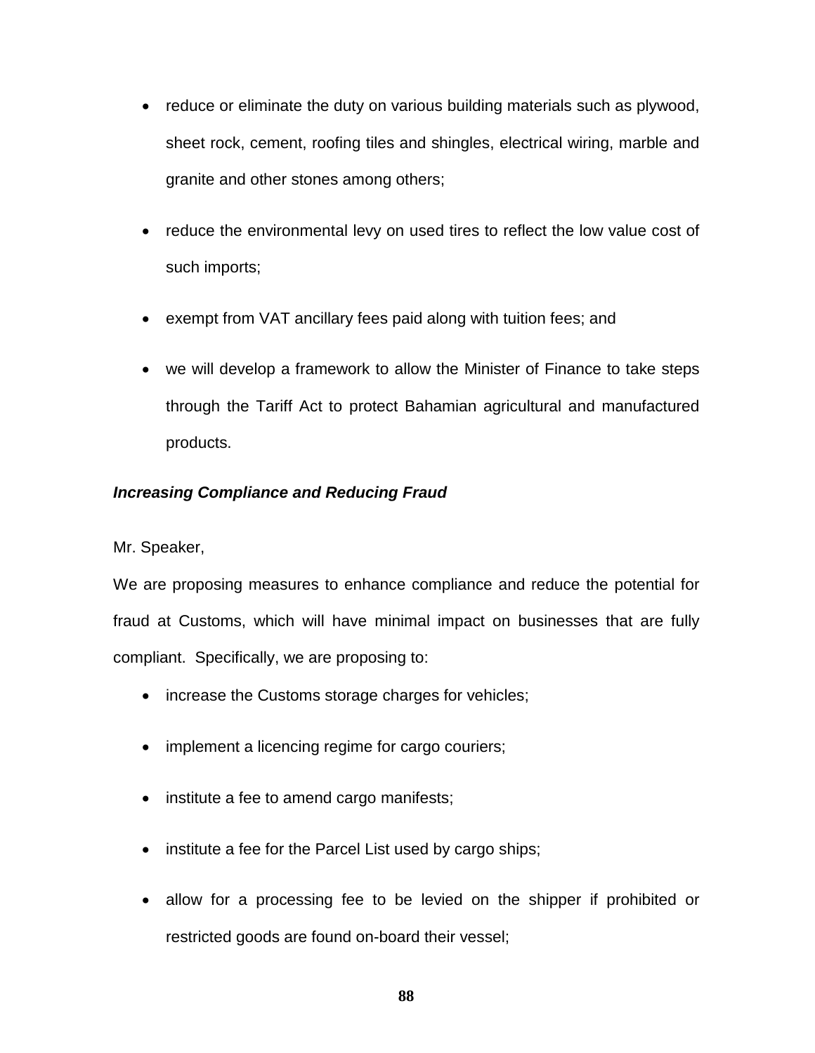- reduce or eliminate the duty on various building materials such as plywood, sheet rock, cement, roofing tiles and shingles, electrical wiring, marble and granite and other stones among others;
- reduce the environmental levy on used tires to reflect the low value cost of such imports;
- exempt from VAT ancillary fees paid along with tuition fees; and
- we will develop a framework to allow the Minister of Finance to take steps through the Tariff Act to protect Bahamian agricultural and manufactured products.

***Increasing Compliance and Reducing Fraud***

Mr. Speaker,

We are proposing measures to enhance compliance and reduce the potential for fraud at Customs, which will have minimal impact on businesses that are fully compliant. Specifically, we are proposing to:

- increase the Customs storage charges for vehicles;
- implement a licencing regime for cargo couriers;
- institute a fee to amend cargo manifests;
- institute a fee for the Parcel List used by cargo ships;
- allow for a processing fee to be levied on the shipper if prohibited or restricted goods are found on-board their vessel;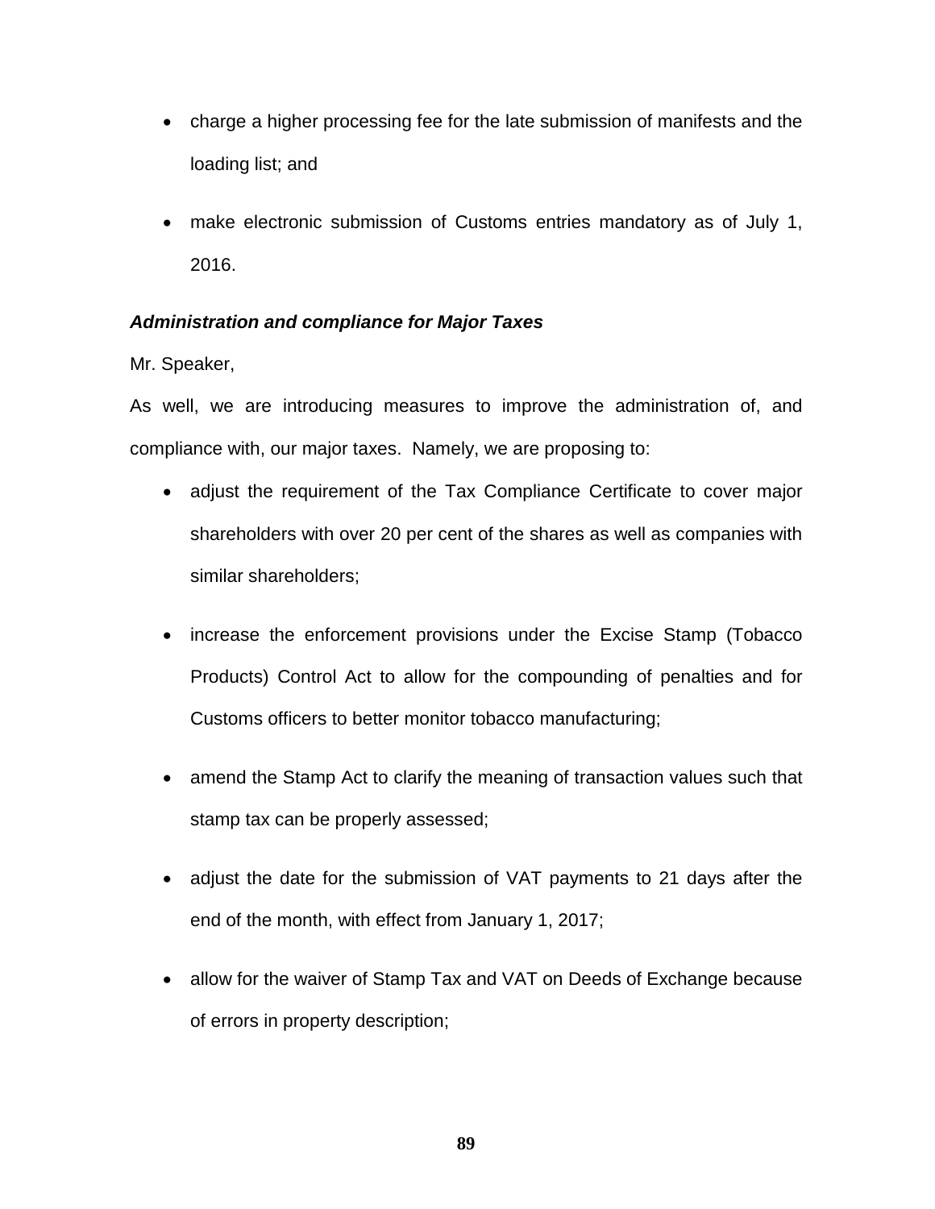- charge a higher processing fee for the late submission of manifests and the loading list; and

- make electronic submission of Customs entries mandatory as of July 1, 2016.

***Administration and compliance for Major Taxes***

Mr. Speaker,

As well, we are introducing measures to improve the administration of, and compliance with, our major taxes. Namely, we are proposing to:

- adjust the requirement of the Tax Compliance Certificate to cover major shareholders with over 20 per cent of the shares as well as companies with similar shareholders;

- increase the enforcement provisions under the Excise Stamp (Tobacco Products) Control Act to allow for the compounding of penalties and for Customs officers to better monitor tobacco manufacturing;

- amend the Stamp Act to clarify the meaning of transaction values such that stamp tax can be properly assessed;

- adjust the date for the submission of VAT payments to 21 days after the end of the month, with effect from January 1, 2017;

- allow for the waiver of Stamp Tax and VAT on Deeds of Exchange because of errors in property description;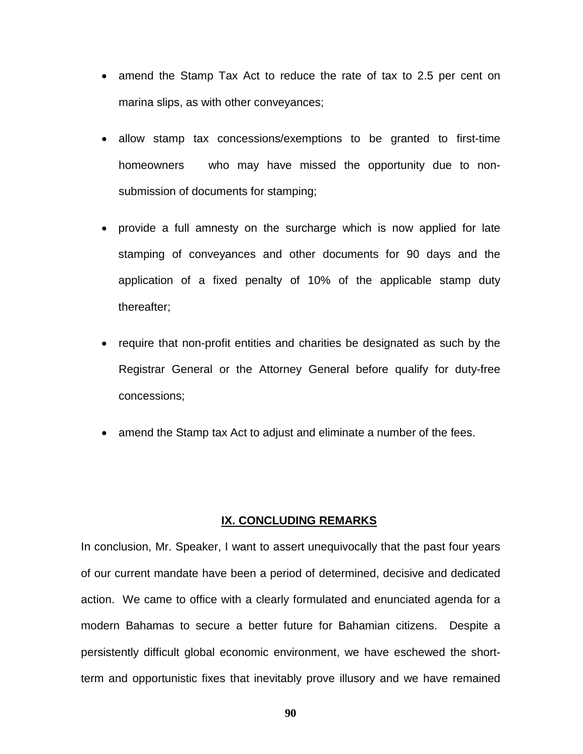- amend the Stamp Tax Act to reduce the rate of tax to 2.5 per cent on marina slips, as with other conveyances;
- allow stamp tax concessions/exemptions to be granted to first-time homeowners who may have missed the opportunity due to non-submission of documents for stamping;
- provide a full amnesty on the surcharge which is now applied for late stamping of conveyances and other documents for 90 days and the application of a fixed penalty of 10% of the applicable stamp duty thereafter;
- require that non-profit entities and charities be designated as such by the Registrar General or the Attorney General before qualify for duty-free concessions;
- amend the Stamp tax Act to adjust and eliminate a number of the fees.

## IX. CONCLUDING REMARKS

In conclusion, Mr. Speaker, I want to assert unequivocally that the past four years of our current mandate have been a period of determined, decisive and dedicated action. We came to office with a clearly formulated and enunciated agenda for a modern Bahamas to secure a better future for Bahamian citizens. Despite a persistently difficult global economic environment, we have eschewed the short-term and opportunistic fixes that inevitably prove illusory and we have remained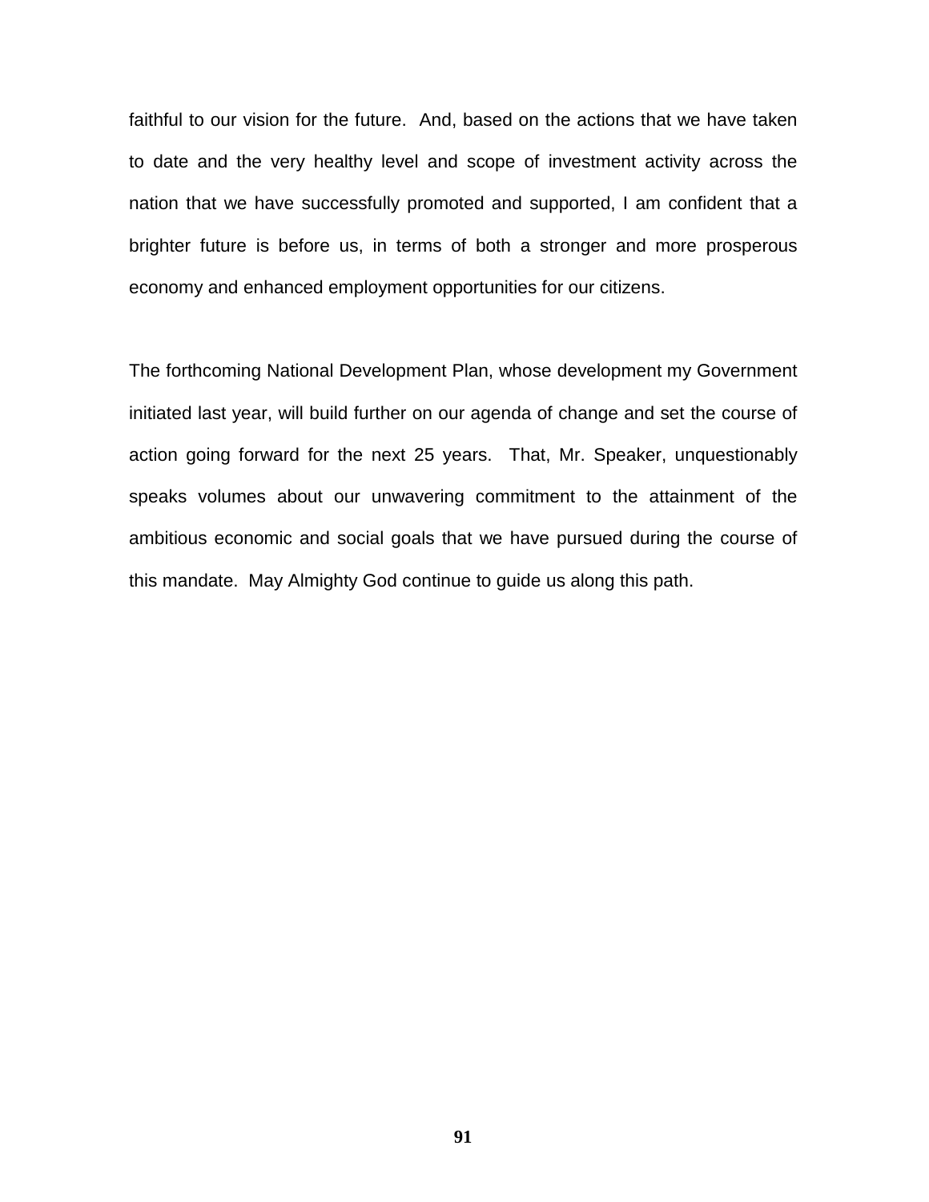faithful to our vision for the future. And, based on the actions that we have taken to date and the very healthy level and scope of investment activity across the nation that we have successfully promoted and supported, I am confident that a brighter future is before us, in terms of both a stronger and more prosperous economy and enhanced employment opportunities for our citizens.

The forthcoming National Development Plan, whose development my Government initiated last year, will build further on our agenda of change and set the course of action going forward for the next 25 years. That, Mr. Speaker, unquestionably speaks volumes about our unwavering commitment to the attainment of the ambitious economic and social goals that we have pursued during the course of this mandate. May Almighty God continue to guide us along this path.